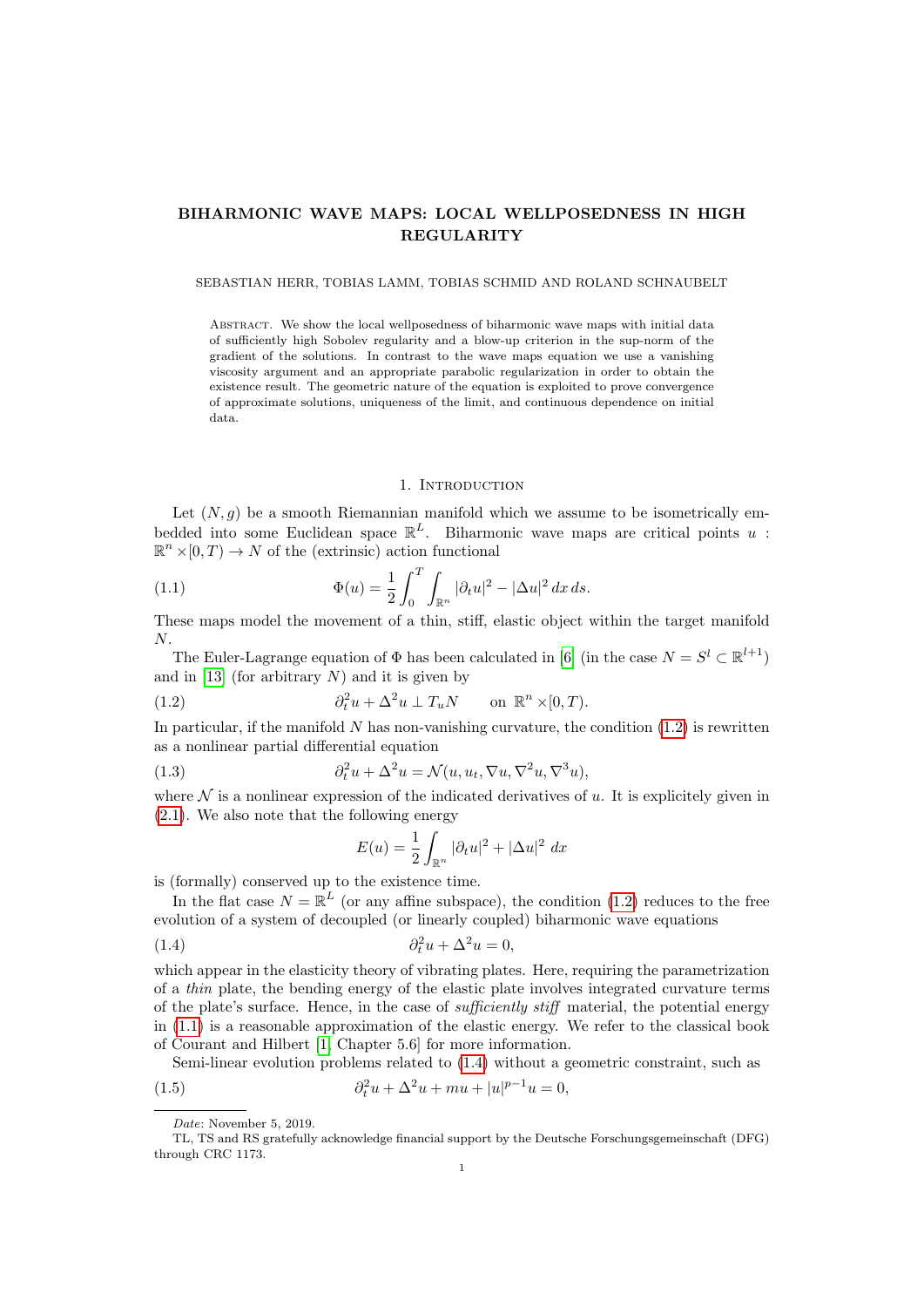# BIHARMONIC WAVE MAPS: LOCAL WELLPOSEDNESS IN HIGH REGULARITY

SEBASTIAN HERR, TOBIAS LAMM, TOBIAS SCHMID AND ROLAND SCHNAUBELT

Abstract. We show the local wellposedness of biharmonic wave maps with initial data of sufficiently high Sobolev regularity and a blow-up criterion in the sup-norm of the gradient of the solutions. In contrast to the wave maps equation we use a vanishing viscosity argument and an appropriate parabolic regularization in order to obtain the existence result. The geometric nature of the equation is exploited to prove convergence of approximate solutions, uniqueness of the limit, and continuous dependence on initial data.

## 1. Introduction

Let $(N, g)$ be a smooth Riemannian manifold which we assume to be isometrically embedded into some Euclidean space $\mathbb{R}^L$. Biharmonic wave maps are critical points $u : \mathbb{R}^n \times [0, T) \to N$ of the (extrinsic) action functional

$$\Phi(u) = \frac{1}{2} \int_0^T \int_{\mathbb{R}^n} |\partial_t u|^2 - |\Delta u|^2 \, dx \, ds. \tag{1.1}$$

These maps model the movement of a thin, stiff, elastic object within the target manifold $N$.

The Euler-Lagrange equation of $\Phi$ has been calculated in [6] (in the case $N = S^l \subset \mathbb{R}^{l+1}$) and in [13] (for arbitrary $N$) and it is given by

$$\partial_t^2 u + \Delta^2 u \perp T_u N \qquad \text{on } \mathbb{R}^n \times [0, T). \tag{1.2}$$

In particular, if the manifold $N$ has non-vanishing curvature, the condition (1.2) is rewritten as a nonlinear partial differential equation

$$\partial_t^2 u + \Delta^2 u = \mathcal{N}(u, u_t, \nabla u, \nabla^2 u, \nabla^3 u), \tag{1.3}$$

where $\mathcal{N}$ is a nonlinear expression of the indicated derivatives of $u$. It is explicitely given in (2.1). We also note that the following energy

$$E(u) = \frac{1}{2} \int_{\mathbb{R}^n} |\partial_t u|^2 + |\Delta u|^2 \, dx$$

is (formally) conserved up to the existence time.

In the flat case $N = \mathbb{R}^L$ (or any affine subspace), the condition (1.2) reduces to the free evolution of a system of decoupled (or linearly coupled) biharmonic wave equations

$$\partial_t^2 u + \Delta^2 u = 0, \tag{1.4}$$

which appear in the elasticity theory of vibrating plates. Here, requiring the parametrization of a *thin* plate, the bending energy of the elastic plate involves integrated curvature terms of the plate's surface. Hence, in the case of *sufficiently stiff* material, the potential energy in (1.1) is a reasonable approximation of the elastic energy. We refer to the classical book of Courant and Hilbert [1, Chapter 5.6] for more information.

Semi-linear evolution problems related to (1.4) without a geometric constraint, such as

$$\partial_t^2 u + \Delta^2 u + mu + |u|^{p-1} u = 0, \tag{1.5}$$

---

*Date*: November 5, 2019.

TL, TS and RS gratefully acknowledge financial support by the Deutsche Forschungsgemeinschaft (DFG) through CRC 1173.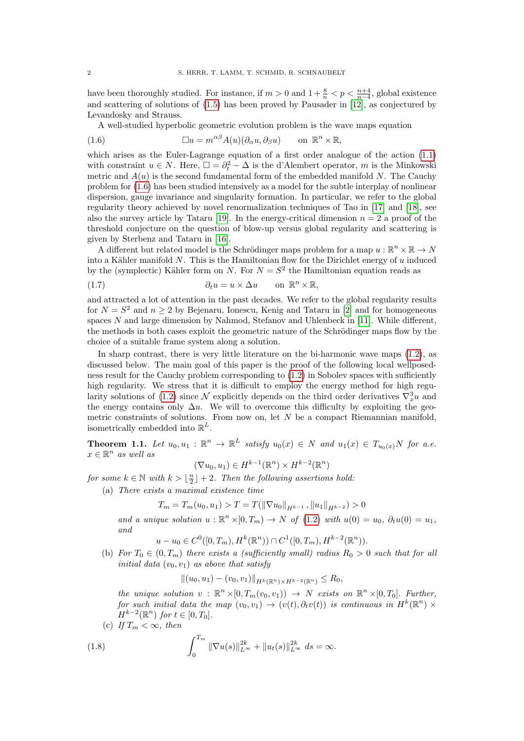have been thoroughly studied. For instance, if $m > 0$ and $1 + \frac{8}{n} < p < \frac{n+4}{n-4}$, global existence and scattering of solutions of (1.5) has been proved by Pausader in [12], as conjectured by Levandosky and Strauss.

A well-studied hyperbolic geometric evolution problem is the wave maps equation

$$\Box u = m^{\alpha\beta} A(u)(\partial_\alpha u, \partial_\beta u) \qquad \text{on } \mathbb{R}^n \times \mathbb{R}, \tag{1.6}$$

which arises as the Euler-Lagrange equation of a first order analogue of the action (1.1) with constraint $u \in N$. Here, $\Box = \partial_t^2 - \Delta$ is the d'Alembert operator, $m$ is the Minkowski metric and $A(u)$ is the second fundamental form of the embedded manifold $N$. The Cauchy problem for (1.6) has been studied intensively as a model for the subtle interplay of nonlinear dispersion, gauge invariance and singularity formation. In particular, we refer to the global regularity theory achieved by novel renormalization techniques of Tao in [17] and [18], see also the survey article by Tataru [19]. In the energy-critical dimension $n = 2$ a proof of the threshold conjecture on the question of blow-up versus global regularity and scattering is given by Sterbenz and Tataru in [16].

A different but related model is the Schrödinger maps problem for a map $u : \mathbb{R}^n \times \mathbb{R} \to N$ into a Kähler manifold $N$. This is the Hamiltonian flow for the Dirichlet energy of $u$ induced by the (symplectic) Kähler form on $N$. For $N = S^2$ the Hamiltonian equation reads as

$$\partial_t u = u \times \Delta u \qquad \text{on } \mathbb{R}^n \times \mathbb{R}, \tag{1.7}$$

and attracted a lot of attention in the past decades. We refer to the global regularity results for $N = S^2$ and $n \geq 2$ by Bejenaru, Ionescu, Kenig and Tataru in [2] and for homogeneous spaces $N$ and large dimension by Nahmod, Stefanov and Uhlenbeck in [11]. While different, the methods in both cases exploit the geometric nature of the Schrödinger maps flow by the choice of a suitable frame system along a solution.

In sharp contrast, there is very little literature on the bi-harmonic wave maps (1.2), as discussed below. The main goal of this paper is the proof of the following local wellposedness result for the Cauchy problem corresponding to (1.2) in Sobolev spaces with sufficiently high regularity. We stress that it is difficult to employ the energy method for high regularity solutions of (1.2) since $\mathcal{N}$ explicitly depends on the third order derivatives $\nabla_x^3 u$ and the energy contains only $\Delta u$. We will to overcome this difficulty by exploiting the geometric constraints of solutions. From now on, let $N$ be a compact Riemannian manifold, isometrically embedded into $\mathbb{R}^L$.

**Theorem 1.1.** *Let $u_0, u_1 : \mathbb{R}^n \to \mathbb{R}^L$ satisfy $u_0(x) \in N$ and $u_1(x) \in T_{u_0(x)}N$ for a.e. $x \in \mathbb{R}^n$ as well as*

$$(\nabla u_0, u_1) \in H^{k-1}(\mathbb{R}^n) \times H^{k-2}(\mathbb{R}^n)$$

*for some $k \in \mathbb{N}$ with $k > \lfloor \frac{n}{2} \rfloor + 2$. Then the following assertions hold:*

(a) *There exists a maximal existence time*

$$T_m = T_m(u_0, u_1) > T = T(\|\nabla u_0\|_{H^{k-1}}, \|u_1\|_{H^{k-2}}) > 0$$

*and a unique solution $u : \mathbb{R}^n \times [0, T_m) \to N$ of (1.2) with $u(0) = u_0$, $\partial_t u(0) = u_1$, and*

$$u - u_0 \in C^0([0, T_m), H^k(\mathbb{R}^n)) \cap C^1([0, T_m), H^{k-2}(\mathbb{R}^n)).$$

(b) *For $T_0 \in (0, T_m)$ there exists a (sufficiently small) radius $R_0 > 0$ such that for all initial data $(v_0, v_1)$ as above that satisfy*

$$\|(u_0, u_1) - (v_0, v_1)\|_{H^k(\mathbb{R}^n) \times H^{k-2}(\mathbb{R}^n)} \leq R_0,$$

*the unique solution $v : \mathbb{R}^n \times [0, T_m(v_0, v_1)) \to N$ exists on $\mathbb{R}^n \times [0, T_0]$. Further, for such initial data the map $(v_0, v_1) \to (v(t), \partial_t v(t))$ is continuous in $H^k(\mathbb{R}^n) \times H^{k-2}(\mathbb{R}^n)$ for $t \in [0, T_0]$.*

(c) *If $T_m < \infty$, then*

$$\int_0^{T_m} \|\nabla u(s)\|_{L^\infty}^{2k} + \|u_t(s)\|_{L^\infty}^{2k} \, ds = \infty. \tag{1.8}$$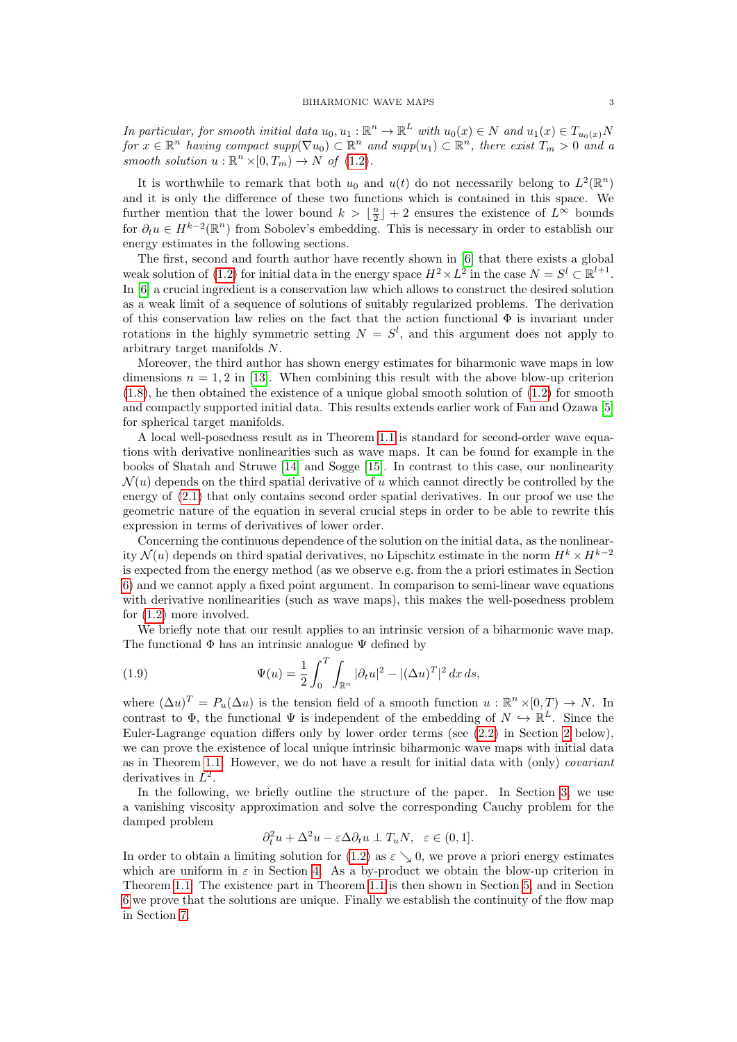*In particular, for smooth initial data $u_0, u_1 : \mathbb{R}^n \to \mathbb{R}^L$ with $u_0(x) \in N$ and $u_1(x) \in T_{u_0(x)}N$ for $x \in \mathbb{R}^n$ having compact $supp(\nabla u_0) \subset \mathbb{R}^n$ and $supp(u_1) \subset \mathbb{R}^n$, there exist $T_m > 0$ and a smooth solution $u : \mathbb{R}^n \times [0, T_m) \to N$ of (1.2).*

It is worthwhile to remark that both $u_0$ and $u(t)$ do not necessarily belong to $L^2(\mathbb{R}^n)$ and it is only the difference of these two functions which is contained in this space. We further mention that the lower bound $k > \lfloor \frac{n}{2} \rfloor + 2$ ensures the existence of $L^\infty$ bounds for $\partial_t u \in H^{k-2}(\mathbb{R}^n)$ from Sobolev's embedding. This is necessary in order to establish our energy estimates in the following sections.

The first, second and fourth author have recently shown in [6] that there exists a global weak solution of (1.2) for initial data in the energy space $H^2 \times L^2$ in the case $N = S^l \subset \mathbb{R}^{l+1}$. In [6] a crucial ingredient is a conservation law which allows to construct the desired solution as a weak limit of a sequence of solutions of suitably regularized problems. The derivation of this conservation law relies on the fact that the action functional $\Phi$ is invariant under rotations in the highly symmetric setting $N = S^l$, and this argument does not apply to arbitrary target manifolds $N$.

Moreover, the third author has shown energy estimates for biharmonic wave maps in low dimensions $n = 1, 2$ in [13]. When combining this result with the above blow-up criterion (1.8), he then obtained the existence of a unique global smooth solution of (1.2) for smooth and compactly supported initial data. This results extends earlier work of Fan and Ozawa [5] for spherical target manifolds.

A local well-posedness result as in Theorem 1.1 is standard for second-order wave equations with derivative nonlinearities such as wave maps. It can be found for example in the books of Shatah and Struwe [14] and Sogge [15]. In contrast to this case, our nonlinearity $\mathcal{N}(u)$ depends on the third spatial derivative of $u$ which cannot directly be controlled by the energy of (2.1) that only contains second order spatial derivatives. In our proof we use the geometric nature of the equation in several crucial steps in order to be able to rewrite this expression in terms of derivatives of lower order.

Concerning the continuous dependence of the solution on the initial data, as the nonlinearity $\mathcal{N}(u)$ depends on third spatial derivatives, no Lipschitz estimate in the norm $H^k \times H^{k-2}$ is expected from the energy method (as we observe e.g. from the a priori estimates in Section 6) and we cannot apply a fixed point argument. In comparison to semi-linear wave equations with derivative nonlinearities (such as wave maps), this makes the well-posedness problem for (1.2) more involved.

We briefly note that our result applies to an intrinsic version of a biharmonic wave map. The functional $\Phi$ has an intrinsic analogue $\Psi$ defined by

$$\Psi(u) = \frac{1}{2} \int_0^T \int_{\mathbb{R}^n} |\partial_t u|^2 - |(\Delta u)^T|^2 \, dx \, ds, \tag{1.9}$$

where $(\Delta u)^T = P_u(\Delta u)$ is the tension field of a smooth function $u : \mathbb{R}^n \times [0, T) \to N$. In contrast to $\Phi$, the functional $\Psi$ is independent of the embedding of $N \hookrightarrow \mathbb{R}^L$. Since the Euler-Lagrange equation differs only by lower order terms (see (2.2) in Section 2 below), we can prove the existence of local unique intrinsic biharmonic wave maps with initial data as in Theorem 1.1. However, we do not have a result for initial data with (only) *covariant* derivatives in $L^2$.

In the following, we briefly outline the structure of the paper. In Section 3, we use a vanishing viscosity approximation and solve the corresponding Cauchy problem for the damped problem

$$\partial_t^2 u + \Delta^2 u - \varepsilon \Delta \partial_t u \perp T_u N, \quad \varepsilon \in (0, 1].$$

In order to obtain a limiting solution for (1.2) as $\varepsilon \searrow 0$, we prove a priori energy estimates which are uniform in $\varepsilon$ in Section 4. As a by-product we obtain the blow-up criterion in Theorem 1.1. The existence part in Theorem 1.1 is then shown in Section 5, and in Section 6 we prove that the solutions are unique. Finally we establish the continuity of the flow map in Section 7.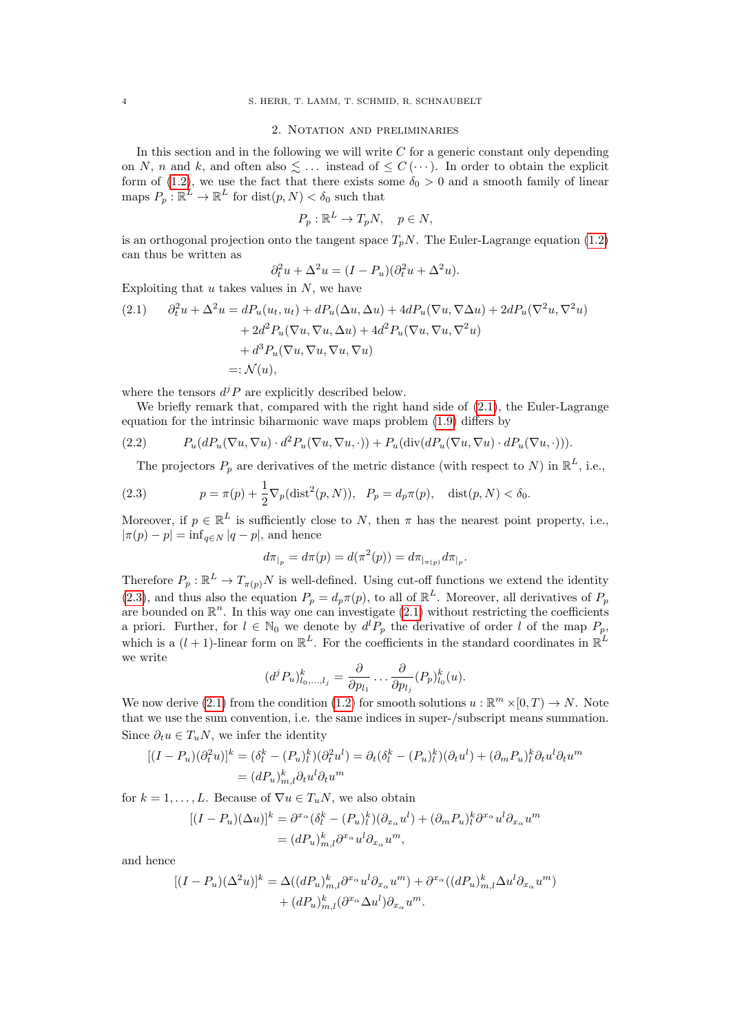## 2. Notation and preliminaries

In this section and in the following we will write $C$ for a generic constant only depending on $N$, $n$ and $k$, and often also $\lesssim \dots$ instead of $\leq C(\cdots)$. In order to obtain the explicit form of (1.2), we use the fact that there exists some $\delta_0 > 0$ and a smooth family of linear maps $P_p : \mathbb{R}^L \to \mathbb{R}^L$ for $\operatorname{dist}(p, N) < \delta_0$ such that

$$P_p : \mathbb{R}^L \to T_pN, \quad p \in N,$$

is an orthogonal projection onto the tangent space $T_pN$. The Euler-Lagrange equation (1.2) can thus be written as

$$\partial_t^2 u + \Delta^2 u = (I - P_u)(\partial_t^2 u + \Delta^2 u).$$

Exploiting that $u$ takes values in $N$, we have

$$\begin{aligned}
(2.1) \qquad \partial_t^2 u + \Delta^2 u &= dP_u(u_t, u_t) + dP_u(\Delta u, \Delta u) + 4dP_u(\nabla u, \nabla \Delta u) + 2dP_u(\nabla^2 u, \nabla^2 u)\\
&\quad + 2d^2 P_u(\nabla u, \nabla u, \Delta u) + 4d^2 P_u(\nabla u, \nabla u, \nabla^2 u)\\
&\quad + d^3 P_u(\nabla u, \nabla u, \nabla u, \nabla u)\\
&=: \mathcal{N}(u),
\end{aligned}$$

where the tensors $d^j P$ are explicitly described below.

We briefly remark that, compared with the right hand side of (2.1), the Euler-Lagrange equation for the intrinsic biharmonic wave maps problem (1.9) differs by

$$(2.2) \qquad P_u(dP_u(\nabla u, \nabla u) \cdot d^2 P_u(\nabla u, \nabla u, \cdot)) + P_u(\operatorname{div}(dP_u(\nabla u, \nabla u) \cdot dP_u(\nabla u, \cdot))).$$

The projectors $P_p$ are derivatives of the metric distance (with respect to $N$) in $\mathbb{R}^L$, i.e.,

$$(2.3) \qquad p = \pi(p) + \frac{1}{2}\nabla_p(\operatorname{dist}^2(p, N)), \quad P_p = d_p\pi(p), \quad \operatorname{dist}(p, N) < \delta_0.$$

Moreover, if $p \in \mathbb{R}^L$ is sufficiently close to $N$, then $\pi$ has the nearest point property, i.e., $|\pi(p) - p| = \inf_{q \in N} |q - p|$, and hence

$$d\pi_{|_p} = d\pi(p) = d(\pi^2(p)) = d\pi_{|_{\pi(p)}} d\pi_{|_p}.$$

Therefore $P_p : \mathbb{R}^L \to T_{\pi(p)}N$ is well-defined. Using cut-off functions we extend the identity (2.3), and thus also the equation $P_p = d_p\pi(p)$, to all of $\mathbb{R}^L$. Moreover, all derivatives of $P_p$ are bounded on $\mathbb{R}^n$. In this way one can investigate (2.1) without restricting the coefficients a priori. Further, for $l \in \mathbb{N}_0$ we denote by $d^l P_p$ the derivative of order $l$ of the map $P_p$, which is a $(l+1)$-linear form on $\mathbb{R}^L$. For the coefficients in the standard coordinates in $\mathbb{R}^L$ we write

$$(d^j P_u)^k_{l_0, \dots, l_j} = \frac{\partial}{\partial p_{l_1}} \dots \frac{\partial}{\partial p_{l_j}} (P_p)^k_{l_0}(u).$$

We now derive (2.1) from the condition (1.2) for smooth solutions $u : \mathbb{R}^m \times [0, T) \to N$. Note that we use the sum convention, i.e. the same indices in super-/subscript means summation. Since $\partial_t u \in T_uN$, we infer the identity

$$\begin{aligned}
[(I - P_u)(\partial_t^2 u)]^k &= (\delta^k_l - (P_u)^k_l)(\partial_t^2 u^l) = \partial_t(\delta^k_l - (P_u)^k_l)(\partial_t u^l) + (\partial_m P_u)^k_l \partial_t u^l \partial_t u^m\\
&= (dP_u)^k_{m,l} \partial_t u^l \partial_t u^m
\end{aligned}$$

for $k = 1, \dots, L$. Because of $\nabla u \in T_uN$, we also obtain

$$\begin{aligned}
[(I - P_u)(\Delta u)]^k &= \partial^{x_\alpha}(\delta^k_l - (P_u)^k_l)(\partial_{x_\alpha} u^l) + (\partial_m P_u)^k_l \partial^{x_\alpha} u^l \partial_{x_\alpha} u^m\\
&= (dP_u)^k_{m,l} \partial^{x_\alpha} u^l \partial_{x_\alpha} u^m,
\end{aligned}$$

and hence

$$\begin{aligned}
[(I - P_u)(\Delta^2 u)]^k &= \Delta((dP_u)^k_{m,l} \partial^{x_\alpha} u^l \partial_{x_\alpha} u^m) + \partial^{x_\alpha}((dP_u)^k_{m,l} \Delta u^l \partial_{x_\alpha} u^m)\\
&\quad + (dP_u)^k_{m,l} (\partial^{x_\alpha} \Delta u^l) \partial_{x_\alpha} u^m.
\end{aligned}$$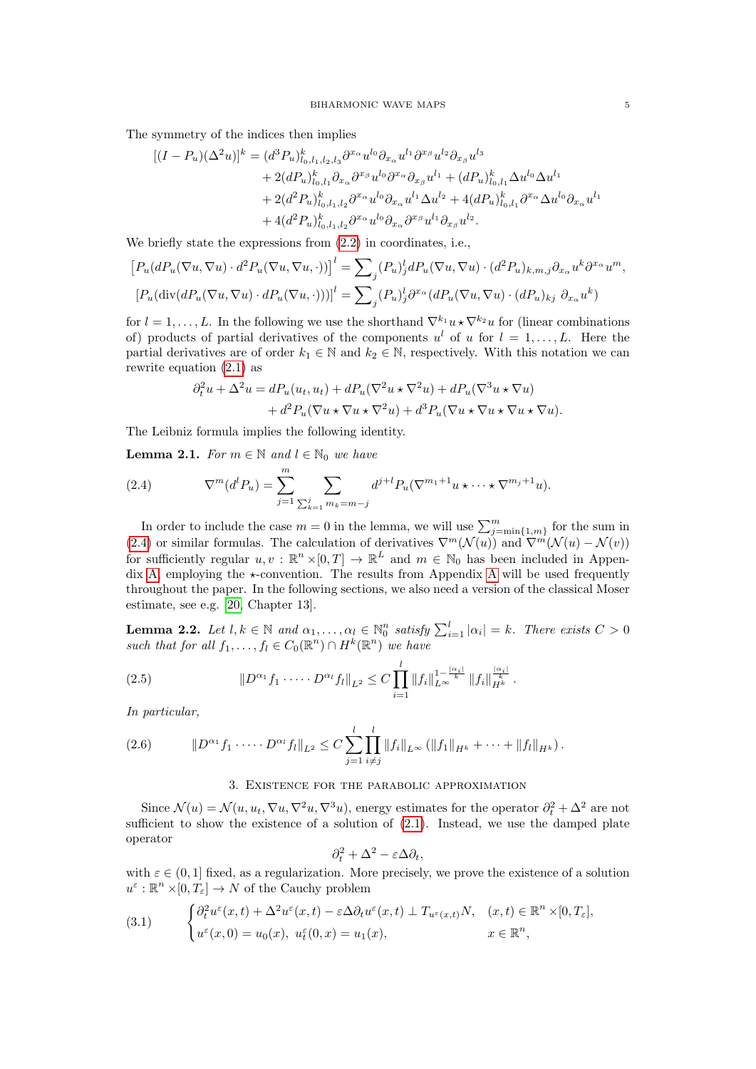The symmetry of the indices then implies

$$
\begin{aligned}
[(I-P_u)(\Delta^2 u)]^k &= (d^3P_u)^k_{l_0,l_1,l_2,l_3}\partial^{x_\alpha}u^{l_0}\partial_{x_\alpha}u^{l_1}\partial^{x_\beta}u^{l_2}\partial_{x_\beta}u^{l_3} \\
&\quad + 2(dP_u)^k_{l_0,l_1}\partial_{x_\alpha}\partial^{x_\beta}u^{l_0}\partial^{x_\alpha}\partial_{x_\beta}u^{l_1} + (dP_u)^k_{l_0,l_1}\Delta u^{l_0}\Delta u^{l_1} \\
&\quad + 2(d^2P_u)^k_{l_0,l_1,l_2}\partial^{x_\alpha}u^{l_0}\partial_{x_\alpha}u^{l_1}\Delta u^{l_2} + 4(dP_u)^k_{l_0,l_1}\partial^{x_\alpha}\Delta u^{l_0}\partial_{x_\alpha}u^{l_1} \\
&\quad + 4(d^2P_u)^k_{l_0,l_1,l_2}\partial^{x_\alpha}u^{l_0}\partial_{x_\alpha}\partial^{x_\beta}u^{l_1}\partial_{x_\beta}u^{l_2}.
\end{aligned}
$$

We briefly state the expressions from (2.2) in coordinates, i.e.,

$$
\begin{aligned}
\left[P_u(dP_u(\nabla u,\nabla u)\cdot d^2P_u(\nabla u,\nabla u,\cdot))\right]^l &= \sum\nolimits_j (P_u)^l_j dP_u(\nabla u,\nabla u)\cdot (d^2P_u)_{k,m,j}\partial_{x_\alpha}u^k\partial^{x_\alpha}u^m, \\
\left[P_u(\operatorname{div}(dP_u(\nabla u,\nabla u)\cdot dP_u(\nabla u,\cdot)))\right]^l &= \sum\nolimits_j (P_u)^l_j \partial^{x_\alpha}(dP_u(\nabla u,\nabla u)\cdot (dP_u)_{kj}\ \partial_{x_\alpha}u^k)
\end{aligned}
$$

for $l = 1,\dots,L$. In the following we use the shorthand $\nabla^{k_1}u\star\nabla^{k_2}u$ for (linear combinations of) products of partial derivatives of the components $u^l$ of $u$ for $l = 1,\dots,L$. Here the partial derivatives are of order $k_1\in\mathbb{N}$ and $k_2\in\mathbb{N}$, respectively. With this notation we can rewrite equation (2.1) as

$$
\begin{aligned}
\partial_t^2 u + \Delta^2 u &= dP_u(u_t,u_t) + dP_u(\nabla^2 u\star\nabla^2 u) + dP_u(\nabla^3 u\star\nabla u) \\
&\quad + d^2P_u(\nabla u\star\nabla u\star\nabla^2 u) + d^3P_u(\nabla u\star\nabla u\star\nabla u\star\nabla u).
\end{aligned}
$$

The Leibniz formula implies the following identity.

**Lemma 2.1.** *For $m\in\mathbb{N}$ and $l\in\mathbb{N}_0$ we have*

$$
\nabla^m(d^lP_u) = \sum_{j=1}^m \sum_{\sum_{k=1}^j m_k = m-j} d^{j+l}P_u(\nabla^{m_1+1}u\star\dots\star\nabla^{m_j+1}u). \tag{2.4}
$$

In order to include the case $m = 0$ in the lemma, we will use $\sum_{j=\min\{1,m\}}^m$ for the sum in (2.4) or similar formulas. The calculation of derivatives $\nabla^m(\mathcal{N}(u))$ and $\nabla^m(\mathcal{N}(u)-\mathcal{N}(v))$ for sufficiently regular $u,v:\mathbb{R}^n\times[0,T]\to\mathbb{R}^L$ and $m\in\mathbb{N}_0$ has been included in Appendix A, employing the $\star$-convention. The results from Appendix A will be used frequently throughout the paper. In the following sections, we also need a version of the classical Moser estimate, see e.g. [20, Chapter 13].

**Lemma 2.2.** *Let $l,k\in\mathbb{N}$ and $\alpha_1,\dots,\alpha_l\in\mathbb{N}_0^n$ satisfy $\sum_{i=1}^l|\alpha_i| = k$. There exists $C>0$ such that for all $f_1,\dots,f_l\in C_0(\mathbb{R}^n)\cap H^k(\mathbb{R}^n)$ we have*

$$
\|D^{\alpha_1}f_1\cdot\dots\cdot D^{\alpha_l}f_l\|_{L^2} \le C\prod_{i=1}^l \|f_i\|_{L^\infty}^{1-\frac{|\alpha_i|}{k}}\,\|f_i\|_{H^k}^{\frac{|\alpha_i|}{k}}. \tag{2.5}
$$

*In particular,*

$$
\|D^{\alpha_1}f_1\cdot\dots\cdot D^{\alpha_l}f_l\|_{L^2} \le C\sum_{j=1}^l\prod_{i\ne j}^l \|f_i\|_{L^\infty}\left(\|f_1\|_{H^k}+\dots+\|f_l\|_{H^k}\right). \tag{2.6}
$$

## 3. Existence for the parabolic approximation

Since $\mathcal{N}(u) = \mathcal{N}(u,u_t,\nabla u,\nabla^2 u,\nabla^3 u)$, energy estimates for the operator $\partial_t^2+\Delta^2$ are not sufficient to show the existence of a solution of (2.1). Instead, we use the damped plate operator

$$
\partial_t^2 + \Delta^2 - \varepsilon\Delta\partial_t,
$$

with $\varepsilon\in(0,1]$ fixed, as a regularization. More precisely, we prove the existence of a solution $u^\varepsilon:\mathbb{R}^n\times[0,T_\varepsilon]\to N$ of the Cauchy problem

$$
\begin{cases}
\partial_t^2 u^\varepsilon(x,t) + \Delta^2 u^\varepsilon(x,t) - \varepsilon\Delta\partial_t u^\varepsilon(x,t) \perp T_{u^\varepsilon(x,t)}N, & (x,t)\in\mathbb{R}^n\times[0,T_\varepsilon], \\
u^\varepsilon(x,0) = u_0(x),\ u_t^\varepsilon(0,x) = u_1(x), & x\in\mathbb{R}^n,
\end{cases} \tag{3.1}
$$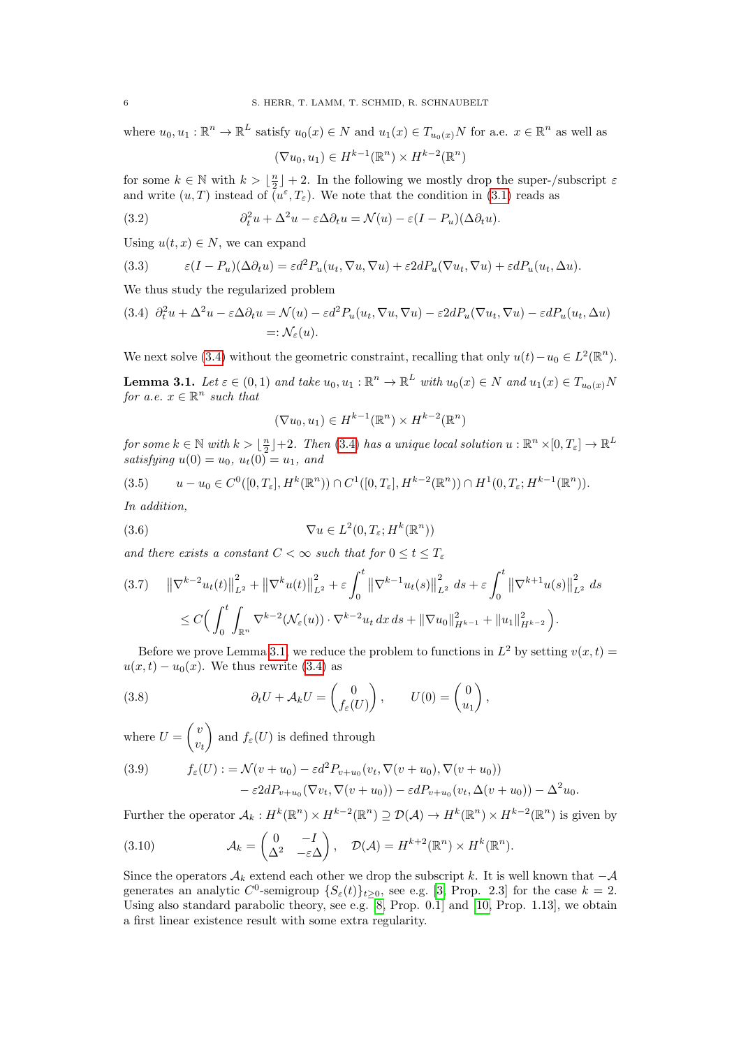where $u_0, u_1 : \mathbb{R}^n \to \mathbb{R}^L$ satisfy $u_0(x) \in N$ and $u_1(x) \in T_{u_0(x)}N$ for a.e. $x \in \mathbb{R}^n$ as well as

$$(\nabla u_0, u_1) \in H^{k-1}(\mathbb{R}^n) \times H^{k-2}(\mathbb{R}^n)$$

for some $k \in \mathbb{N}$ with $k > \lfloor \frac{n}{2} \rfloor + 2$. In the following we mostly drop the super-/subscript $\varepsilon$ and write $(u, T)$ instead of $(u^\varepsilon, T_\varepsilon)$. We note that the condition in (3.1) reads as

$$\partial_t^2 u + \Delta^2 u - \varepsilon \Delta \partial_t u = \mathcal{N}(u) - \varepsilon (I - P_u)(\Delta \partial_t u). \tag{3.2}$$

Using $u(t, x) \in N$, we can expand

$$\varepsilon (I - P_u)(\Delta \partial_t u) = \varepsilon d^2 P_u(u_t, \nabla u, \nabla u) + \varepsilon 2 dP_u(\nabla u_t, \nabla u) + \varepsilon dP_u(u_t, \Delta u). \tag{3.3}$$

We thus study the regularized problem

$$\begin{aligned} \partial_t^2 u + \Delta^2 u - \varepsilon \Delta \partial_t u &= \mathcal{N}(u) - \varepsilon d^2 P_u(u_t, \nabla u, \nabla u) - \varepsilon 2 dP_u(\nabla u_t, \nabla u) - \varepsilon dP_u(u_t, \Delta u) \\ &=: \mathcal{N}_\varepsilon(u). \end{aligned} \tag{3.4}$$

We next solve (3.4) without the geometric constraint, recalling that only $u(t) - u_0 \in L^2(\mathbb{R}^n)$.

**Lemma 3.1.** *Let $\varepsilon \in (0, 1)$ and take $u_0, u_1 : \mathbb{R}^n \to \mathbb{R}^L$ with $u_0(x) \in N$ and $u_1(x) \in T_{u_0(x)}N$ for a.e. $x \in \mathbb{R}^n$ such that*

$$(\nabla u_0, u_1) \in H^{k-1}(\mathbb{R}^n) \times H^{k-2}(\mathbb{R}^n)$$

*for some $k \in \mathbb{N}$ with $k > \lfloor \frac{n}{2} \rfloor + 2$. Then (3.4) has a unique local solution $u : \mathbb{R}^n \times [0, T_\varepsilon] \to \mathbb{R}^L$ satisfying $u(0) = u_0$, $u_t(0) = u_1$, and*

$$u - u_0 \in C^0([0, T_\varepsilon], H^k(\mathbb{R}^n)) \cap C^1([0, T_\varepsilon], H^{k-2}(\mathbb{R}^n)) \cap H^1(0, T_\varepsilon; H^{k-1}(\mathbb{R}^n)). \tag{3.5}$$

*In addition,*

$$\nabla u \in L^2(0, T_\varepsilon; H^k(\mathbb{R}^n)) \tag{3.6}$$

*and there exists a constant $C < \infty$ such that for $0 \le t \le T_\varepsilon$*

$$\begin{aligned} &\left\| \nabla^{k-2} u_t(t) \right\|_{L^2}^2 + \left\| \nabla^k u(t) \right\|_{L^2}^2 + \varepsilon \int_0^t \left\| \nabla^{k-1} u_t(s) \right\|_{L^2}^2 \, ds + \varepsilon \int_0^t \left\| \nabla^{k+1} u(s) \right\|_{L^2}^2 \, ds \\ &\quad \le C \Big( \int_0^t \int_{\mathbb{R}^n} \nabla^{k-2}(\mathcal{N}_\varepsilon(u)) \cdot \nabla^{k-2} u_t \, dx \, ds + \|\nabla u_0\|_{H^{k-1}}^2 + \|u_1\|_{H^{k-2}}^2 \Big). \end{aligned} \tag{3.7}$$

Before we prove Lemma 3.1, we reduce the problem to functions in $L^2$ by setting $v(x, t) = u(x, t) - u_0(x)$. We thus rewrite (3.4) as

$$\partial_t U + \mathcal{A}_k U = \begin{pmatrix} 0 \\ f_\varepsilon(U) \end{pmatrix}, \qquad U(0) = \begin{pmatrix} 0 \\ u_1 \end{pmatrix}, \tag{3.8}$$

where $U = \begin{pmatrix} v \\ v_t \end{pmatrix}$ and $f_\varepsilon(U)$ is defined through

$$\begin{aligned} f_\varepsilon(U) := \; &\mathcal{N}(v + u_0) - \varepsilon d^2 P_{v+u_0}(v_t, \nabla(v + u_0), \nabla(v + u_0)) \\ &- \varepsilon 2 dP_{v+u_0}(\nabla v_t, \nabla(v + u_0)) - \varepsilon dP_{v+u_0}(v_t, \Delta(v + u_0)) - \Delta^2 u_0. \end{aligned} \tag{3.9}$$

Further the operator $\mathcal{A}_k : H^k(\mathbb{R}^n) \times H^{k-2}(\mathbb{R}^n) \supseteq \mathcal{D}(\mathcal{A}) \to H^k(\mathbb{R}^n) \times H^{k-2}(\mathbb{R}^n)$ is given by

$$\mathcal{A}_k = \begin{pmatrix} 0 & -I \\ \Delta^2 & -\varepsilon \Delta \end{pmatrix}, \quad \mathcal{D}(\mathcal{A}) = H^{k+2}(\mathbb{R}^n) \times H^k(\mathbb{R}^n). \tag{3.10}$$

Since the operators $\mathcal{A}_k$ extend each other we drop the subscript $k$. It is well known that $-\mathcal{A}$ generates an analytic $C^0$-semigroup $\{S_\varepsilon(t)\}_{t \ge 0}$, see e.g. [3, Prop. 2.3] for the case $k = 2$. Using also standard parabolic theory, see e.g. [8, Prop. 0.1] and [10, Prop. 1.13], we obtain a first linear existence result with some extra regularity.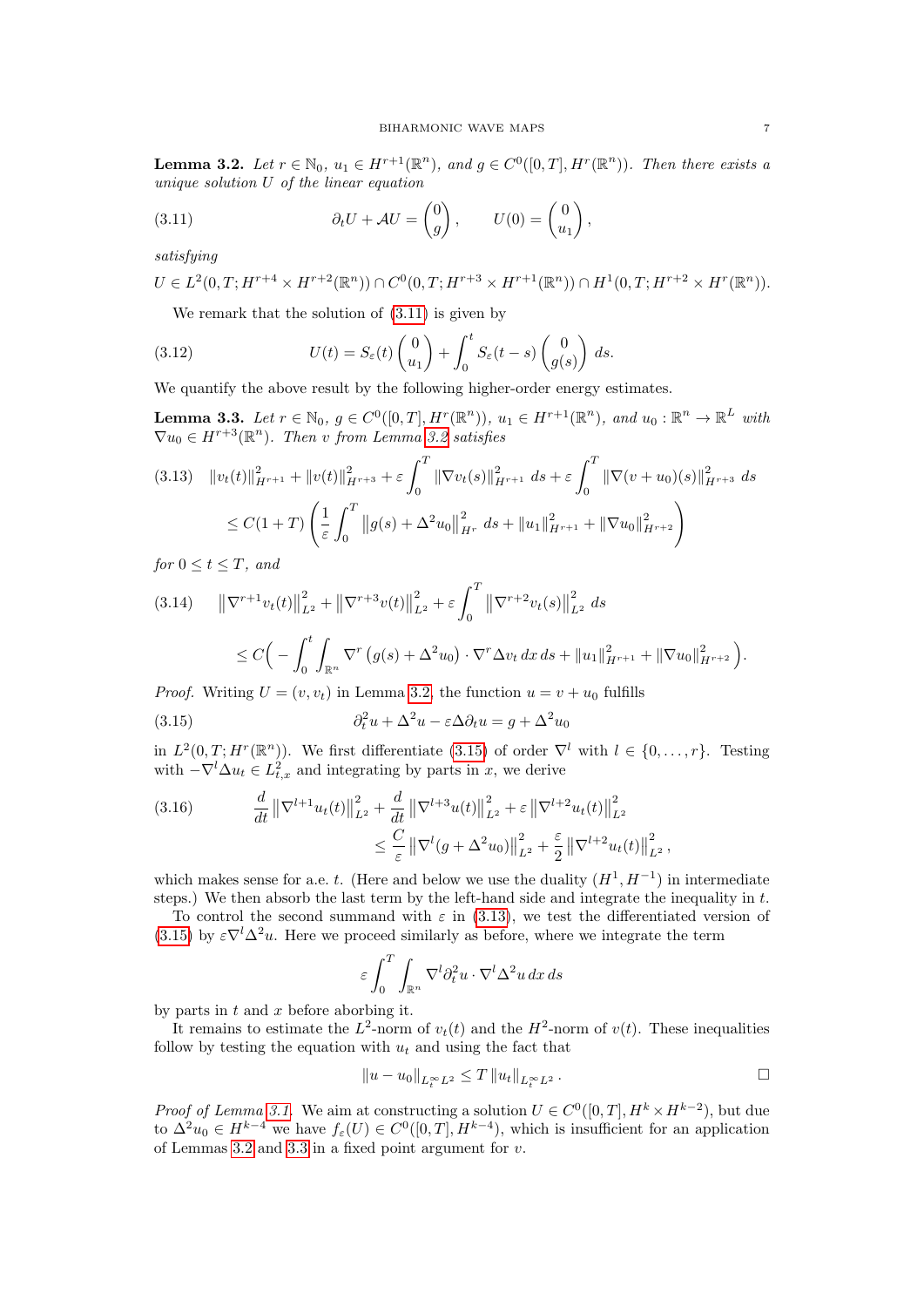**Lemma 3.2.** *Let $r \in \mathbb{N}_0$, $u_1 \in H^{r+1}(\mathbb{R}^n)$, and $g \in C^0([0,T], H^r(\mathbb{R}^n))$. Then there exists a unique solution $U$ of the linear equation*

$$\partial_t U + \mathcal{A}U = \begin{pmatrix} 0 \\ g \end{pmatrix}, \qquad U(0) = \begin{pmatrix} 0 \\ u_1 \end{pmatrix}, \tag{3.11}$$

*satisfying*

$$U \in L^2(0,T; H^{r+4} \times H^{r+2}(\mathbb{R}^n)) \cap C^0(0,T; H^{r+3} \times H^{r+1}(\mathbb{R}^n)) \cap H^1(0,T; H^{r+2} \times H^r(\mathbb{R}^n)).$$

We remark that the solution of (3.11) is given by

$$U(t) = S_\varepsilon(t) \begin{pmatrix} 0 \\ u_1 \end{pmatrix} + \int_0^t S_\varepsilon(t-s) \begin{pmatrix} 0 \\ g(s) \end{pmatrix} ds. \tag{3.12}$$

We quantify the above result by the following higher-order energy estimates.

**Lemma 3.3.** *Let $r \in \mathbb{N}_0$, $g \in C^0([0,T], H^r(\mathbb{R}^n))$, $u_1 \in H^{r+1}(\mathbb{R}^n)$, and $u_0 : \mathbb{R}^n \to \mathbb{R}^L$ with $\nabla u_0 \in H^{r+3}(\mathbb{R}^n)$. Then $v$ from Lemma 3.2 satisfies*

$$\begin{aligned} &\|v_t(t)\|_{H^{r+1}}^2 + \|v(t)\|_{H^{r+3}}^2 + \varepsilon \int_0^T \|\nabla v_t(s)\|_{H^{r+1}}^2 \, ds + \varepsilon \int_0^T \|\nabla (v+u_0)(s)\|_{H^{r+3}}^2 \, ds \\ &\quad \le C(1+T) \left( \frac{1}{\varepsilon} \int_0^T \left\| g(s) + \Delta^2 u_0 \right\|_{H^r}^2 ds + \|u_1\|_{H^{r+1}}^2 + \|\nabla u_0\|_{H^{r+2}}^2 \right) \end{aligned} \tag{3.13}$$

*for $0 \le t \le T$, and*

$$\begin{aligned} &\left\|\nabla^{r+1} v_t(t)\right\|_{L^2}^2 + \left\|\nabla^{r+3} v(t)\right\|_{L^2}^2 + \varepsilon \int_0^T \left\|\nabla^{r+2} v_t(s)\right\|_{L^2}^2 ds \\ &\quad \le C\Big( - \int_0^t \int_{\mathbb{R}^n} \nabla^r \left(g(s) + \Delta^2 u_0\right) \cdot \nabla^r \Delta v_t \, dx \, ds + \|u_1\|_{H^{r+1}}^2 + \|\nabla u_0\|_{H^{r+2}}^2 \Big). \end{aligned} \tag{3.14}$$

*Proof.* Writing $U = (v, v_t)$ in Lemma 3.2, the function $u = v + u_0$ fulfills

$$\partial_t^2 u + \Delta^2 u - \varepsilon \Delta \partial_t u = g + \Delta^2 u_0 \tag{3.15}$$

in $L^2(0,T; H^r(\mathbb{R}^n))$. We first differentiate (3.15) of order $\nabla^l$ with $l \in \{0, \dots, r\}$. Testing with $-\nabla^l \Delta u_t \in L^2_{t,x}$ and integrating by parts in $x$, we derive

$$\begin{aligned} \frac{d}{dt} \left\|\nabla^{l+1} u_t(t)\right\|_{L^2}^2 + \frac{d}{dt} \left\|\nabla^{l+3} u(t)\right\|_{L^2}^2 + \varepsilon \left\|\nabla^{l+2} u_t(t)\right\|_{L^2}^2 \\ \le \frac{C}{\varepsilon} \left\|\nabla^l (g + \Delta^2 u_0)\right\|_{L^2}^2 + \frac{\varepsilon}{2} \left\|\nabla^{l+2} u_t(t)\right\|_{L^2}^2, \end{aligned} \tag{3.16}$$

which makes sense for a.e. $t$. (Here and below we use the duality $(H^1, H^{-1})$ in intermediate steps.) We then absorb the last term by the left-hand side and integrate the inequality in $t$.

To control the second summand with $\varepsilon$ in (3.13), we test the differentiated version of (3.15) by $\varepsilon \nabla^l \Delta^2 u$. Here we proceed similarly as before, where we integrate the term

$$\varepsilon \int_0^T \int_{\mathbb{R}^n} \nabla^l \partial_t^2 u \cdot \nabla^l \Delta^2 u \, dx \, ds$$

by parts in $t$ and $x$ before aborbing it.

It remains to estimate the $L^2$-norm of $v_t(t)$ and the $H^2$-norm of $v(t)$. These inequalities follow by testing the equation with $u_t$ and using the fact that

$$\|u - u_0\|_{L_t^\infty L^2} \le T \, \|u_t\|_{L_t^\infty L^2}. \qquad \square$$

*Proof of Lemma 3.1.* We aim at constructing a solution $U \in C^0([0,T], H^k \times H^{k-2})$, but due to $\Delta^2 u_0 \in H^{k-4}$ we have $f_\varepsilon(U) \in C^0([0,T], H^{k-4})$, which is insufficient for an application of Lemmas 3.2 and 3.3 in a fixed point argument for $v$.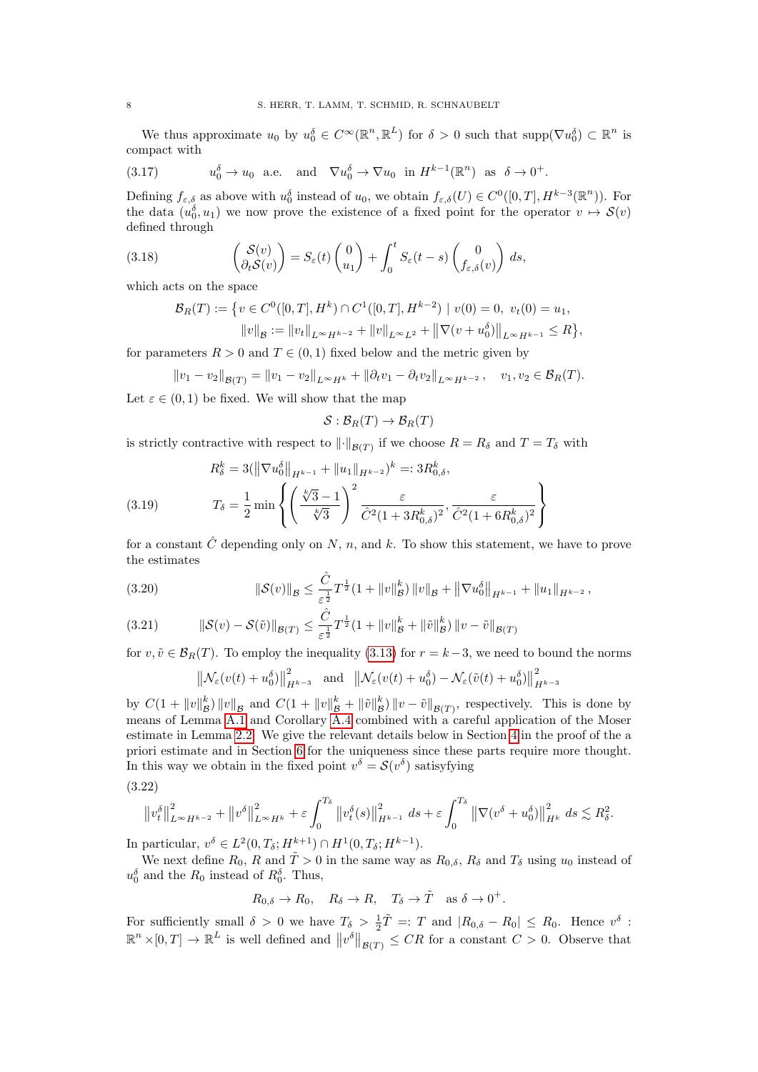We thus approximate $u_0$ by $u_0^\delta \in C^\infty(\mathbb{R}^n, \mathbb{R}^L)$ for $\delta > 0$ such that $\operatorname{supp}(\nabla u_0^\delta) \subset \mathbb{R}^n$ is compact with

$$u_0^\delta \to u_0 \text{ a.e. } \quad \text{and} \quad \nabla u_0^\delta \to \nabla u_0 \text{ in } H^{k-1}(\mathbb{R}^n) \text{ as } \delta \to 0^+. \tag{3.17}$$

Defining $f_{\varepsilon,\delta}$ as above with $u_0^\delta$ instead of $u_0$, we obtain $f_{\varepsilon,\delta}(U) \in C^0([0,T], H^{k-3}(\mathbb{R}^n))$. For the data $(u_0^\delta, u_1)$ we now prove the existence of a fixed point for the operator $v \mapsto \mathcal{S}(v)$ defined through

$$\begin{pmatrix} \mathcal{S}(v) \\ \partial_t \mathcal{S}(v) \end{pmatrix} = S_\varepsilon(t) \begin{pmatrix} 0 \\ u_1 \end{pmatrix} + \int_0^t S_\varepsilon(t-s) \begin{pmatrix} 0 \\ f_{\varepsilon,\delta}(v) \end{pmatrix} ds, \tag{3.18}$$

which acts on the space

$$\begin{aligned} \mathcal{B}_R(T) := \big\{ v \in C^0([0,T], H^k) \cap C^1([0,T], H^{k-2}) \mid v(0) = 0, \ v_t(0) = u_1, \\ \|v\|_{\mathcal{B}} := \|v_t\|_{L^\infty H^{k-2}} + \|v\|_{L^\infty L^2} + \big\|\nabla(v + u_0^\delta)\big\|_{L^\infty H^{k-1}} \le R \big\}, \end{aligned}$$

for parameters $R > 0$ and $T \in (0,1)$ fixed below and the metric given by

$$\|v_1 - v_2\|_{\mathcal{B}(T)} = \|v_1 - v_2\|_{L^\infty H^k} + \|\partial_t v_1 - \partial_t v_2\|_{L^\infty H^{k-2}}, \quad v_1, v_2 \in \mathcal{B}_R(T).$$

Let $\varepsilon \in (0,1)$ be fixed. We will show that the map

$$\mathcal{S} : \mathcal{B}_R(T) \to \mathcal{B}_R(T)$$

is strictly contractive with respect to $\|\cdot\|_{\mathcal{B}(T)}$ if we choose $R = R_\delta$ and $T = T_\delta$ with

$$\begin{aligned} R_\delta^k &= 3(\|\nabla u_0^\delta\|_{H^{k-1}} + \|u_1\|_{H^{k-2}})^k =: 3R_{0,\delta}^k, \\ T_\delta &= \frac{1}{2} \min \left\{ \left( \frac{\sqrt[k]{3} - 1}{\sqrt[k]{3}} \right)^2 \frac{\varepsilon}{\hat{C}^2 (1 + 3R_{0,\delta}^k)^2}, \frac{\varepsilon}{\hat{C}^2 (1 + 6R_{0,\delta}^k)^2} \right\} \end{aligned} \tag{3.19}$$

for a constant $\hat{C}$ depending only on $N$, $n$, and $k$. To show this statement, we have to prove the estimates

$$\|\mathcal{S}(v)\|_{\mathcal{B}} \le \frac{\hat{C}}{\varepsilon^{\frac{1}{2}}} T^{\frac{1}{2}} (1 + \|v\|_{\mathcal{B}}^k) \|v\|_{\mathcal{B}} + \big\|\nabla u_0^\delta\big\|_{H^{k-1}} + \|u_1\|_{H^{k-2}}, \tag{3.20}$$

$$\|\mathcal{S}(v) - \mathcal{S}(\tilde{v})\|_{\mathcal{B}(T)} \le \frac{\hat{C}}{\varepsilon^{\frac{1}{2}}} T^{\frac{1}{2}} (1 + \|v\|_{\mathcal{B}}^k + \|\tilde{v}\|_{\mathcal{B}}^k) \|v - \tilde{v}\|_{\mathcal{B}(T)} \tag{3.21}$$

for $v, \tilde{v} \in \mathcal{B}_R(T)$. To employ the inequality (3.13) for $r = k-3$, we need to bound the norms

$$\big\|\mathcal{N}_\varepsilon(v(t) + u_0^\delta)\big\|_{H^{k-3}}^2 \quad \text{and} \quad \big\|\mathcal{N}_\varepsilon(v(t) + u_0^\delta) - \mathcal{N}_\varepsilon(\tilde{v}(t) + u_0^\delta)\big\|_{H^{k-3}}^2$$

by $C(1 + \|v\|_{\mathcal{B}}^k) \|v\|_{\mathcal{B}}$ and $C(1 + \|v\|_{\mathcal{B}}^k + \|\tilde{v}\|_{\mathcal{B}}^k) \|v - \tilde{v}\|_{\mathcal{B}(T)}$, respectively. This is done by means of Lemma A.1 and Corollary A.4 combined with a careful application of the Moser estimate in Lemma 2.2. We give the relevant details below in Section 4 in the proof of the a priori estimate and in Section 6 for the uniqueness since these parts require more thought. In this way we obtain in the fixed point $v^\delta = \mathcal{S}(v^\delta)$ satisfying

$$\big\|v_t^\delta\big\|_{L^\infty H^{k-2}}^2 + \big\|v^\delta\big\|_{L^\infty H^k}^2 + \varepsilon \int_0^{T_\delta} \big\|v_t^\delta(s)\big\|_{H^{k-1}}^2 \, ds + \varepsilon \int_0^{T_\delta} \big\|\nabla(v^\delta + u_0^\delta)\big\|_{H^k}^2 \, ds \lesssim R_\delta^2. \tag{3.22}$$

In particular, $v^\delta \in L^2(0, T_\delta; H^{k+1}) \cap H^1(0, T_\delta; H^{k-1})$.

We next define $R_0$, $R$ and $\tilde{T} > 0$ in the same way as $R_{0,\delta}$, $R_\delta$ and $T_\delta$ using $u_0$ instead of $u_0^\delta$ and the $R_0$ instead of $R_0^\delta$. Thus,

$$R_{0,\delta} \to R_0, \quad R_\delta \to R, \quad T_\delta \to \tilde{T} \quad \text{as } \delta \to 0^+.$$

For sufficiently small $\delta > 0$ we have $T_\delta > \frac{1}{2}\tilde{T} =: T$ and $|R_{0,\delta} - R_0| \le R_0$. Hence $v^\delta : \mathbb{R}^n \times [0,T] \to \mathbb{R}^L$ is well defined and $\big\|v^\delta\big\|_{\mathcal{B}(T)} \le CR$ for a constant $C > 0$. Observe that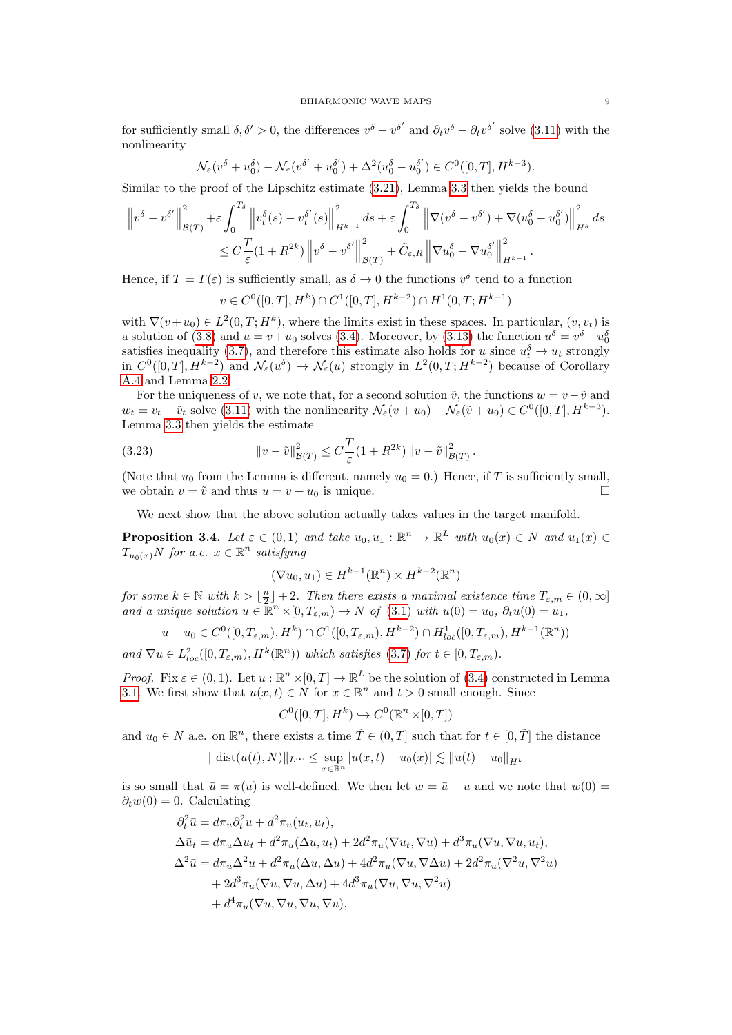for sufficiently small $\delta, \delta' > 0$, the differences $v^\delta - v^{\delta'}$ and $\partial_t v^\delta - \partial_t v^{\delta'}$ solve (3.11) with the nonlinearity

$$\mathcal{N}_\varepsilon(v^\delta + u_0^\delta) - \mathcal{N}_\varepsilon(v^{\delta'} + u_0^{\delta'}) + \Delta^2(u_0^\delta - u_0^{\delta'}) \in C^0([0,T], H^{k-3}).$$

Similar to the proof of the Lipschitz estimate (3.21), Lemma 3.3 then yields the bound

$$\begin{aligned}\left\| v^\delta - v^{\delta'} \right\|_{\mathcal{B}(T)}^2 &+ \varepsilon \int_0^{T_\delta} \left\| v_t^\delta(s) - v_t^{\delta'}(s) \right\|_{H^{k-1}}^2 ds + \varepsilon \int_0^{T_\delta} \left\| \nabla(v^\delta - v^{\delta'}) + \nabla(u_0^\delta - u_0^{\delta'}) \right\|_{H^k}^2 ds \\ &\leq C\frac{T}{\varepsilon}(1 + R^{2k}) \left\| v^\delta - v^{\delta'} \right\|_{\mathcal{B}(T)}^2 + \tilde{C}_{\varepsilon,R} \left\| \nabla u_0^\delta - \nabla u_0^{\delta'} \right\|_{H^{k-1}}^2.\end{aligned}$$

Hence, if $T = T(\varepsilon)$ is sufficiently small, as $\delta \to 0$ the functions $v^\delta$ tend to a function

$$v \in C^0([0,T], H^k) \cap C^1([0,T], H^{k-2}) \cap H^1(0,T; H^{k-1})$$

with $\nabla(v + u_0) \in L^2(0,T; H^k)$, where the limits exist in these spaces. In particular, $(v, v_t)$ is a solution of (3.8) and $u = v + u_0$ solves (3.4). Moreover, by (3.13) the function $u^\delta = v^\delta + u_0^\delta$ satisfies inequality (3.7), and therefore this estimate also holds for $u$ since $u_t^\delta \to u_t$ strongly in $C^0([0,T], H^{k-2})$ and $\mathcal{N}_\varepsilon(u^\delta) \to \mathcal{N}_\varepsilon(u)$ strongly in $L^2(0,T; H^{k-2})$ because of Corollary A.4 and Lemma 2.2.

For the uniqueness of $v$, we note that, for a second solution $\tilde{v}$, the functions $w = v - \tilde{v}$ and $w_t = v_t - \tilde{v}_t$ solve (3.11) with the nonlinearity $\mathcal{N}_\varepsilon(v + u_0) - \mathcal{N}_\varepsilon(\tilde{v} + u_0) \in C^0([0,T], H^{k-3})$. Lemma 3.3 then yields the estimate

$$\|v - \tilde{v}\|_{\mathcal{B}(T)}^2 \leq C\frac{T}{\varepsilon}(1 + R^{2k}) \|v - \tilde{v}\|_{\mathcal{B}(T)}^2. \tag{3.23}$$

(Note that $u_0$ from the Lemma is different, namely $u_0 = 0$.) Hence, if $T$ is sufficiently small, we obtain $v = \tilde{v}$ and thus $u = v + u_0$ is unique. $\square$

We next show that the above solution actually takes values in the target manifold.

**Proposition 3.4.** *Let $\varepsilon \in (0,1)$ and take $u_0, u_1 : \mathbb{R}^n \to \mathbb{R}^L$ with $u_0(x) \in N$ and $u_1(x) \in T_{u_0(x)}N$ for a.e. $x \in \mathbb{R}^n$ satisfying*

$$(\nabla u_0, u_1) \in H^{k-1}(\mathbb{R}^n) \times H^{k-2}(\mathbb{R}^n)$$

*for some $k \in \mathbb{N}$ with $k > \lfloor \frac{n}{2} \rfloor + 2$. Then there exists a maximal existence time $T_{\varepsilon,m} \in (0, \infty]$ and a unique solution $u \in \mathbb{R}^n \times [0, T_{\varepsilon,m}) \to N$ of (3.1) with $u(0) = u_0$, $\partial_t u(0) = u_1$,*

$$u - u_0 \in C^0([0, T_{\varepsilon,m}), H^k) \cap C^1([0, T_{\varepsilon,m}), H^{k-2}) \cap H^1_{loc}([0, T_{\varepsilon,m}), H^{k-1}(\mathbb{R}^n))$$

*and $\nabla u \in L^2_{loc}([0, T_{\varepsilon,m}), H^k(\mathbb{R}^n))$ which satisfies (3.7) for $t \in [0, T_{\varepsilon,m})$.*

*Proof.* Fix $\varepsilon \in (0,1)$. Let $u : \mathbb{R}^n \times [0,T] \to \mathbb{R}^L$ be the solution of (3.4) constructed in Lemma 3.1. We first show that $u(x,t) \in N$ for $x \in \mathbb{R}^n$ and $t > 0$ small enough. Since

$$C^0([0,T], H^k) \hookrightarrow C^0(\mathbb{R}^n \times [0,T])$$

and $u_0 \in N$ a.e. on $\mathbb{R}^n$, there exists a time $\tilde{T} \in (0,T]$ such that for $t \in [0, \tilde{T}]$ the distance

$$\|\operatorname{dist}(u(t), N)\|_{L^\infty} \leq \sup_{x \in \mathbb{R}^n} |u(x,t) - u_0(x)| \lesssim \|u(t) - u_0\|_{H^k}$$

is so small that $\bar{u} = \pi(u)$ is well-defined. We then let $w = \bar{u} - u$ and we note that $w(0) = \partial_t w(0) = 0$. Calculating

$$\begin{aligned}\partial_t^2 \bar{u} &= d\pi_u \partial_t^2 u + d^2\pi_u(u_t, u_t), \\ \Delta \bar{u}_t &= d\pi_u \Delta u_t + d^2\pi_u(\Delta u, u_t) + 2d^2\pi_u(\nabla u_t, \nabla u) + d^3\pi_u(\nabla u, \nabla u, u_t), \\ \Delta^2 \bar{u} &= d\pi_u \Delta^2 u + d^2\pi_u(\Delta u, \Delta u) + 4d^2\pi_u(\nabla u, \nabla \Delta u) + 2d^2\pi_u(\nabla^2 u, \nabla^2 u) \\ &\quad + 2d^3\pi_u(\nabla u, \nabla u, \Delta u) + 4d^3\pi_u(\nabla u, \nabla u, \nabla^2 u) \\ &\quad + d^4\pi_u(\nabla u, \nabla u, \nabla u, \nabla u),\end{aligned}$$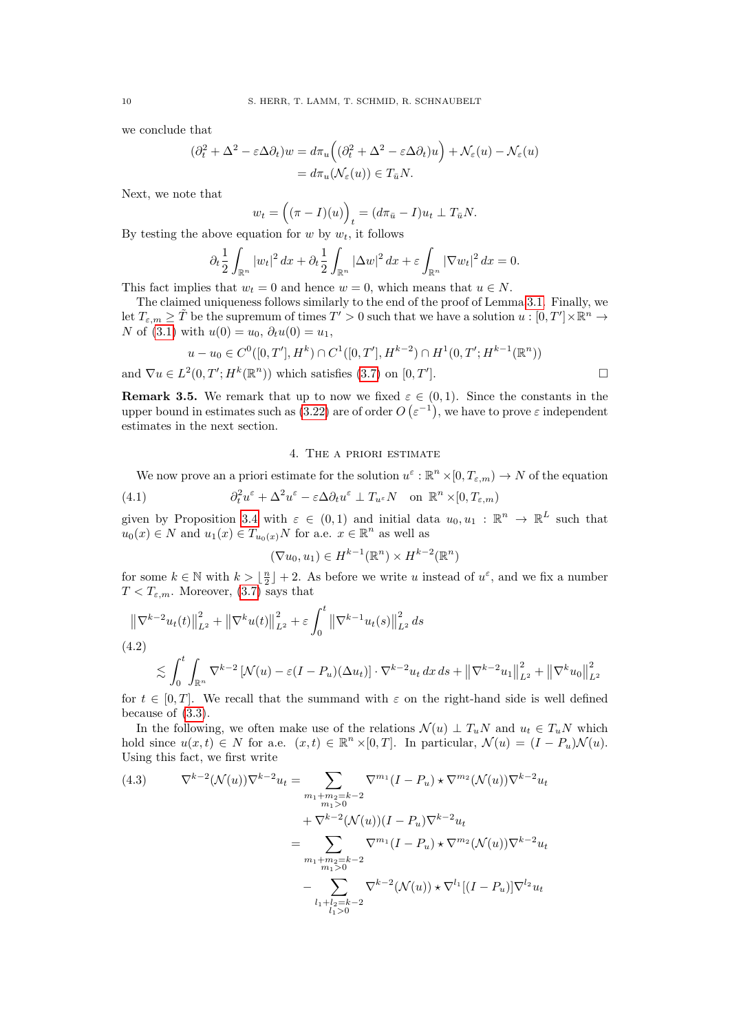we conclude that

$$
\begin{aligned}
(\partial_t^2 + \Delta^2 - \varepsilon\Delta\partial_t)w &= d\pi_u\Big((\partial_t^2 + \Delta^2 - \varepsilon\Delta\partial_t)u\Big) + \mathcal{N}_\varepsilon(u) - \mathcal{N}_\varepsilon(u) \\
&= d\pi_u(\mathcal{N}_\varepsilon(u)) \in T_{\bar{u}}N.
\end{aligned}
$$

Next, we note that

$$
w_t = \Big((\pi - I)(u)\Big)_t = (d\pi_{\bar{u}} - I)u_t \perp T_{\bar{u}}N.
$$

By testing the above equation for $w$ by $w_t$, it follows

$$
\partial_t \frac{1}{2}\int_{\mathbb{R}^n} |w_t|^2\,dx + \partial_t \frac{1}{2}\int_{\mathbb{R}^n} |\Delta w|^2\,dx + \varepsilon\int_{\mathbb{R}^n} |\nabla w_t|^2\,dx = 0.
$$

This fact implies that $w_t = 0$ and hence $w = 0$, which means that $u \in N$.

The claimed uniqueness follows similarly to the end of the proof of Lemma 3.1. Finally, we let $T_{\varepsilon,m} \geq \hat{T}$ be the supremum of times $T' > 0$ such that we have a solution $u : [0, T'] \times \mathbb{R}^n \to N$ of (3.1) with $u(0) = u_0$, $\partial_t u(0) = u_1$,

$$
u - u_0 \in C^0([0,T'], H^k) \cap C^1([0,T'], H^{k-2}) \cap H^1(0,T'; H^{k-1}(\mathbb{R}^n))
$$

and $\nabla u \in L^2(0,T'; H^k(\mathbb{R}^n))$ which satisfies (3.7) on $[0,T']$. $\square$

**Remark 3.5.** We remark that up to now we fixed $\varepsilon \in (0,1)$. Since the constants in the upper bound in estimates such as (3.22) are of order $O(\varepsilon^{-1})$, we have to prove $\varepsilon$ independent estimates in the next section.

## 4. The a priori estimate

We now prove an a priori estimate for the solution $u^\varepsilon : \mathbb{R}^n \times [0, T_{\varepsilon,m}) \to N$ of the equation

$$
\partial_t^2 u^\varepsilon + \Delta^2 u^\varepsilon - \varepsilon\Delta\partial_t u^\varepsilon \perp T_{u^\varepsilon}N \quad \text{on } \mathbb{R}^n \times [0, T_{\varepsilon,m}) \tag{4.1}
$$

given by Proposition 3.4 with $\varepsilon \in (0,1)$ and initial data $u_0, u_1 : \mathbb{R}^n \to \mathbb{R}^L$ such that $u_0(x) \in N$ and $u_1(x) \in T_{u_0(x)}N$ for a.e. $x \in \mathbb{R}^n$ as well as

$$
(\nabla u_0, u_1) \in H^{k-1}(\mathbb{R}^n) \times H^{k-2}(\mathbb{R}^n)
$$

for some $k \in \mathbb{N}$ with $k > \lfloor \frac{n}{2} \rfloor + 2$. As before we write $u$ instead of $u^\varepsilon$, and we fix a number $T < T_{\varepsilon,m}$. Moreover, (3.7) says that

$$
\begin{aligned}
&\left\|\nabla^{k-2}u_t(t)\right\|_{L^2}^2 + \left\|\nabla^k u(t)\right\|_{L^2}^2 + \varepsilon\int_0^t \left\|\nabla^{k-1}u_t(s)\right\|_{L^2}^2\,ds \\
&\quad\lesssim \int_0^t \int_{\mathbb{R}^n} \nabla^{k-2}\left[\mathcal{N}(u) - \varepsilon(I - P_u)(\Delta u_t)\right] \cdot \nabla^{k-2}u_t\,dx\,ds + \left\|\nabla^{k-2}u_1\right\|_{L^2}^2 + \left\|\nabla^k u_0\right\|_{L^2}^2
\end{aligned} \tag{4.2}
$$

for $t \in [0,T]$. We recall that the summand with $\varepsilon$ on the right-hand side is well defined because of (3.3).

In the following, we often make use of the relations $\mathcal{N}(u) \perp T_u N$ and $u_t \in T_u N$ which hold since $u(x,t) \in N$ for a.e. $(x,t) \in \mathbb{R}^n \times [0,T]$. In particular, $\mathcal{N}(u) = (I - P_u)\mathcal{N}(u)$. Using this fact, we first write

$$
\begin{aligned}
\nabla^{k-2}(\mathcal{N}(u))\nabla^{k-2}u_t &= \sum_{\substack{m_1+m_2=k-2\\ m_1>0}} \nabla^{m_1}(I - P_u) \star \nabla^{m_2}(\mathcal{N}(u))\nabla^{k-2}u_t \\
&\quad + \nabla^{k-2}(\mathcal{N}(u))(I - P_u)\nabla^{k-2}u_t \\
&= \sum_{\substack{m_1+m_2=k-2\\ m_1>0}} \nabla^{m_1}(I - P_u) \star \nabla^{m_2}(\mathcal{N}(u))\nabla^{k-2}u_t \\
&\quad - \sum_{\substack{l_1+l_2=k-2\\ l_1>0}} \nabla^{k-2}(\mathcal{N}(u)) \star \nabla^{l_1}[(I - P_u)]\nabla^{l_2}u_t
\end{aligned} \tag{4.3}
$$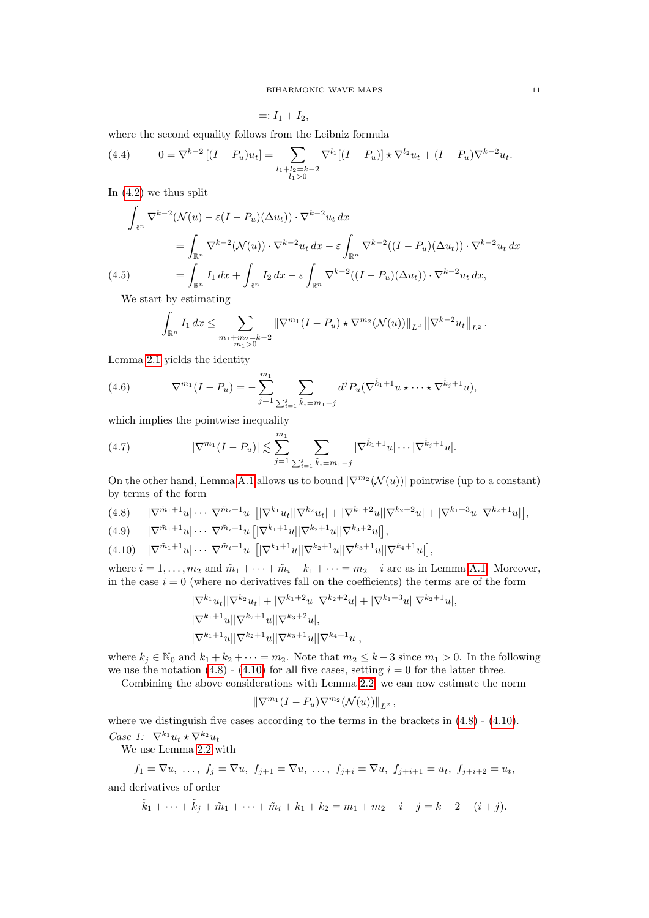$$=: I_1 + I_2,$$

where the second equality follows from the Leibniz formula

$$0 = \nabla^{k-2}\left[(I - P_u)u_t\right] = \sum_{\substack{l_1 + l_2 = k-2 \\ l_1 > 0}} \nabla^{l_1}[(I - P_u)] \star \nabla^{l_2} u_t + (I - P_u)\nabla^{k-2} u_t. \tag{4.4}$$

In (4.2) we thus split

$$\begin{aligned}
\int_{\mathbb{R}^n} & \nabla^{k-2}(\mathcal{N}(u) - \varepsilon(I - P_u)(\Delta u_t)) \cdot \nabla^{k-2} u_t \, dx \\
&= \int_{\mathbb{R}^n} \nabla^{k-2}(\mathcal{N}(u)) \cdot \nabla^{k-2} u_t \, dx - \varepsilon \int_{\mathbb{R}^n} \nabla^{k-2}((I - P_u)(\Delta u_t)) \cdot \nabla^{k-2} u_t \, dx \\
&= \int_{\mathbb{R}^n} I_1 \, dx + \int_{\mathbb{R}^n} I_2 \, dx - \varepsilon \int_{\mathbb{R}^n} \nabla^{k-2}((I - P_u)(\Delta u_t)) \cdot \nabla^{k-2} u_t \, dx,
\end{aligned} \tag{4.5}$$

We start by estimating

$$\int_{\mathbb{R}^n} I_1 \, dx \leq \sum_{\substack{m_1 + m_2 = k-2 \\ m_1 > 0}} \left\| \nabla^{m_1}(I - P_u) \star \nabla^{m_2}(\mathcal{N}(u)) \right\|_{L^2} \left\| \nabla^{k-2} u_t \right\|_{L^2}.$$

Lemma 2.1 yields the identity

$$\nabla^{m_1}(I - P_u) = -\sum_{j=1}^{m_1} \sum_{\sum_{i=1}^{j} \tilde{k}_i = m_1 - j} d^j P_u(\nabla^{\tilde{k}_1 + 1} u \star \cdots \star \nabla^{\tilde{k}_j + 1} u), \tag{4.6}$$

which implies the pointwise inequality

$$|\nabla^{m_1}(I - P_u)| \lesssim \sum_{j=1}^{m_1} \sum_{\sum_{i=1}^{j} \tilde{k}_i = m_1 - j} |\nabla^{\tilde{k}_1 + 1} u| \cdots |\nabla^{\tilde{k}_j + 1} u|. \tag{4.7}$$

On the other hand, Lemma A.1 allows us to bound $|\nabla^{m_2}(\mathcal{N}(u))|$ pointwise (up to a constant) by terms of the form

$$|\nabla^{\tilde{m}_1 + 1} u| \cdots |\nabla^{\tilde{m}_i + 1} u| \left[ |\nabla^{k_1} u_t| |\nabla^{k_2} u_t| + |\nabla^{k_1 + 2} u| |\nabla^{k_2 + 2} u| + |\nabla^{k_1 + 3} u| |\nabla^{k_2 + 1} u| \right], \tag{4.8}$$

$$|\nabla^{\tilde{m}_1 + 1} u| \cdots |\nabla^{\tilde{m}_i + 1} u \left[ |\nabla^{k_1 + 1} u| |\nabla^{k_2 + 1} u| |\nabla^{k_3 + 2} u| \right], \tag{4.9}$$

$$|\nabla^{\tilde{m}_1 + 1} u| \cdots |\nabla^{\tilde{m}_i + 1} u| \left[ |\nabla^{k_1 + 1} u| |\nabla^{k_2 + 1} u| |\nabla^{k_3 + 1} u| |\nabla^{k_4 + 1} u| \right], \tag{4.10}$$

where $i = 1, \ldots, m_2$ and $\tilde{m}_1 + \cdots + \tilde{m}_i + k_1 + \cdots = m_2 - i$ are as in Lemma A.1. Moreover, in the case $i = 0$ (where no derivatives fall on the coefficients) the terms are of the form

$$\begin{aligned}
&|\nabla^{k_1} u_t| |\nabla^{k_2} u_t| + |\nabla^{k_1 + 2} u| |\nabla^{k_2 + 2} u| + |\nabla^{k_1 + 3} u| |\nabla^{k_2 + 1} u|, \\
&|\nabla^{k_1 + 1} u| |\nabla^{k_2 + 1} u| |\nabla^{k_3 + 2} u|, \\
&|\nabla^{k_1 + 1} u| |\nabla^{k_2 + 1} u| |\nabla^{k_3 + 1} u| |\nabla^{k_4 + 1} u|,
\end{aligned}$$

where $k_j \in \mathbb{N}_0$ and $k_1 + k_2 + \cdots = m_2$. Note that $m_2 \leq k - 3$ since $m_1 > 0$. In the following we use the notation (4.8) - (4.10) for all five cases, setting $i = 0$ for the latter three.

Combining the above considerations with Lemma 2.2, we can now estimate the norm

$$\left\| \nabla^{m_1}(I - P_u) \nabla^{m_2}(\mathcal{N}(u)) \right\|_{L^2},$$

where we distinguish five cases according to the terms in the brackets in (4.8) - (4.10).

*Case 1:* $\nabla^{k_1} u_t \star \nabla^{k_2} u_t$

We use Lemma 2.2 with

$$f_1 = \nabla u, \ \ldots, \ f_j = \nabla u, \ f_{j+1} = \nabla u, \ \ldots, \ f_{j+i} = \nabla u, \ f_{j+i+1} = u_t, \ f_{j+i+2} = u_t,$$

and derivatives of order

$$\tilde{k}_1 + \cdots + \tilde{k}_j + \tilde{m}_1 + \cdots + \tilde{m}_i + k_1 + k_2 = m_1 + m_2 - i - j = k - 2 - (i + j).$$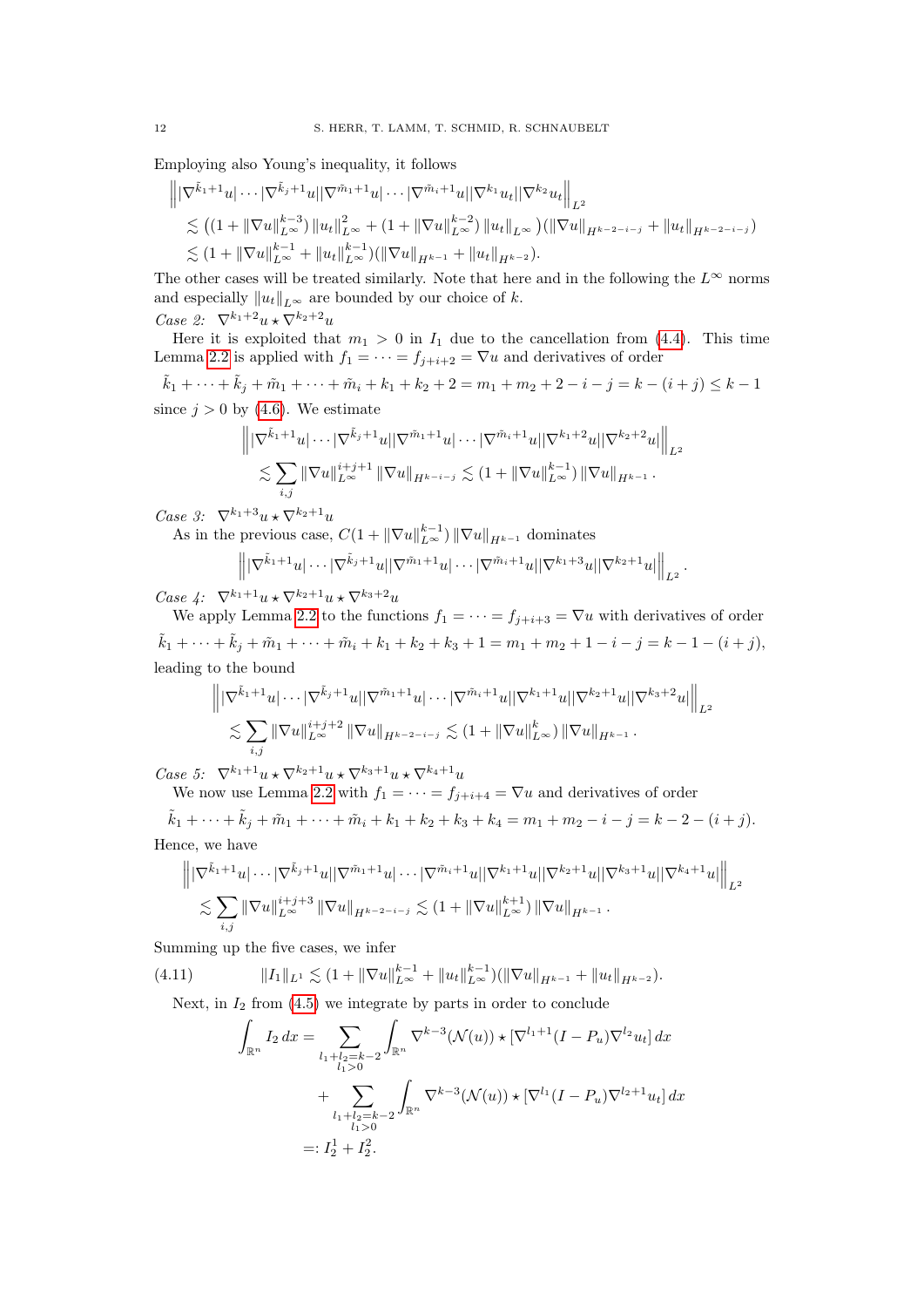Employing also Young's inequality, it follows

$$
\begin{aligned}
&\left\| |\nabla^{\tilde{k}_1+1}u| \cdots |\nabla^{\tilde{k}_j+1}u||\nabla^{\tilde{m}_1+1}u| \cdots |\nabla^{\tilde{m}_i+1}u||\nabla^{k_1}u_t||\nabla^{k_2}u_t| \right\|_{L^2} \\
&\lesssim \left( (1 + \|\nabla u\|_{L^\infty}^{k-3}) \|u_t\|_{L^\infty}^2 + (1 + \|\nabla u\|_{L^\infty}^{k-2}) \|u_t\|_{L^\infty} \right) (\|\nabla u\|_{H^{k-2-i-j}} + \|u_t\|_{H^{k-2-i-j}}) \\
&\lesssim (1 + \|\nabla u\|_{L^\infty}^{k-1} + \|u_t\|_{L^\infty}^{k-1})(\|\nabla u\|_{H^{k-1}} + \|u_t\|_{H^{k-2}}).
\end{aligned}
$$

The other cases will be treated similarly. Note that here and in the following the $L^\infty$ norms and especially $\|u_t\|_{L^\infty}$ are bounded by our choice of $k$.

*Case 2:* $\nabla^{k_1+2}u \star \nabla^{k_2+2}u$

Here it is exploited that $m_1 > 0$ in $I_1$ due to the cancellation from (4.4). This time Lemma 2.2 is applied with $f_1 = \cdots = f_{j+i+2} = \nabla u$ and derivatives of order

$$\tilde{k}_1 + \cdots + \tilde{k}_j + \tilde{m}_1 + \cdots + \tilde{m}_i + k_1 + k_2 + 2 = m_1 + m_2 + 2 - i - j = k - (i + j) \leq k - 1$$

since $j > 0$ by (4.6). We estimate

$$
\begin{aligned}
&\left\| |\nabla^{\tilde{k}_1+1}u| \cdots |\nabla^{\tilde{k}_j+1}u||\nabla^{\tilde{m}_1+1}u| \cdots |\nabla^{\tilde{m}_i+1}u||\nabla^{k_1+2}u||\nabla^{k_2+2}u| \right\|_{L^2} \\
&\lesssim \sum_{i,j} \|\nabla u\|_{L^\infty}^{i+j+1} \|\nabla u\|_{H^{k-i-j}} \lesssim (1 + \|\nabla u\|_{L^\infty}^{k-1}) \|\nabla u\|_{H^{k-1}}.
\end{aligned}
$$

*Case 3:* $\nabla^{k_1+3}u \star \nabla^{k_2+1}u$

As in the previous case, $C(1 + \|\nabla u\|_{L^\infty}^{k-1}) \|\nabla u\|_{H^{k-1}}$ dominates

$$\left\| |\nabla^{\tilde{k}_1+1}u| \cdots |\nabla^{\tilde{k}_j+1}u||\nabla^{\tilde{m}_1+1}u| \cdots |\nabla^{\tilde{m}_i+1}u||\nabla^{k_1+3}u||\nabla^{k_2+1}u| \right\|_{L^2}.$$

*Case 4:* $\nabla^{k_1+1}u \star \nabla^{k_2+1}u \star \nabla^{k_3+2}u$

We apply Lemma 2.2 to the functions $f_1 = \cdots = f_{j+i+3} = \nabla u$ with derivatives of order

$$\tilde{k}_1 + \cdots + \tilde{k}_j + \tilde{m}_1 + \cdots + \tilde{m}_i + k_1 + k_2 + k_3 + 1 = m_1 + m_2 + 1 - i - j = k - 1 - (i + j),$$

leading to the bound

$$
\begin{aligned}
&\left\| |\nabla^{\tilde{k}_1+1}u| \cdots |\nabla^{\tilde{k}_j+1}u||\nabla^{\tilde{m}_1+1}u| \cdots |\nabla^{\tilde{m}_i+1}u||\nabla^{k_1+1}u||\nabla^{k_2+1}u||\nabla^{k_3+2}u| \right\|_{L^2} \\
&\lesssim \sum_{i,j} \|\nabla u\|_{L^\infty}^{i+j+2} \|\nabla u\|_{H^{k-2-i-j}} \lesssim (1 + \|\nabla u\|_{L^\infty}^{k}) \|\nabla u\|_{H^{k-1}}.
\end{aligned}
$$

*Case 5:* $\nabla^{k_1+1}u \star \nabla^{k_2+1}u \star \nabla^{k_3+1}u \star \nabla^{k_4+1}u$

We now use Lemma 2.2 with $f_1 = \cdots = f_{j+i+4} = \nabla u$ and derivatives of order

$$\tilde{k}_1 + \cdots + \tilde{k}_j + \tilde{m}_1 + \cdots + \tilde{m}_i + k_1 + k_2 + k_3 + k_4 = m_1 + m_2 - i - j = k - 2 - (i + j).$$

Hence, we have

$$
\begin{aligned}
&\left\| |\nabla^{\tilde{k}_1+1}u| \cdots |\nabla^{\tilde{k}_j+1}u||\nabla^{\tilde{m}_1+1}u| \cdots |\nabla^{\tilde{m}_i+1}u||\nabla^{k_1+1}u||\nabla^{k_2+1}u||\nabla^{k_3+1}u||\nabla^{k_4+1}u| \right\|_{L^2} \\
&\lesssim \sum_{i,j} \|\nabla u\|_{L^\infty}^{i+j+3} \|\nabla u\|_{H^{k-2-i-j}} \lesssim (1 + \|\nabla u\|_{L^\infty}^{k+1}) \|\nabla u\|_{H^{k-1}}.
\end{aligned}
$$

Summing up the five cases, we infer

$$\|I_1\|_{L^1} \lesssim (1 + \|\nabla u\|_{L^\infty}^{k-1} + \|u_t\|_{L^\infty}^{k-1})(\|\nabla u\|_{H^{k-1}} + \|u_t\|_{H^{k-2}}). \tag{4.11}$$

Next, in $I_2$ from (4.5) we integrate by parts in order to conclude

$$
\begin{aligned}
\int_{\mathbb{R}^n} I_2 \, dx &= \sum_{\substack{l_1+l_2=k-2 \\ l_1>0}} \int_{\mathbb{R}^n} \nabla^{k-3}(\mathcal{N}(u)) \star [\nabla^{l_1+1}(I - P_u)\nabla^{l_2}u_t] \, dx \\
&\quad + \sum_{\substack{l_1+l_2=k-2 \\ l_1>0}} \int_{\mathbb{R}^n} \nabla^{k-3}(\mathcal{N}(u)) \star [\nabla^{l_1}(I - P_u)\nabla^{l_2+1}u_t] \, dx \\
&=: I_2^1 + I_2^2.
\end{aligned}
$$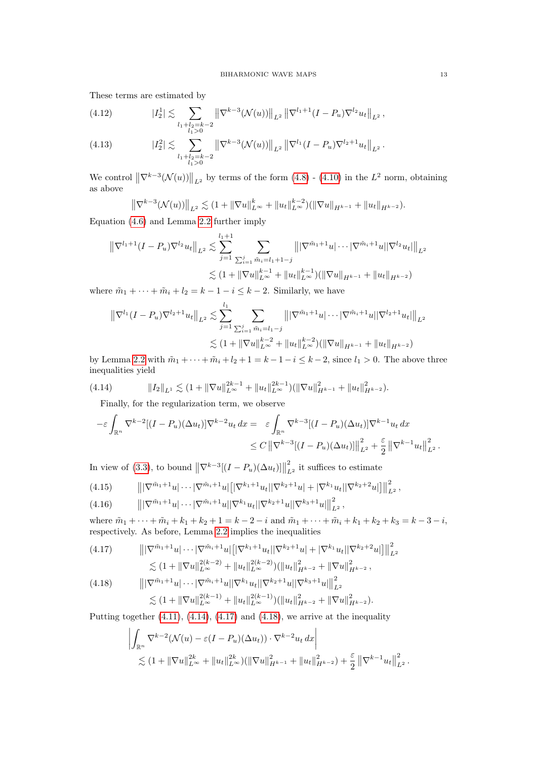These terms are estimated by

$$|I_2^1| \lesssim \sum_{\substack{l_1+l_2=k-2\\ l_1>0}} \left\|\nabla^{k-3}(\mathcal{N}(u))\right\|_{L^2} \left\|\nabla^{l_1+1}(I-P_u)\nabla^{l_2}u_t\right\|_{L^2}, \tag{4.12}$$

$$|I_2^2| \lesssim \sum_{\substack{l_1+l_2=k-2\\ l_1>0}} \left\|\nabla^{k-3}(\mathcal{N}(u))\right\|_{L^2} \left\|\nabla^{l_1}(I-P_u)\nabla^{l_2+1}u_t\right\|_{L^2}. \tag{4.13}$$

We control $\left\|\nabla^{k-3}(\mathcal{N}(u))\right\|_{L^2}$ by terms of the form (4.8) - (4.10) in the $L^2$ norm, obtaining as above

$$\left\|\nabla^{k-3}(\mathcal{N}(u))\right\|_{L^2} \lesssim (1+\|\nabla u\|_{L^\infty}^k + \|u_t\|_{L^\infty}^{k-2})(\|\nabla u\|_{H^{k-1}} + \|u_t\|_{H^{k-2}}).$$

Equation (4.6) and Lemma 2.2 further imply

$$\begin{aligned}
\left\|\nabla^{l_1+1}(I-P_u)\nabla^{l_2}u_t\right\|_{L^2} &\lesssim \sum_{j=1}^{l_1+1} \sum_{\sum_{i=1}^j \tilde{m}_i = l_1+1-j} \left\||\nabla^{\tilde{m}_1+1}u|\cdots|\nabla^{\tilde{m}_i+1}u||\nabla^{l_2}u_t|\right\|_{L^2}\\
&\lesssim (1+\|\nabla u\|_{L^\infty}^{k-1} + \|u_t\|_{L^\infty}^{k-1})(\|\nabla u\|_{H^{k-1}} + \|u_t\|_{H^{k-2}})
\end{aligned}$$

where $\tilde{m}_1+\cdots+\tilde{m}_i+l_2 = k-1-i \le k-2$. Similarly, we have

$$\begin{aligned}
\left\|\nabla^{l_1}(I-P_u)\nabla^{l_2+1}u_t\right\|_{L^2} &\lesssim \sum_{j=1}^{l_1} \sum_{\sum_{i=1}^j \tilde{m}_i = l_1-j} \left\||\nabla^{\tilde{m}_1+1}u|\cdots|\nabla^{\tilde{m}_i+1}u||\nabla^{l_2+1}u_t|\right\|_{L^2}\\
&\lesssim (1+\|\nabla u\|_{L^\infty}^{k-2} + \|u_t\|_{L^\infty}^{k-2})(\|\nabla u\|_{H^{k-1}} + \|u_t\|_{H^{k-2}})
\end{aligned}$$

by Lemma 2.2 with $\tilde{m}_1+\cdots+\tilde{m}_i+l_2+1 = k-1-i \le k-2$, since $l_1>0$. The above three inequalities yield

$$\|I_2\|_{L^1} \lesssim (1+\|\nabla u\|_{L^\infty}^{2k-1} + \|u_t\|_{L^\infty}^{2k-1})(\|\nabla u\|_{H^{k-1}}^2 + \|u_t\|_{H^{k-2}}^2). \tag{4.14}$$

Finally, for the regularization term, we observe

$$\begin{aligned}
-\varepsilon\int_{\mathbb{R}^n} \nabla^{k-2}[(I-P_u)(\Delta u_t)]\nabla^{k-2}u_t\,dx =&\ \varepsilon\int_{\mathbb{R}^n} \nabla^{k-3}[(I-P_u)(\Delta u_t)]\nabla^{k-1}u_t\,dx\\
&\le C\left\|\nabla^{k-3}[(I-P_u)(\Delta u_t)]\right\|_{L^2}^2 + \frac{\varepsilon}{2}\left\|\nabla^{k-1}u_t\right\|_{L^2}^2.
\end{aligned}$$

In view of (3.3), to bound $\left\|\nabla^{k-3}[(I-P_u)(\Delta u_t)]\right\|_{L^2}^2$ it suffices to estimate

$$\left\||\nabla^{\tilde{m}_1+1}u|\cdots|\nabla^{\tilde{m}_i+1}u|\left[|\nabla^{k_1+1}u_t||\nabla^{k_2+1}u| + |\nabla^{k_1}u_t||\nabla^{k_2+2}u|\right]\right\|_{L^2}^2, \tag{4.15}$$

$$\left\||\nabla^{\tilde{m}_1+1}u|\cdots|\nabla^{\tilde{m}_i+1}u||\nabla^{k_1}u_t||\nabla^{k_2+1}u||\nabla^{k_3+1}u|\right\|_{L^2}^2, \tag{4.16}$$

where $\tilde{m}_1+\cdots+\tilde{m}_i+k_1+k_2+1 = k-2-i$ and $\tilde{m}_1+\cdots+\tilde{m}_i+k_1+k_2+k_3 = k-3-i$, respectively. As before, Lemma 2.2 implies the inequalities

$$\begin{aligned}
&\left\||\nabla^{\tilde{m}_1+1}u|\cdots|\nabla^{\tilde{m}_i+1}u|\left[|\nabla^{k_1+1}u_t||\nabla^{k_2+1}u| + |\nabla^{k_1}u_t||\nabla^{k_2+2}u|\right]\right\|_{L^2}^2\\
&\qquad\lesssim (1+\|\nabla u\|_{L^\infty}^{2(k-2)} + \|u_t\|_{L^\infty}^{2(k-2)})(\|u_t\|_{H^{k-2}}^2 + \|\nabla u\|_{H^{k-2}}^2,
\end{aligned} \tag{4.17}$$

$$\begin{aligned}
&\left\||\nabla^{\tilde{m}_1+1}u|\cdots|\nabla^{\tilde{m}_i+1}u||\nabla^{k_1}u_t||\nabla^{k_2+1}u||\nabla^{k_3+1}u|\right\|_{L^2}^2\\
&\qquad\lesssim (1+\|\nabla u\|_{L^\infty}^{2(k-1)} + \|u_t\|_{L^\infty}^{2(k-1)})(\|u_t\|_{H^{k-2}}^2 + \|\nabla u\|_{H^{k-2}}^2).
\end{aligned} \tag{4.18}$$

Putting together (4.11), (4.14), (4.17) and (4.18), we arrive at the inequality

$$\begin{aligned}
&\left|\int_{\mathbb{R}^n} \nabla^{k-2}(\mathcal{N}(u) - \varepsilon(I-P_u)(\Delta u_t))\cdot\nabla^{k-2}u_t\,dx\right|\\
&\qquad\lesssim (1+\|\nabla u\|_{L^\infty}^{2k} + \|u_t\|_{L^\infty}^{2k})(\|\nabla u\|_{H^{k-1}}^2 + \|u_t\|_{H^{k-2}}^2) + \frac{\varepsilon}{2}\left\|\nabla^{k-1}u_t\right\|_{L^2}^2.
\end{aligned}$$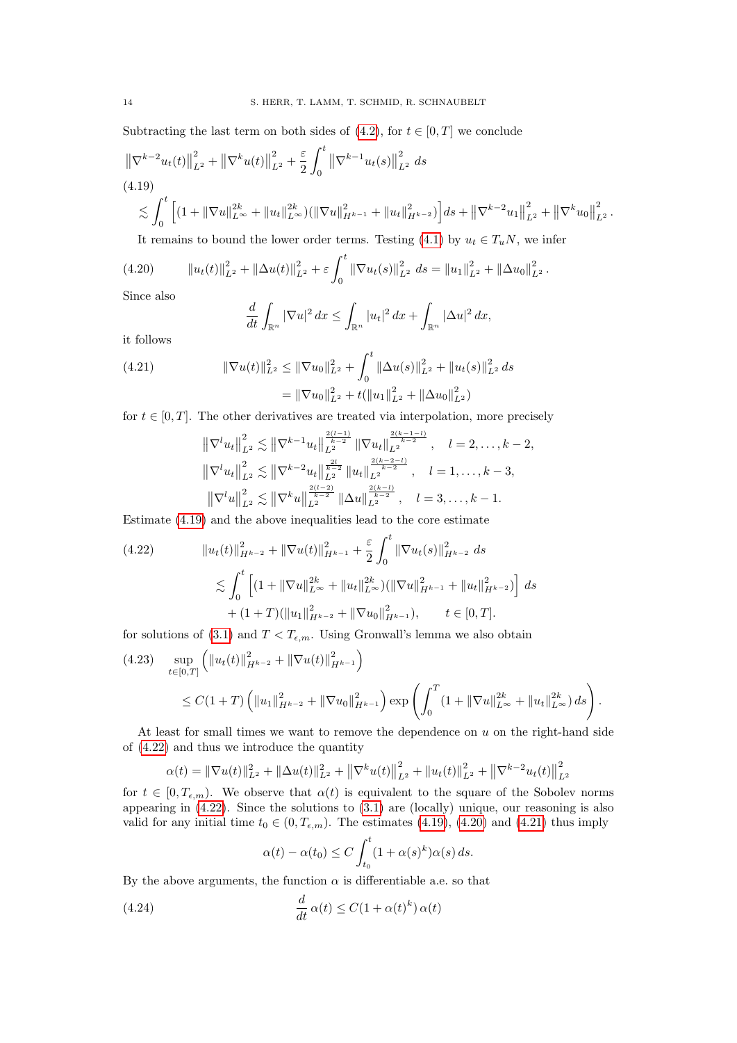Subtracting the last term on both sides of (4.2), for $t \in [0, T]$ we conclude

$$
\begin{aligned}
&\left\|\nabla^{k-2} u_t(t)\right\|_{L^2}^2 + \left\|\nabla^k u(t)\right\|_{L^2}^2 + \frac{\varepsilon}{2}\int_0^t \left\|\nabla^{k-1} u_t(s)\right\|_{L^2}^2 \, ds \\
&\lesssim \int_0^t \left[(1 + \|\nabla u\|_{L^\infty}^{2k} + \|u_t\|_{L^\infty}^{2k})(\|\nabla u\|_{H^{k-1}}^2 + \|u_t\|_{H^{k-2}}^2)\right] ds + \left\|\nabla^{k-2} u_1\right\|_{L^2}^2 + \left\|\nabla^k u_0\right\|_{L^2}^2 .
\end{aligned}
\tag{4.19}
$$

It remains to bound the lower order terms. Testing (4.1) by $u_t \in T_u N$, we infer

$$
\|u_t(t)\|_{L^2}^2 + \|\Delta u(t)\|_{L^2}^2 + \varepsilon \int_0^t \|\nabla u_t(s)\|_{L^2}^2 \, ds = \|u_1\|_{L^2}^2 + \|\Delta u_0\|_{L^2}^2 . \tag{4.20}
$$

Since also

$$
\frac{d}{dt}\int_{\mathbb{R}^n} |\nabla u|^2 \, dx \leq \int_{\mathbb{R}^n} |u_t|^2 \, dx + \int_{\mathbb{R}^n} |\Delta u|^2 \, dx,
$$

it follows

$$
\begin{aligned}
\|\nabla u(t)\|_{L^2}^2 &\leq \|\nabla u_0\|_{L^2}^2 + \int_0^t \|\Delta u(s)\|_{L^2}^2 + \|u_t(s)\|_{L^2}^2 \, ds \\
&= \|\nabla u_0\|_{L^2}^2 + t(\|u_1\|_{L^2}^2 + \|\Delta u_0\|_{L^2}^2)
\end{aligned}
\tag{4.21}
$$

for $t \in [0, T]$. The other derivatives are treated via interpolation, more precisely

$$
\begin{aligned}
\left\|\nabla^l u_t\right\|_{L^2}^2 &\lesssim \left\|\nabla^{k-1} u_t\right\|_{L^2}^{\frac{2(l-1)}{k-2}} \|\nabla u_t\|_{L^2}^{\frac{2(k-1-l)}{k-2}}, \quad l = 2, \dots, k-2, \\
\left\|\nabla^l u_t\right\|_{L^2}^2 &\lesssim \left\|\nabla^{k-2} u_t\right\|_{L^2}^{\frac{2l}{k-2}} \|u_t\|_{L^2}^{\frac{2(k-2-l)}{k-2}}, \quad l = 1, \dots, k-3, \\
\left\|\nabla^l u\right\|_{L^2}^2 &\lesssim \left\|\nabla^k u\right\|_{L^2}^{\frac{2(l-2)}{k-2}} \|\Delta u\|_{L^2}^{\frac{2(k-l)}{k-2}}, \quad l = 3, \dots, k-1.
\end{aligned}
$$

Estimate (4.19) and the above inequalities lead to the core estimate

$$
\begin{aligned}
&\|u_t(t)\|_{H^{k-2}}^2 + \|\nabla u(t)\|_{H^{k-1}}^2 + \frac{\varepsilon}{2}\int_0^t \|\nabla u_t(s)\|_{H^{k-2}}^2 \, ds \\
&\lesssim \int_0^t \left[(1 + \|\nabla u\|_{L^\infty}^{2k} + \|u_t\|_{L^\infty}^{2k})(\|\nabla u\|_{H^{k-1}}^2 + \|u_t\|_{H^{k-2}}^2)\right] ds \\
&\quad + (1+T)(\|u_1\|_{H^{k-2}}^2 + \|\nabla u_0\|_{H^{k-1}}^2), \qquad t \in [0, T].
\end{aligned}
\tag{4.22}
$$

for solutions of (3.1) and $T < T_{\epsilon,m}$. Using Gronwall's lemma we also obtain

$$
\begin{aligned}
&\sup_{t \in [0,T]} \left(\|u_t(t)\|_{H^{k-2}}^2 + \|\nabla u(t)\|_{H^{k-1}}^2\right) \\
&\leq C(1+T)\left(\|u_1\|_{H^{k-2}}^2 + \|\nabla u_0\|_{H^{k-1}}^2\right) \exp\left(\int_0^T (1 + \|\nabla u\|_{L^\infty}^{2k} + \|u_t\|_{L^\infty}^{2k}) \, ds\right).
\end{aligned}
\tag{4.23}
$$

At least for small times we want to remove the dependence on $u$ on the right-hand side of (4.22) and thus we introduce the quantity

$$
\alpha(t) = \|\nabla u(t)\|_{L^2}^2 + \|\Delta u(t)\|_{L^2}^2 + \left\|\nabla^k u(t)\right\|_{L^2}^2 + \|u_t(t)\|_{L^2}^2 + \left\|\nabla^{k-2} u_t(t)\right\|_{L^2}^2
$$

for $t \in [0, T_{\epsilon,m})$. We observe that $\alpha(t)$ is equivalent to the square of the Sobolev norms appearing in (4.22). Since the solutions to (3.1) are (locally) unique, our reasoning is also valid for any initial time $t_0 \in (0, T_{\epsilon,m})$. The estimates (4.19), (4.20) and (4.21) thus imply

$$
\alpha(t) - \alpha(t_0) \leq C \int_{t_0}^t (1 + \alpha(s)^k)\alpha(s) \, ds.
$$

By the above arguments, the function $\alpha$ is differentiable a.e. so that

$$
\frac{d}{dt}\alpha(t) \leq C(1 + \alpha(t)^k)\,\alpha(t) \tag{4.24}
$$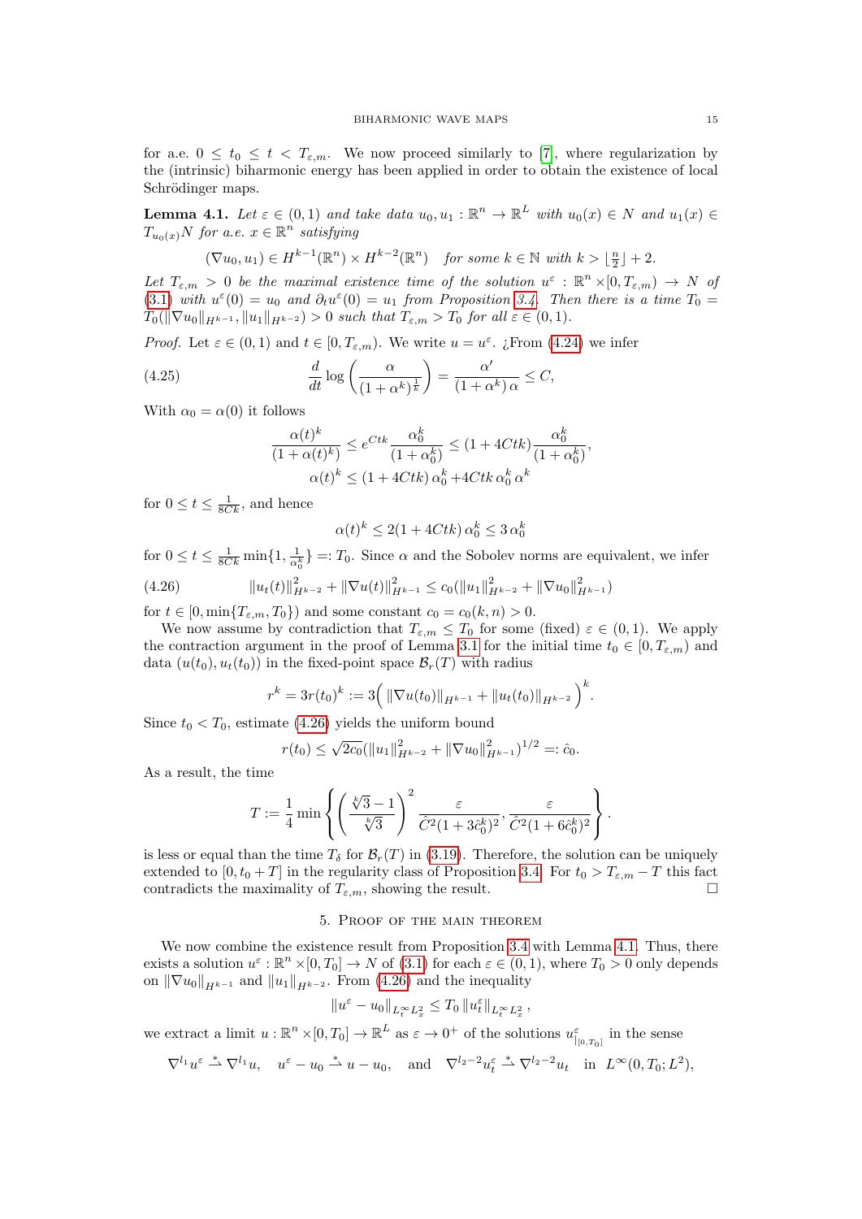for a.e. $0 \le t_0 \le t < T_{\varepsilon,m}$. We now proceed similarly to [7], where regularization by the (intrinsic) biharmonic energy has been applied in order to obtain the existence of local Schrödinger maps.

**Lemma 4.1.** *Let $\varepsilon \in (0,1)$ and take data $u_0, u_1 : \mathbb{R}^n \to \mathbb{R}^L$ with $u_0(x) \in N$ and $u_1(x) \in T_{u_0(x)}N$ for a.e. $x \in \mathbb{R}^n$ satisfying*

$$(\nabla u_0, u_1) \in H^{k-1}(\mathbb{R}^n) \times H^{k-2}(\mathbb{R}^n) \quad \text{for some } k \in \mathbb{N} \text{ with } k > \lfloor \tfrac{n}{2} \rfloor + 2.$$

*Let $T_{\varepsilon,m} > 0$ be the maximal existence time of the solution $u^\varepsilon : \mathbb{R}^n \times [0, T_{\varepsilon,m}) \to N$ of (3.1) with $u^\varepsilon(0) = u_0$ and $\partial_t u^\varepsilon(0) = u_1$ from Proposition 3.4. Then there is a time $T_0 = T_0(\|\nabla u_0\|_{H^{k-1}}, \|u_1\|_{H^{k-2}}) > 0$ such that $T_{\varepsilon,m} > T_0$ for all $\varepsilon \in (0,1)$.*

*Proof.* Let $\varepsilon \in (0,1)$ and $t \in [0, T_{\varepsilon,m})$. We write $u = u^\varepsilon$. ¿From (4.24) we infer

$$\frac{d}{dt} \log\left( \frac{\alpha}{(1+\alpha^k)^{\frac{1}{k}}} \right) = \frac{\alpha'}{(1+\alpha^k)\,\alpha} \le C, \tag{4.25}$$

With $\alpha_0 = \alpha(0)$ it follows

$$\frac{\alpha(t)^k}{(1+\alpha(t)^k)} \le e^{Ctk} \frac{\alpha_0^k}{(1+\alpha_0^k)} \le (1+4Ctk)\frac{\alpha_0^k}{(1+\alpha_0^k)},$$
$$\alpha(t)^k \le (1+4Ctk)\,\alpha_0^k + 4Ctk\,\alpha_0^k\,\alpha^k$$

for $0 \le t \le \frac{1}{8Ck}$, and hence

$$\alpha(t)^k \le 2(1+4Ctk)\,\alpha_0^k \le 3\,\alpha_0^k$$

for $0 \le t \le \frac{1}{8Ck}\min\{1, \frac{1}{\alpha_0^k}\} =: T_0$. Since $\alpha$ and the Sobolev norms are equivalent, we infer

$$\|u_t(t)\|_{H^{k-2}}^2 + \|\nabla u(t)\|_{H^{k-1}}^2 \le c_0(\|u_1\|_{H^{k-2}}^2 + \|\nabla u_0\|_{H^{k-1}}^2) \tag{4.26}$$

for $t \in [0, \min\{T_{\varepsilon,m}, T_0\})$ and some constant $c_0 = c_0(k,n) > 0$.

We now assume by contradiction that $T_{\varepsilon,m} \le T_0$ for some (fixed) $\varepsilon \in (0,1)$. We apply the contraction argument in the proof of Lemma 3.1 for the initial time $t_0 \in [0, T_{\varepsilon,m})$ and data $(u(t_0), u_t(t_0))$ in the fixed-point space $\mathcal{B}_r(T)$ with radius

$$r^k = 3r(t_0)^k := 3\Big( \|\nabla u(t_0)\|_{H^{k-1}} + \|u_t(t_0)\|_{H^{k-2}} \Big)^k.$$

Since $t_0 < T_0$, estimate (4.26) yields the uniform bound

$$r(t_0) \le \sqrt{2c_0}(\|u_1\|_{H^{k-2}}^2 + \|\nabla u_0\|_{H^{k-1}}^2)^{1/2} =: \hat{c}_0.$$

As a result, the time

$$T := \frac{1}{4}\min\left\{ \left( \frac{\sqrt[k]{3}-1}{\sqrt[k]{3}} \right)^2 \frac{\varepsilon}{\hat{C}^2(1+3\hat{c}_0^k)^2}, \frac{\varepsilon}{\hat{C}^2(1+6\hat{c}_0^k)^2} \right\}.$$

is less or equal than the time $T_\delta$ for $\mathcal{B}_r(T)$ in (3.19). Therefore, the solution can be uniquely extended to $[0, t_0 + T]$ in the regularity class of Proposition 3.4. For $t_0 > T_{\varepsilon,m} - T$ this fact contradicts the maximality of $T_{\varepsilon,m}$, showing the result. □

## 5. Proof of the main theorem

We now combine the existence result from Proposition 3.4 with Lemma 4.1. Thus, there exists a solution $u^\varepsilon : \mathbb{R}^n \times [0, T_0] \to N$ of (3.1) for each $\varepsilon \in (0,1)$, where $T_0 > 0$ only depends on $\|\nabla u_0\|_{H^{k-1}}$ and $\|u_1\|_{H^{k-2}}$. From (4.26) and the inequality

$$\|u^\varepsilon - u_0\|_{L_t^\infty L_x^2} \le T_0\, \|u_t^\varepsilon\|_{L_t^\infty L_x^2},$$

we extract a limit $u : \mathbb{R}^n \times [0, T_0] \to \mathbb{R}^L$ as $\varepsilon \to 0^+$ of the solutions $u^\varepsilon_{|_{[0,T_0]}}$ in the sense

$$\nabla^{l_1} u^\varepsilon \overset{*}{\rightharpoonup} \nabla^{l_1} u, \quad u^\varepsilon - u_0 \overset{*}{\rightharpoonup} u - u_0, \quad \text{and} \quad \nabla^{l_2 - 2} u_t^\varepsilon \overset{*}{\rightharpoonup} \nabla^{l_2-2} u_t \quad \text{in } L^\infty(0, T_0; L^2),$$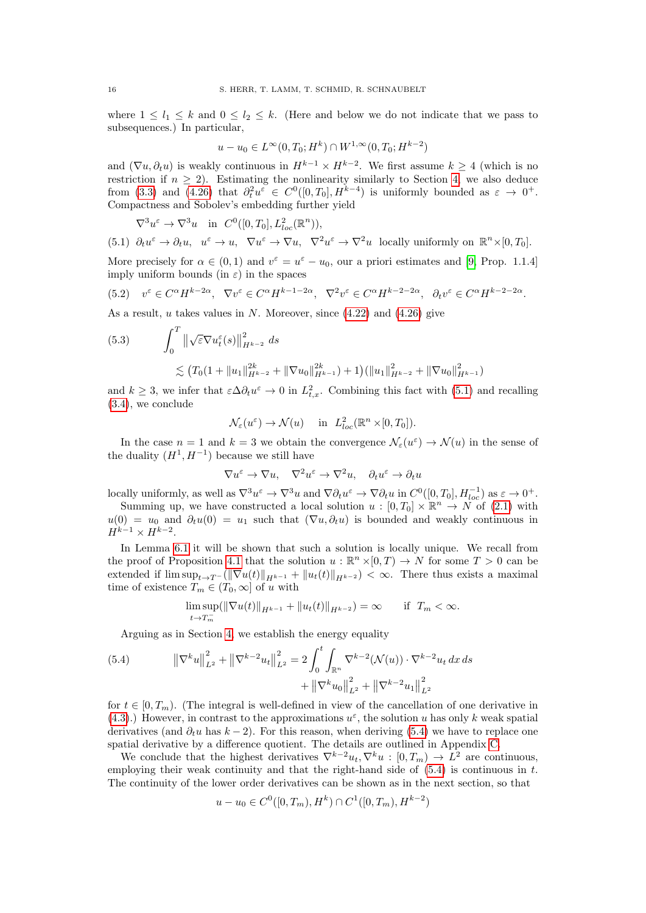where $1 \leq l_1 \leq k$ and $0 \leq l_2 \leq k$. (Here and below we do not indicate that we pass to subsequences.) In particular,

$$u - u_0 \in L^\infty(0, T_0; H^k) \cap W^{1,\infty}(0, T_0; H^{k-2})$$

and $(\nabla u, \partial_t u)$ is weakly continuous in $H^{k-1} \times H^{k-2}$. We first assume $k \geq 4$ (which is no restriction if $n \geq 2$). Estimating the nonlinearity similarly to Section 4, we also deduce from (3.3) and (4.26) that $\partial_t^2 u^\varepsilon \in C^0([0, T_0], H^{k-4})$ is uniformly bounded as $\varepsilon \to 0^+$. Compactness and Sobolev's embedding further yield

$$\nabla^3 u^\varepsilon \to \nabla^3 u \quad \text{in } \; C^0([0, T_0], L^2_{loc}(\mathbb{R}^n)),$$

$$\text{(5.1)} \quad \partial_t u^\varepsilon \to \partial_t u, \;\; u^\varepsilon \to u, \;\; \nabla u^\varepsilon \to \nabla u, \;\; \nabla^2 u^\varepsilon \to \nabla^2 u \;\; \text{locally uniformly on } \mathbb{R}^n \times [0, T_0].$$

More precisely for $\alpha \in (0, 1)$ and $v^\varepsilon = u^\varepsilon - u_0$, our a priori estimates and [9, Prop. 1.1.4] imply uniform bounds (in $\varepsilon$) in the spaces

$$\text{(5.2)} \quad v^\varepsilon \in C^\alpha H^{k-2\alpha}, \;\; \nabla v^\varepsilon \in C^\alpha H^{k-1-2\alpha}, \;\; \nabla^2 v^\varepsilon \in C^\alpha H^{k-2-2\alpha}, \;\; \partial_t v^\varepsilon \in C^\alpha H^{k-2-2\alpha}.$$

As a result, $u$ takes values in $N$. Moreover, since (4.22) and (4.26) give

$$\text{(5.3)} \qquad \int_0^T \left\| \sqrt{\varepsilon} \nabla u_t^\varepsilon(s) \right\|_{H^{k-2}}^2 ds$$
$$\lesssim \left(T_0(1 + \|u_1\|_{H^{k-2}}^{2k} + \|\nabla u_0\|_{H^{k-1}}^{2k}) + 1\right)\left(\|u_1\|_{H^{k-2}}^2 + \|\nabla u_0\|_{H^{k-1}}^2\right)$$

and $k \geq 3$, we infer that $\varepsilon \Delta \partial_t u^\varepsilon \to 0$ in $L^2_{t,x}$. Combining this fact with (5.1) and recalling (3.4), we conclude

$$\mathcal{N}_\varepsilon(u^\varepsilon) \to \mathcal{N}(u) \quad \text{in } \; L^2_{loc}(\mathbb{R}^n \times [0, T_0]).$$

In the case $n = 1$ and $k = 3$ we obtain the convergence $\mathcal{N}_\varepsilon(u^\varepsilon) \to \mathcal{N}(u)$ in the sense of the duality $(H^1, H^{-1})$ because we still have

$$\nabla u^\varepsilon \to \nabla u, \quad \nabla^2 u^\varepsilon \to \nabla^2 u, \quad \partial_t u^\varepsilon \to \partial_t u$$

locally uniformly, as well as $\nabla^3 u^\varepsilon \to \nabla^3 u$ and $\nabla \partial_t u^\varepsilon \to \nabla \partial_t u$ in $C^0([0, T_0], H^{-1}_{loc})$ as $\varepsilon \to 0^+$.

Summing up, we have constructed a local solution $u : [0, T_0] \times \mathbb{R}^n \to N$ of (2.1) with $u(0) = u_0$ and $\partial_t u(0) = u_1$ such that $(\nabla u, \partial_t u)$ is bounded and weakly continuous in $H^{k-1} \times H^{k-2}$.

In Lemma 6.1 it will be shown that such a solution is locally unique. We recall from the proof of Proposition 4.1 that the solution $u : \mathbb{R}^n \times [0, T) \to N$ for some $T > 0$ can be extended if $\limsup_{t \to T^-} (\|\nabla u(t)\|_{H^{k-1}} + \|u_t(t)\|_{H^{k-2}}) < \infty$. There thus exists a maximal time of existence $T_m \in (T_0, \infty]$ of $u$ with

$$\limsup_{t \to T_m^-} (\|\nabla u(t)\|_{H^{k-1}} + \|u_t(t)\|_{H^{k-2}}) = \infty \qquad \text{if } \; T_m < \infty.$$

Arguing as in Section 4, we establish the energy equality

$$\text{(5.4)} \qquad \left\|\nabla^k u\right\|_{L^2}^2 + \left\|\nabla^{k-2} u_t\right\|_{L^2}^2 = 2 \int_0^t \int_{\mathbb{R}^n} \nabla^{k-2}(\mathcal{N}(u)) \cdot \nabla^{k-2} u_t \, dx \, ds$$
$$+ \left\|\nabla^k u_0\right\|_{L^2}^2 + \left\|\nabla^{k-2} u_1\right\|_{L^2}^2$$

for $t \in [0, T_m)$. (The integral is well-defined in view of the cancellation of one derivative in (4.3).) However, in contrast to the approximations $u^\varepsilon$, the solution $u$ has only $k$ weak spatial derivatives (and $\partial_t u$ has $k - 2$). For this reason, when deriving (5.4) we have to replace one spatial derivative by a difference quotient. The details are outlined in Appendix C.

We conclude that the highest derivatives $\nabla^{k-2} u_t, \nabla^k u : [0, T_m) \to L^2$ are continuous, employing their weak continuity and that the right-hand side of (5.4) is continuous in $t$. The continuity of the lower order derivatives can be shown as in the next section, so that

$$u - u_0 \in C^0([0, T_m), H^k) \cap C^1([0, T_m), H^{k-2})$$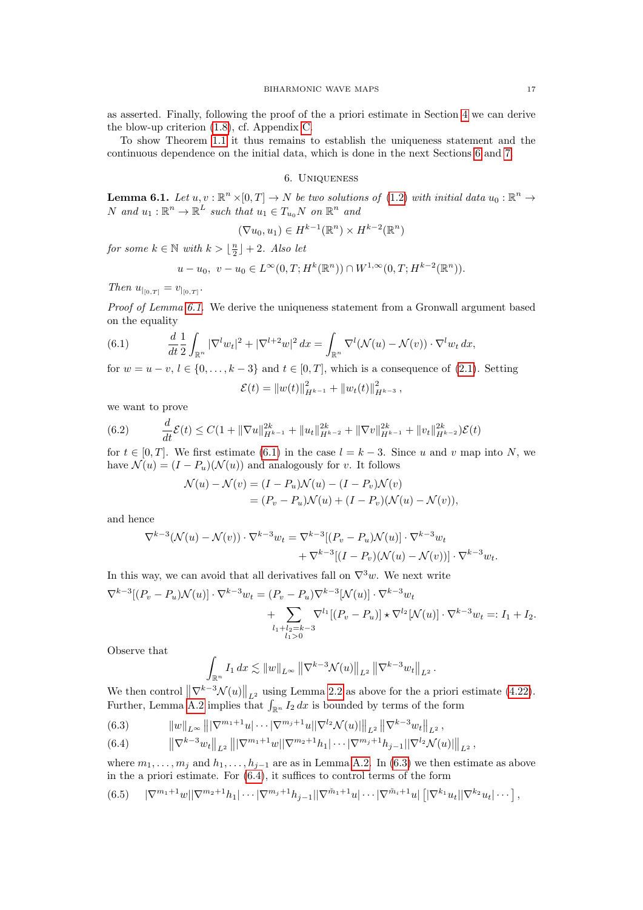as asserted. Finally, following the proof of the a priori estimate in Section 4 we can derive the blow-up criterion (1.8), cf. Appendix C.

To show Theorem 1.1 it thus remains to establish the uniqueness statement and the continuous dependence on the initial data, which is done in the next Sections 6 and 7.

## 6. Uniqueness

**Lemma 6.1.** *Let $u, v : \mathbb{R}^n \times [0,T] \to N$ be two solutions of (1.2) with initial data $u_0 : \mathbb{R}^n \to N$ and $u_1 : \mathbb{R}^n \to \mathbb{R}^L$ such that $u_1 \in T_{u_0}N$ on $\mathbb{R}^n$ and*

$$(\nabla u_0, u_1) \in H^{k-1}(\mathbb{R}^n) \times H^{k-2}(\mathbb{R}^n)$$

*for some $k \in \mathbb{N}$ with $k > \lfloor \frac{n}{2} \rfloor + 2$. Also let*

$$u - u_0,\ v - u_0 \in L^\infty(0,T; H^k(\mathbb{R}^n)) \cap W^{1,\infty}(0,T; H^{k-2}(\mathbb{R}^n)).$$

*Then $u_{|_{[0,T]}} = v_{|_{[0,T]}}$.*

*Proof of Lemma 6.1.* We derive the uniqueness statement from a Gronwall argument based on the equality

$$\frac{d}{dt}\frac{1}{2}\int_{\mathbb{R}^n} |\nabla^l w_t|^2 + |\nabla^{l+2} w|^2\, dx = \int_{\mathbb{R}^n} \nabla^l(\mathcal{N}(u) - \mathcal{N}(v)) \cdot \nabla^l w_t\, dx, \tag{6.1}$$

for $w = u - v$, $l \in \{0, \dots, k-3\}$ and $t \in [0,T]$, which is a consequence of (2.1). Setting

$$\mathcal{E}(t) = \|w(t)\|_{H^{k-1}}^2 + \|w_t(t)\|_{H^{k-3}}^2,$$

we want to prove

$$\frac{d}{dt}\mathcal{E}(t) \le C(1 + \|\nabla u\|_{H^{k-1}}^{2k} + \|u_t\|_{H^{k-2}}^{2k} + \|\nabla v\|_{H^{k-1}}^{2k} + \|v_t\|_{H^{k-2}}^{2k})\mathcal{E}(t) \tag{6.2}$$

for $t \in [0,T]$. We first estimate (6.1) in the case $l = k-3$. Since $u$ and $v$ map into $N$, we have $\mathcal{N}(u) = (I - P_u)(\mathcal{N}(u))$ and analogously for $v$. It follows

$$\begin{aligned}
\mathcal{N}(u) - \mathcal{N}(v) &= (I - P_u)\mathcal{N}(u) - (I - P_v)\mathcal{N}(v) \\
&= (P_v - P_u)\mathcal{N}(u) + (I - P_v)(\mathcal{N}(u) - \mathcal{N}(v)),
\end{aligned}$$

and hence

$$\begin{aligned}
\nabla^{k-3}(\mathcal{N}(u) - \mathcal{N}(v)) \cdot \nabla^{k-3} w_t &= \nabla^{k-3}[(P_v - P_u)\mathcal{N}(u)] \cdot \nabla^{k-3} w_t \\
&\quad + \nabla^{k-3}[(I - P_v)(\mathcal{N}(u) - \mathcal{N}(v))] \cdot \nabla^{k-3} w_t.
\end{aligned}$$

In this way, we can avoid that all derivatives fall on $\nabla^3 w$. We next write

$$\begin{aligned}
\nabla^{k-3}[(P_v - P_u)\mathcal{N}(u)] \cdot \nabla^{k-3} w_t &= (P_v - P_u)\nabla^{k-3}[\mathcal{N}(u)] \cdot \nabla^{k-3} w_t \\
&\quad + \sum_{\substack{l_1 + l_2 = k-3 \\ l_1 > 0}} \nabla^{l_1}[(P_v - P_u)] \star \nabla^{l_2}[\mathcal{N}(u)] \cdot \nabla^{k-3} w_t =: I_1 + I_2.
\end{aligned}$$

Observe that

$$\int_{\mathbb{R}^n} I_1\, dx \lesssim \|w\|_{L^\infty} \left\|\nabla^{k-3}\mathcal{N}(u)\right\|_{L^2} \left\|\nabla^{k-3} w_t\right\|_{L^2}.$$

We then control $\left\|\nabla^{k-3}\mathcal{N}(u)\right\|_{L^2}$ using Lemma 2.2 as above for the a priori estimate (4.22). Further, Lemma A.2 implies that $\int_{\mathbb{R}^n} I_2\, dx$ is bounded by terms of the form

$$\|w\|_{L^\infty} \left\| |\nabla^{m_1+1} u| \cdots |\nabla^{m_j+1} u| |\nabla^{l_2}\mathcal{N}(u)| \right\|_{L^2} \left\|\nabla^{k-3} w_t\right\|_{L^2}, \tag{6.3}$$

$$\left\|\nabla^{k-3} w_t\right\|_{L^2} \left\| |\nabla^{m_1+1} w| |\nabla^{m_2+1} h_1| \cdots |\nabla^{m_j+1} h_{j-1}| |\nabla^{l_2}\mathcal{N}(u)| \right\|_{L^2}, \tag{6.4}$$

where $m_1, \dots, m_j$ and $h_1, \dots, h_{j-1}$ are as in Lemma A.2. In (6.3) we then estimate as above in the a priori estimate. For (6.4), it suffices to control terms of the form

$$|\nabla^{m_1+1} w| |\nabla^{m_2+1} h_1| \cdots |\nabla^{m_j+1} h_{j-1}| |\nabla^{\tilde{m}_1+1} u| \cdots |\nabla^{\tilde{m}_i+1} u| \left[ |\nabla^{k_1} u_t| |\nabla^{k_2} u_t| \cdots \right], \tag{6.5}$$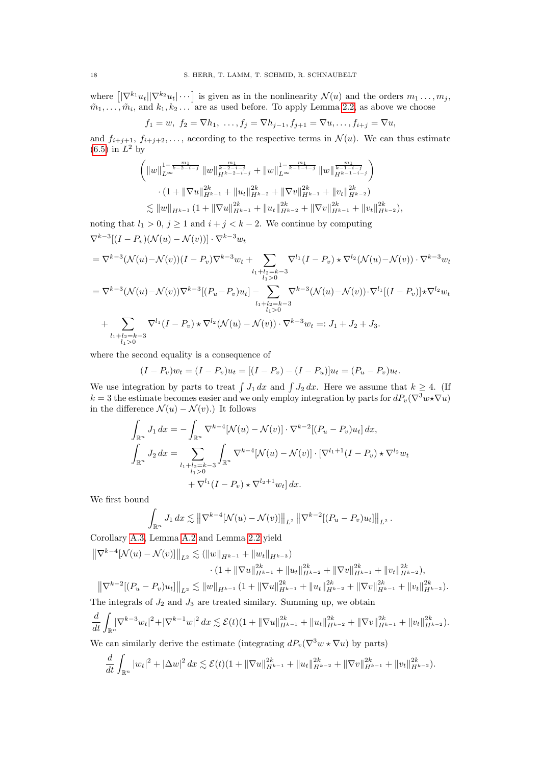where $\left[|\nabla^{k_1} u_t||\nabla^{k_2} u_t|\cdots\right]$ is given as in the nonlinearity $\mathcal{N}(u)$ and the orders $m_1 \ldots, m_j$, $\tilde{m}_1, \ldots, \tilde{m}_i$, and $k_1, k_2 \ldots$ are as used before. To apply Lemma 2.2, as above we choose

$$f_1 = w,\ f_2 = \nabla h_1,\ \ldots, f_j = \nabla h_{j-1}, f_{j+1} = \nabla u, \ldots, f_{i+j} = \nabla u,$$

and $f_{i+j+1},\ f_{i+j+2}, \ldots$, according to the respective terms in $\mathcal{N}(u)$. We can thus estimate (6.5) in $L^2$ by

$$\begin{aligned}
&\left( \|w\|_{L^\infty}^{1-\frac{m_1}{k-2-i-j}} \|w\|_{H^{k-2-i-j}}^{\frac{m_1}{k-2-i-j}} + \|w\|_{L^\infty}^{1-\frac{m_1}{k-1-i-j}} \|w\|_{H^{k-1-i-j}}^{\frac{m_1}{k-1-i-j}} \right) \\
&\qquad \cdot (1 + \|\nabla u\|_{H^{k-1}}^{2k} + \|u_t\|_{H^{k-2}}^{2k} + \|\nabla v\|_{H^{k-1}}^{2k} + \|v_t\|_{H^{k-2}}^{2k}) \\
&\qquad \lesssim \|w\|_{H^{k-1}} (1 + \|\nabla u\|_{H^{k-1}}^{2k} + \|u_t\|_{H^{k-2}}^{2k} + \|\nabla v\|_{H^{k-1}}^{2k} + \|v_t\|_{H^{k-2}}^{2k}),
\end{aligned}$$

noting that $l_1 > 0$, $j \geq 1$ and $i + j < k - 2$. We continue by computing

$$\begin{aligned}
&\nabla^{k-3}[(I - P_v)(\mathcal{N}(u) - \mathcal{N}(v))] \cdot \nabla^{k-3} w_t \\
&= \nabla^{k-3}(\mathcal{N}(u) - \mathcal{N}(v))(I - P_v)\nabla^{k-3} w_t + \sum_{\substack{l_1 + l_2 = k-3 \\ l_1 > 0}} \nabla^{l_1}(I - P_v) \star \nabla^{l_2}(\mathcal{N}(u) - \mathcal{N}(v)) \cdot \nabla^{k-3} w_t \\
&= \nabla^{k-3}(\mathcal{N}(u) - \mathcal{N}(v))\nabla^{k-3}[(P_u - P_v)u_t] - \sum_{\substack{l_1 + l_2 = k-3 \\ l_1 > 0}} \nabla^{k-3}(\mathcal{N}(u) - \mathcal{N}(v)) \cdot \nabla^{l_1}[(I - P_v)] \star \nabla^{l_2} w_t \\
&\quad + \sum_{\substack{l_1 + l_2 = k-3 \\ l_1 > 0}} \nabla^{l_1}(I - P_v) \star \nabla^{l_2}(\mathcal{N}(u) - \mathcal{N}(v)) \cdot \nabla^{k-3} w_t =: J_1 + J_2 + J_3.
\end{aligned}$$

where the second equality is a consequence of

$$(I - P_v)w_t = (I - P_v)u_t = [(I - P_v) - (I - P_u)]u_t = (P_u - P_v)u_t.$$

We use integration by parts to treat $\int J_1\, dx$ and $\int J_2\, dx$. Here we assume that $k \geq 4$. (If $k = 3$ the estimate becomes easier and we only employ integration by parts for $dP_v(\nabla^3 w \star \nabla u)$ in the difference $\mathcal{N}(u) - \mathcal{N}(v)$.) It follows

$$\begin{aligned}
\int_{\mathbb{R}^n} J_1\, dx &= -\int_{\mathbb{R}^n} \nabla^{k-4}[\mathcal{N}(u) - \mathcal{N}(v)] \cdot \nabla^{k-2}[(P_u - P_v)u_t]\, dx, \\
\int_{\mathbb{R}^n} J_2\, dx &= \sum_{\substack{l_1 + l_2 = k-3 \\ l_1 > 0}} \int_{\mathbb{R}^n} \nabla^{k-4}[\mathcal{N}(u) - \mathcal{N}(v)] \cdot [\nabla^{l_1+1}(I - P_v) \star \nabla^{l_2} w_t \\
&\qquad + \nabla^{l_1}(I - P_v) \star \nabla^{l_2+1} w_t]\, dx.
\end{aligned}$$

We first bound

$$\int_{\mathbb{R}^n} J_1\, dx \lesssim \left\| \nabla^{k-4}[\mathcal{N}(u) - \mathcal{N}(v)] \right\|_{L^2} \left\| \nabla^{k-2}[(P_u - P_v)u_t] \right\|_{L^2}.$$

Corollary A.3, Lemma A.2 and Lemma 2.2 yield

$$\begin{aligned}
\left\| \nabla^{k-4}[\mathcal{N}(u) - \mathcal{N}(v)] \right\|_{L^2} &\lesssim (\|w\|_{H^{k-1}} + \|w_t\|_{H^{k-3}}) \\
&\qquad \cdot (1 + \|\nabla u\|_{H^{k-1}}^{2k} + \|u_t\|_{H^{k-2}}^{2k} + \|\nabla v\|_{H^{k-1}}^{2k} + \|v_t\|_{H^{k-2}}^{2k}), \\
\left\| \nabla^{k-2}[(P_u - P_v)u_t] \right\|_{L^2} &\lesssim \|w\|_{H^{k-1}} (1 + \|\nabla u\|_{H^{k-1}}^{2k} + \|u_t\|_{H^{k-2}}^{2k} + \|\nabla v\|_{H^{k-1}}^{2k} + \|v_t\|_{H^{k-2}}^{2k}).
\end{aligned}$$

The integrals of $J_2$ and $J_3$ are treated similary. Summing up, we obtain

$$\frac{d}{dt} \int_{\mathbb{R}^n} |\nabla^{k-3} w_t|^2 + |\nabla^{k-1} w|^2\, dx \lesssim \mathcal{E}(t)(1 + \|\nabla u\|_{H^{k-1}}^{2k} + \|u_t\|_{H^{k-2}}^{2k} + \|\nabla v\|_{H^{k-1}}^{2k} + \|v_t\|_{H^{k-2}}^{2k}).$$

We can similarly derive the estimate (integrating $dP_v(\nabla^3 w \star \nabla u)$ by parts)

$$\frac{d}{dt} \int_{\mathbb{R}^n} |w_t|^2 + |\Delta w|^2\, dx \lesssim \mathcal{E}(t)(1 + \|\nabla u\|_{H^{k-1}}^{2k} + \|u_t\|_{H^{k-2}}^{2k} + \|\nabla v\|_{H^{k-1}}^{2k} + \|v_t\|_{H^{k-2}}^{2k}).$$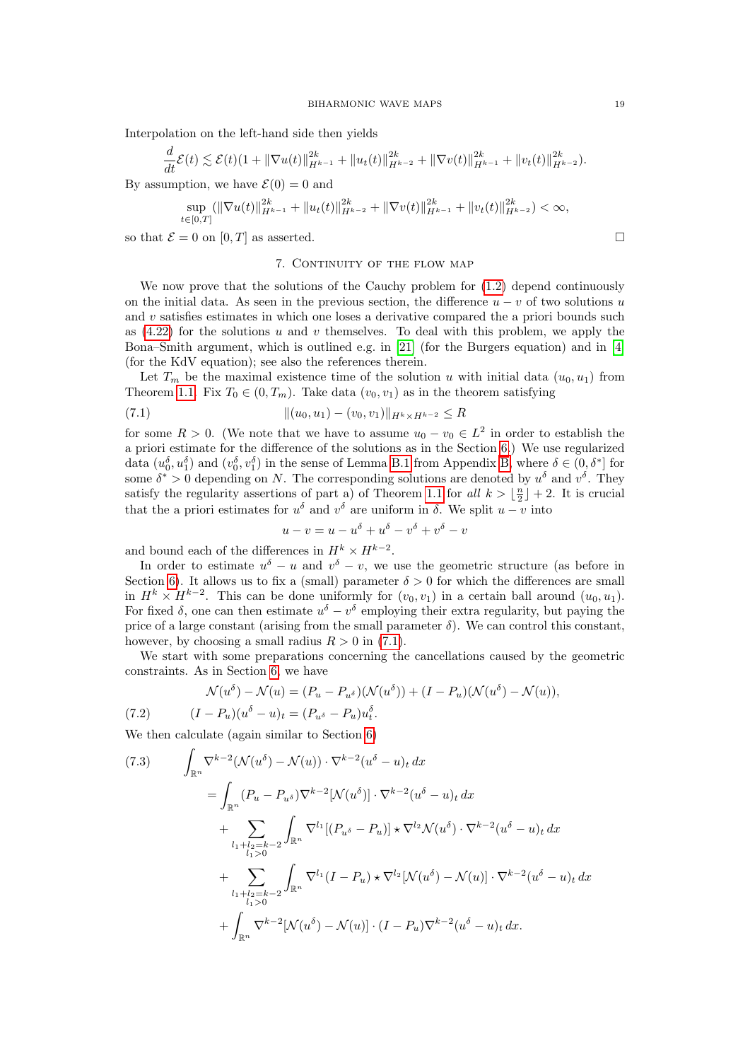Interpolation on the left-hand side then yields

$$\frac{d}{dt}\mathcal{E}(t) \lesssim \mathcal{E}(t)(1 + \|\nabla u(t)\|_{H^{k-1}}^{2k} + \|u_t(t)\|_{H^{k-2}}^{2k} + \|\nabla v(t)\|_{H^{k-1}}^{2k} + \|v_t(t)\|_{H^{k-2}}^{2k}).$$

By assumption, we have $\mathcal{E}(0) = 0$ and

$$\sup_{t\in[0,T]} (\|\nabla u(t)\|_{H^{k-1}}^{2k} + \|u_t(t)\|_{H^{k-2}}^{2k} + \|\nabla v(t)\|_{H^{k-1}}^{2k} + \|v_t(t)\|_{H^{k-2}}^{2k}) < \infty,$$

so that $\mathcal{E} = 0$ on $[0, T]$ as asserted. □

## 7. Continuity of the flow map

We now prove that the solutions of the Cauchy problem for (1.2) depend continuously on the initial data. As seen in the previous section, the difference $u - v$ of two solutions $u$ and $v$ satisfies estimates in which one loses a derivative compared the a priori bounds such as (4.22) for the solutions $u$ and $v$ themselves. To deal with this problem, we apply the Bona–Smith argument, which is outlined e.g. in [21] (for the Burgers equation) and in [4] (for the KdV equation); see also the references therein.

Let $T_m$ be the maximal existence time of the solution $u$ with initial data $(u_0, u_1)$ from Theorem 1.1. Fix $T_0 \in (0, T_m)$. Take data $(v_0, v_1)$ as in the theorem satisfying

$$\|(u_0, u_1) - (v_0, v_1)\|_{H^k \times H^{k-2}} \leq R \tag{7.1}$$

for some $R > 0$. (We note that we have to assume $u_0 - v_0 \in L^2$ in order to establish the a priori estimate for the difference of the solutions as in the Section 6.) We use regularized data $(u_0^\delta, u_1^\delta)$ and $(v_0^\delta, v_1^\delta)$ in the sense of Lemma B.1 from Appendix B, where $\delta \in (0, \delta^*]$ for some $\delta^* > 0$ depending on $N$. The corresponding solutions are denoted by $u^\delta$ and $v^\delta$. They satisfy the regularity assertions of part a) of Theorem 1.1 for *all* $k > \lfloor \frac{n}{2} \rfloor + 2$. It is crucial that the a priori estimates for $u^\delta$ and $v^\delta$ are uniform in $\delta$. We split $u - v$ into

$$u - v = u - u^\delta + u^\delta - v^\delta + v^\delta - v$$

and bound each of the differences in $H^k \times H^{k-2}$.

In order to estimate $u^\delta - u$ and $v^\delta - v$, we use the geometric structure (as before in Section 6). It allows us to fix a (small) parameter $\delta > 0$ for which the differences are small in $H^k \times H^{k-2}$. This can be done uniformly for $(v_0, v_1)$ in a certain ball around $(u_0, u_1)$. For fixed $\delta$, one can then estimate $u^\delta - v^\delta$ employing their extra regularity, but paying the price of a large constant (arising from the small parameter $\delta$). We can control this constant, however, by choosing a small radius $R > 0$ in (7.1).

We start with some preparations concerning the cancellations caused by the geometric constraints. As in Section 6, we have

$$\begin{aligned}
\mathcal{N}(u^\delta) - \mathcal{N}(u) &= (P_u - P_{u^\delta})(\mathcal{N}(u^\delta)) + (I - P_u)(\mathcal{N}(u^\delta) - \mathcal{N}(u)), \\
(I - P_u)(u^\delta - u)_t &= (P_{u^\delta} - P_u)u_t^\delta.
\end{aligned} \tag{7.2}$$

We then calculate (again similar to Section 6)

$$\begin{aligned}
&\int_{\mathbb{R}^n} \nabla^{k-2}(\mathcal{N}(u^\delta) - \mathcal{N}(u)) \cdot \nabla^{k-2}(u^\delta - u)_t \, dx \\
&= \int_{\mathbb{R}^n} (P_u - P_{u^\delta})\nabla^{k-2}[\mathcal{N}(u^\delta)] \cdot \nabla^{k-2}(u^\delta - u)_t \, dx \\
&\quad + \sum_{\substack{l_1+l_2=k-2 \\ l_1>0}} \int_{\mathbb{R}^n} \nabla^{l_1}[(P_{u^\delta} - P_u)] \star \nabla^{l_2}\mathcal{N}(u^\delta) \cdot \nabla^{k-2}(u^\delta - u)_t \, dx \\
&\quad + \sum_{\substack{l_1+l_2=k-2 \\ l_1>0}} \int_{\mathbb{R}^n} \nabla^{l_1}(I - P_u) \star \nabla^{l_2}[\mathcal{N}(u^\delta) - \mathcal{N}(u)] \cdot \nabla^{k-2}(u^\delta - u)_t \, dx \\
&\quad + \int_{\mathbb{R}^n} \nabla^{k-2}[\mathcal{N}(u^\delta) - \mathcal{N}(u)] \cdot (I - P_u)\nabla^{k-2}(u^\delta - u)_t \, dx.
\end{aligned} \tag{7.3}$$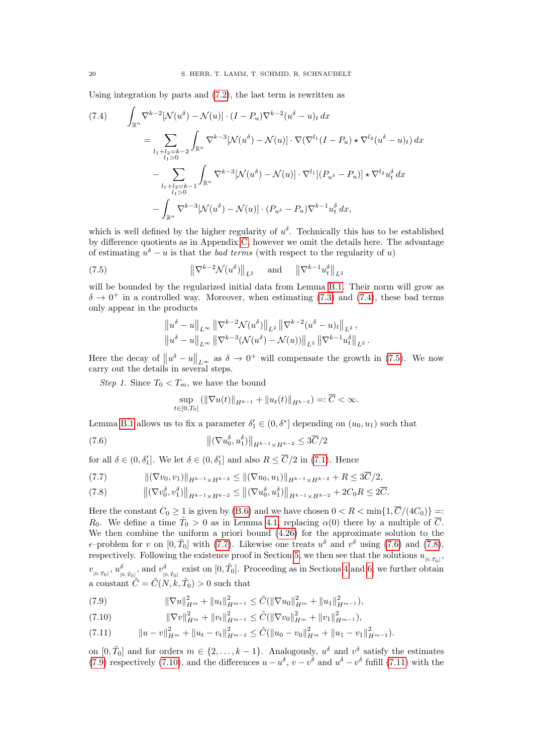Using integration by parts and (7.2), the last term is rewritten as

$$
\begin{aligned}
(7.4)\qquad & \int_{\mathbb{R}^n} \nabla^{k-2}[\mathcal{N}(u^\delta)-\mathcal{N}(u)]\cdot (I-P_u)\nabla^{k-2}(u^\delta-u)_t\,dx \\
&= \sum_{\substack{l_1+l_2=k-2\\ l_1>0}} \int_{\mathbb{R}^n} \nabla^{k-3}[\mathcal{N}(u^\delta)-\mathcal{N}(u)]\cdot \nabla(\nabla^{l_1}(I-P_u)\star \nabla^{l_2}(u^\delta-u)_t)\,dx \\
&\quad - \sum_{\substack{l_1+l_2=k-1\\ l_1>0}} \int_{\mathbb{R}^n} \nabla^{k-3}[\mathcal{N}(u^\delta)-\mathcal{N}(u)]\cdot \nabla^{l_1}[(P_{u^\delta}-P_u)]\star \nabla^{l_2}u_t^\delta\,dx \\
&\quad - \int_{\mathbb{R}^n} \nabla^{k-3}[\mathcal{N}(u^\delta)-\mathcal{N}(u)]\cdot (P_{u^\delta}-P_u)\nabla^{k-1}u_t^\delta\,dx,
\end{aligned}
$$

which is well defined by the higher regularity of $u^\delta$. Technically this has to be established by difference quotients as in Appendix C, however we omit the details here. The advantage of estimating $u^\delta - u$ is that the *bad terms* (with respect to the regularity of $u$)

$$
(7.5)\qquad \left\|\nabla^{k-2}\mathcal{N}(u^\delta)\right\|_{L^2} \quad \text{and} \quad \left\|\nabla^{k-1}u_t^\delta\right\|_{L^2}
$$

will be bounded by the regularized initial data from Lemma B.1. Their norm will grow as $\delta \to 0^+$ in a controlled way. Moreover, when estimating (7.3) and (7.4), these bad terms only appear in the products

$$
\begin{aligned}
&\left\|u^\delta-u\right\|_{L^\infty}\left\|\nabla^{k-2}\mathcal{N}(u^\delta)\right\|_{L^2}\left\|\nabla^{k-2}(u^\delta-u)_t\right\|_{L^2},\\
&\left\|u^\delta-u\right\|_{L^\infty}\left\|\nabla^{k-3}(\mathcal{N}(u^\delta)-\mathcal{N}(u))\right\|_{L^2}\left\|\nabla^{k-1}u_t^\delta\right\|_{L^2}.
\end{aligned}
$$

Here the decay of $\left\|u^\delta-u\right\|_{L^\infty}$ as $\delta\to 0^+$ will compensate the growth in (7.5). We now carry out the details in several steps.

*Step 1.* Since $T_0 < T_m$, we have the bound

$$
\sup_{t\in[0,T_0]}\left(\|\nabla u(t)\|_{H^{k-1}}+\|u_t(t)\|_{H^{k-2}}\right) =: \overline{C} < \infty.
$$

Lemma B.1 allows us to fix a parameter $\delta_1' \in (0,\delta^*]$ depending on $(u_0,u_1)$ such that

$$
(7.6)\qquad \left\|(\nabla u_0^\delta, u_1^\delta)\right\|_{H^{k-1}\times H^{k-2}} \le 3\overline{C}/2
$$

for all $\delta\in(0,\delta_1']$. We let $\delta\in(0,\delta_1']$ and also $R\le \overline{C}/2$ in (7.1). Hence

$$
(7.7)\qquad \|(\nabla v_0, v_1)\|_{H^{k-1}\times H^{k-2}} \le \|(\nabla u_0, u_1)\|_{H^{k-1}\times H^{k-2}} + R \le 3\overline{C}/2,
$$

$$
(7.8)\qquad \left\|(\nabla v_0^\delta, v_1^\delta)\right\|_{H^{k-1}\times H^{k-2}} \le \left\|(\nabla u_0^\delta, u_1^\delta)\right\|_{H^{k-1}\times H^{k-2}} + 2C_0R \le 2\overline{C}.
$$

Here the constant $C_0\ge 1$ is given by (B.6) and we have chosen $0<R<\min\{1,\overline{C}/(4C_0)\} =: R_0$. We define a time $\tilde{T}_0 > 0$ as in Lemma 4.1, replacing $\alpha(0)$ there by a multiple of $\overline{C}$. We then combine the uniform a priori bound (4.26) for the approximate solution to the $\epsilon$–problem for $v$ on $[0,\tilde{T}_0]$ with (7.7). Likewise one treats $u^\delta$ and $v^\delta$ using (7.6) and (7.8), respectively. Following the existence proof in Section 5, we then see that the solutions $u_{[0,\tilde{T}_0]}$, $v_{[0,\tilde{T}_0]}$, $u^\delta_{[0,\tilde{T}_0]}$, and $v^\delta_{[0,\tilde{T}_0]}$ exist on $[0,\tilde{T}_0]$. Proceeding as in Sections 4 and 6, we further obtain a constant $\tilde{C}=\tilde{C}(N,k,\tilde{T}_0)>0$ such that

$$
(7.9)\qquad \|\nabla u\|_{H^m}^2 + \|u_t\|_{H^{m-1}}^2 \le \tilde{C}(\|\nabla u_0\|_{H^m}^2 + \|u_1\|_{H^{m-1}}^2),
$$

$$
(7.10)\qquad \|\nabla v\|_{H^m}^2 + \|v_t\|_{H^{m-1}}^2 \le \tilde{C}(\|\nabla v_0\|_{H^m}^2 + \|v_1\|_{H^{m-1}}^2),
$$

$$
(7.11)\qquad \|u-v\|_{H^m}^2 + \|u_t-v_t\|_{H^{m-2}}^2 \le \tilde{C}(\|u_0-v_0\|_{H^m}^2 + \|u_1-v_1\|_{H^{m-2}}^2).
$$

on $[0,\tilde{T}_0]$ and for orders $m\in\{2,\dots,k-1\}$. Analogously, $u^\delta$ and $v^\delta$ satisfy the estimates (7.9) respectively (7.10), and the differences $u-u^\delta$, $v-v^\delta$ and $u^\delta-v^\delta$ fufill (7.11) with the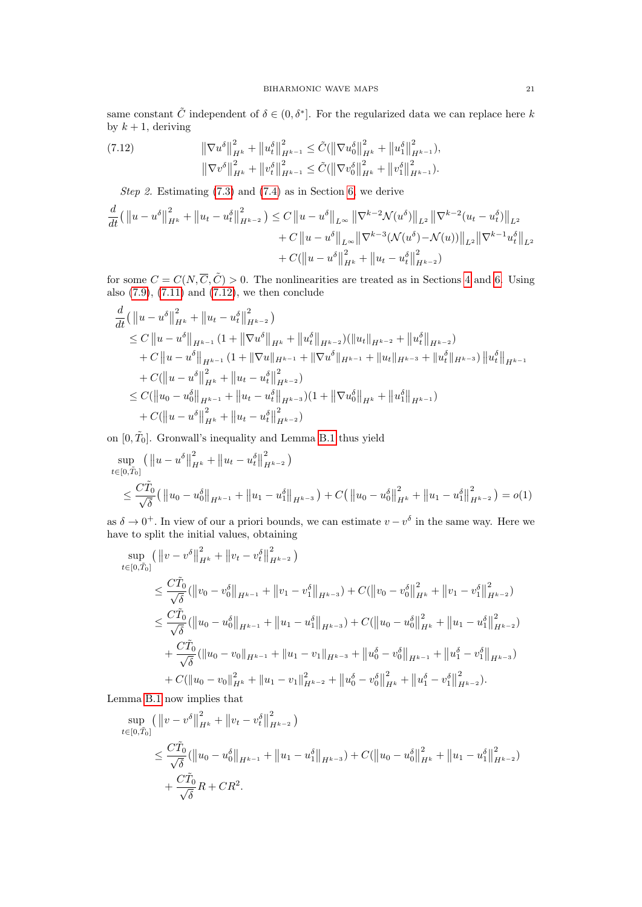same constant $\tilde{C}$ independent of $\delta \in (0, \delta^*]$. For the regularized data we can replace here $k$ by $k+1$, deriving

$$
\begin{aligned}
&\left\|\nabla u^\delta\right\|_{H^k}^2 + \left\|u_t^\delta\right\|_{H^{k-1}}^2 \le \tilde{C}(\left\|\nabla u_0^\delta\right\|_{H^k}^2 + \left\|u_1^\delta\right\|_{H^{k-1}}^2),\\
&\left\|\nabla v^\delta\right\|_{H^k}^2 + \left\|v_t^\delta\right\|_{H^{k-1}}^2 \le \tilde{C}(\left\|\nabla v_0^\delta\right\|_{H^k}^2 + \left\|v_1^\delta\right\|_{H^{k-1}}^2).
\end{aligned} \tag{7.12}
$$

*Step 2.* Estimating (7.3) and (7.4) as in Section 6, we derive

$$
\begin{aligned}
\frac{d}{dt}\big(\left\|u-u^\delta\right\|_{H^k}^2 + \left\|u_t-u_t^\delta\right\|_{H^{k-2}}^2\big) &\le C\left\|u-u^\delta\right\|_{L^\infty}\left\|\nabla^{k-2}\mathcal{N}(u^\delta)\right\|_{L^2}\left\|\nabla^{k-2}(u_t-u_t^\delta)\right\|_{L^2}\\
&\quad + C\left\|u-u^\delta\right\|_{L^\infty}\left\|\nabla^{k-3}(\mathcal{N}(u^\delta) - \mathcal{N}(u))\right\|_{L^2}\left\|\nabla^{k-1}u_t^\delta\right\|_{L^2}\\
&\quad + C(\left\|u-u^\delta\right\|_{H^k}^2 + \left\|u_t-u_t^\delta\right\|_{H^{k-2}}^2)
\end{aligned}
$$

for some $C = C(N, \overline{C}, \tilde{C}) > 0$. The nonlinearities are treated as in Sections 4 and 6. Using also (7.9), (7.11) and (7.12), we then conclude

$$
\begin{aligned}
&\frac{d}{dt}\big(\left\|u-u^\delta\right\|_{H^k}^2 + \left\|u_t-u_t^\delta\right\|_{H^{k-2}}^2\big)\\
&\quad \le C\left\|u-u^\delta\right\|_{H^{k-1}}(1+\left\|\nabla u^\delta\right\|_{H^k} + \left\|u_t^\delta\right\|_{H^{k-2}})(\|u_t\|_{H^{k-2}} + \left\|u_t^\delta\right\|_{H^{k-2}})\\
&\quad\quad + C\left\|u-u^\delta\right\|_{H^{k-1}}(1+\|\nabla u\|_{H^{k-1}} + \|\nabla u^\delta\|_{H^{k-1}} + \|u_t\|_{H^{k-3}} + \|u_t^\delta\|_{H^{k-3}})\left\|u_t^\delta\right\|_{H^{k-1}}\\
&\quad\quad + C(\left\|u-u^\delta\right\|_{H^k}^2 + \left\|u_t-u_t^\delta\right\|_{H^{k-2}}^2)\\
&\quad \le C(\left\|u_0-u_0^\delta\right\|_{H^{k-1}} + \left\|u_t-u_t^\delta\right\|_{H^{k-3}})(1+\left\|\nabla u_0^\delta\right\|_{H^k} + \left\|u_1^\delta\right\|_{H^{k-1}})\\
&\quad\quad + C(\left\|u-u^\delta\right\|_{H^k}^2 + \left\|u_t-u_t^\delta\right\|_{H^{k-2}}^2)
\end{aligned}
$$

on $[0, \tilde{T}_0]$. Gronwall's inequality and Lemma B.1 thus yield

$$
\begin{aligned}
&\sup_{t\in[0,\tilde{T}_0]}\big(\left\|u-u^\delta\right\|_{H^k}^2 + \left\|u_t-u_t^\delta\right\|_{H^{k-2}}^2\big)\\
&\quad \le \frac{C\tilde{T}_0}{\sqrt{\delta}}\big(\left\|u_0-u_0^\delta\right\|_{H^{k-1}} + \left\|u_1-u_1^\delta\right\|_{H^{k-3}}\big) + C\big(\left\|u_0-u_0^\delta\right\|_{H^k}^2 + \left\|u_1-u_1^\delta\right\|_{H^{k-2}}^2\big) = o(1)
\end{aligned}
$$

as $\delta \to 0^+$. In view of our a priori bounds, we can estimate $v - v^\delta$ in the same way. Here we have to split the initial values, obtaining

$$
\begin{aligned}
&\sup_{t\in[0,\tilde{T}_0]}\big(\left\|v-v^\delta\right\|_{H^k}^2 + \left\|v_t-v_t^\delta\right\|_{H^{k-2}}^2\big)\\
&\quad \le \frac{C\tilde{T}_0}{\sqrt{\delta}}(\left\|v_0-v_0^\delta\right\|_{H^{k-1}} + \left\|v_1-v_1^\delta\right\|_{H^{k-3}}) + C(\left\|v_0-v_0^\delta\right\|_{H^k}^2 + \left\|v_1-v_1^\delta\right\|_{H^{k-2}}^2)\\
&\quad \le \frac{C\tilde{T}_0}{\sqrt{\delta}}(\left\|u_0-u_0^\delta\right\|_{H^{k-1}} + \left\|u_1-u_1^\delta\right\|_{H^{k-3}}) + C(\left\|u_0-u_0^\delta\right\|_{H^k}^2 + \left\|u_1-u_1^\delta\right\|_{H^{k-2}}^2)\\
&\quad\quad + \frac{C\tilde{T}_0}{\sqrt{\delta}}(\|u_0-v_0\|_{H^{k-1}} + \|u_1-v_1\|_{H^{k-3}} + \left\|u_0^\delta-v_0^\delta\right\|_{H^{k-1}} + \left\|u_1^\delta-v_1^\delta\right\|_{H^{k-3}})\\
&\quad\quad + C(\|u_0-v_0\|_{H^k}^2 + \|u_1-v_1\|_{H^{k-2}}^2 + \left\|u_0^\delta-v_0^\delta\right\|_{H^k}^2 + \left\|u_1^\delta-v_1^\delta\right\|_{H^{k-2}}^2).
\end{aligned}
$$

Lemma B.1 now implies that

$$
\begin{aligned}
&\sup_{t\in[0,\tilde{T}_0]}\big(\left\|v-v^\delta\right\|_{H^k}^2 + \left\|v_t-v_t^\delta\right\|_{H^{k-2}}^2\big)\\
&\quad \le \frac{C\tilde{T}_0}{\sqrt{\delta}}(\left\|u_0-u_0^\delta\right\|_{H^{k-1}} + \left\|u_1-u_1^\delta\right\|_{H^{k-3}}) + C(\left\|u_0-u_0^\delta\right\|_{H^k}^2 + \left\|u_1-u_1^\delta\right\|_{H^{k-2}}^2)\\
&\quad\quad + \frac{C\tilde{T}_0}{\sqrt{\delta}}R + CR^2.
\end{aligned}
$$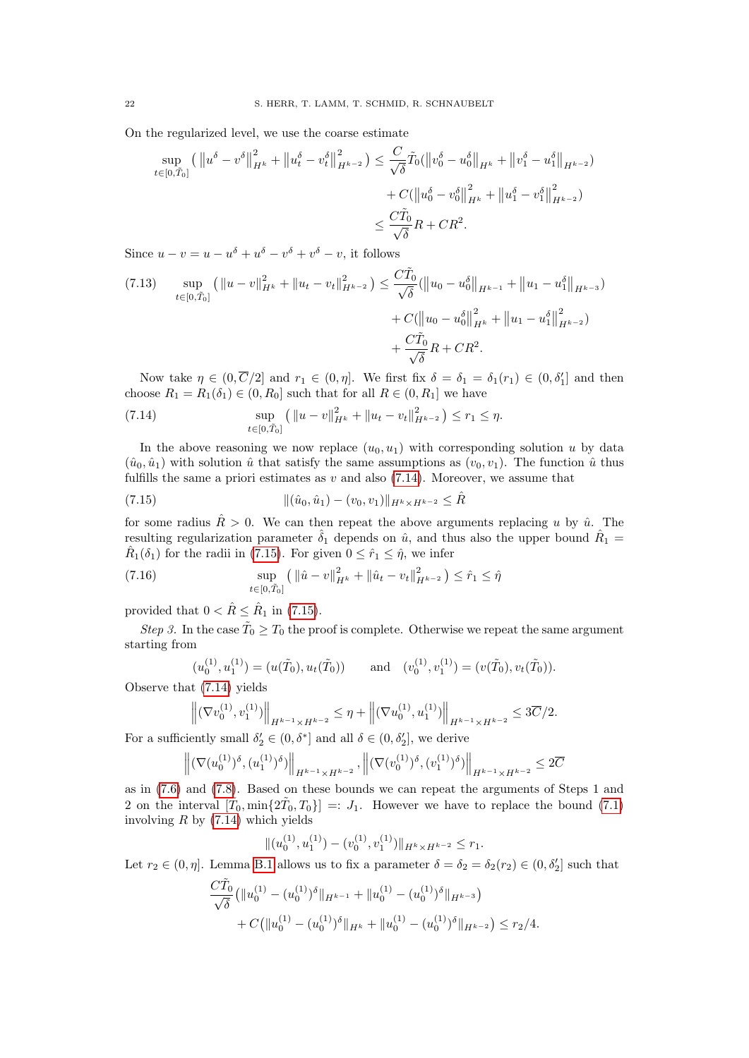On the regularized level, we use the coarse estimate

$$
\begin{aligned}
\sup_{t\in[0,\tilde{T}_0]} \big( \|u^\delta - v^\delta\|_{H^k}^2 + \|u_t^\delta - v_t^\delta\|_{H^{k-2}}^2 \big) &\le \frac{C}{\sqrt{\delta}} \tilde{T}_0 (\|v_0^\delta - u_0^\delta\|_{H^k} + \|v_1^\delta - u_1^\delta\|_{H^{k-2}}) \\
&\quad + C(\|u_0^\delta - v_0^\delta\|_{H^k}^2 + \|u_1^\delta - v_1^\delta\|_{H^{k-2}}^2) \\
&\le \frac{C\tilde{T}_0}{\sqrt{\delta}} R + CR^2.
\end{aligned}
$$

Since $u - v = u - u^\delta + u^\delta - v^\delta + v^\delta - v$, it follows

$$
\begin{aligned}
\sup_{t\in[0,\tilde{T}_0]} \big( \|u - v\|_{H^k}^2 + \|u_t - v_t\|_{H^{k-2}}^2 \big) &\le \frac{C\tilde{T}_0}{\sqrt{\delta}} (\|u_0 - u_0^\delta\|_{H^{k-1}} + \|u_1 - u_1^\delta\|_{H^{k-3}}) \\
&\quad + C(\|u_0 - u_0^\delta\|_{H^k}^2 + \|u_1 - u_1^\delta\|_{H^{k-2}}^2) \\
&\quad + \frac{C\tilde{T}_0}{\sqrt{\delta}} R + CR^2.
\end{aligned} \tag{7.13}
$$

Now take $\eta \in (0, \overline{C}/2]$ and $r_1 \in (0, \eta]$. We first fix $\delta = \delta_1 = \delta_1(r_1) \in (0, \delta_1']$ and then choose $R_1 = R_1(\delta_1) \in (0, R_0]$ such that for all $R \in (0, R_1]$ we have

$$
\sup_{t\in[0,\tilde{T}_0]} \big( \|u - v\|_{H^k}^2 + \|u_t - v_t\|_{H^{k-2}}^2 \big) \le r_1 \le \eta. \tag{7.14}
$$

In the above reasoning we now replace $(u_0, u_1)$ with corresponding solution $u$ by data $(\hat{u}_0, \hat{u}_1)$ with solution $\hat{u}$ that satisfy the same assumptions as $(v_0, v_1)$. The function $\hat{u}$ thus fulfills the same a priori estimates as $v$ and also (7.14). Moreover, we assume that

$$
\|(\hat{u}_0, \hat{u}_1) - (v_0, v_1)\|_{H^k \times H^{k-2}} \le \hat{R} \tag{7.15}
$$

for some radius $\hat{R} > 0$. We can then repeat the above arguments replacing $u$ by $\hat{u}$. The resulting regularization parameter $\hat{\delta}_1$ depends on $\hat{u}$, and thus also the upper bound $\hat{R}_1 = \hat{R}_1(\delta_1)$ for the radii in (7.15). For given $0 \le \hat{r}_1 \le \hat{\eta}$, we infer

$$
\sup_{t\in[0,\tilde{T}_0]} \big( \|\hat{u} - v\|_{H^k}^2 + \|\hat{u}_t - v_t\|_{H^{k-2}}^2 \big) \le \hat{r}_1 \le \hat{\eta} \tag{7.16}
$$

provided that $0 < \hat{R} \le \hat{R}_1$ in (7.15).

*Step 3.* In the case $\tilde{T}_0 \ge T_0$ the proof is complete. Otherwise we repeat the same argument starting from

$$
(u_0^{(1)}, u_1^{(1)}) = (u(\tilde{T}_0), u_t(\tilde{T}_0)) \qquad \text{and} \quad (v_0^{(1)}, v_1^{(1)}) = (v(\tilde{T}_0), v_t(\tilde{T}_0)).
$$

Observe that (7.14) yields

$$
\left\|(\nabla v_0^{(1)}, v_1^{(1)})\right\|_{H^{k-1}\times H^{k-2}} \le \eta + \left\|(\nabla u_0^{(1)}, u_1^{(1)})\right\|_{H^{k-1}\times H^{k-2}} \le 3\overline{C}/2.
$$

For a sufficiently small $\delta_2' \in (0, \delta^*]$ and all $\delta \in (0, \delta_2']$, we derive

$$
\left\|(\nabla (u_0^{(1)})^\delta, (u_1^{(1)})^\delta)\right\|_{H^{k-1}\times H^{k-2}}, \left\|(\nabla (v_0^{(1)})^\delta, (v_1^{(1)})^\delta)\right\|_{H^{k-1}\times H^{k-2}} \le 2\overline{C}
$$

as in (7.6) and (7.8). Based on these bounds we can repeat the arguments of Steps 1 and 2 on the interval $[T_0, \min\{2\tilde{T}_0, T_0\}] =: J_1$. However we have to replace the bound (7.1) involving $R$ by (7.14) which yields

$$
\|(u_0^{(1)}, u_1^{(1)}) - (v_0^{(1)}, v_1^{(1)})\|_{H^k \times H^{k-2}} \le r_1.
$$

Let $r_2 \in (0, \eta]$. Lemma B.1 allows us to fix a parameter $\delta = \delta_2 = \delta_2(r_2) \in (0, \delta_2']$ such that

$$
\begin{aligned}
&\frac{C\tilde{T}_0}{\sqrt{\delta}} \big( \|u_0^{(1)} - (u_0^{(1)})^\delta\|_{H^{k-1}} + \|u_0^{(1)} - (u_0^{(1)})^\delta\|_{H^{k-3}} \big) \\
&\quad + C\big( \|u_0^{(1)} - (u_0^{(1)})^\delta\|_{H^k} + \|u_0^{(1)} - (u_0^{(1)})^\delta\|_{H^{k-2}} \big) \le r_2/4.
\end{aligned}
$$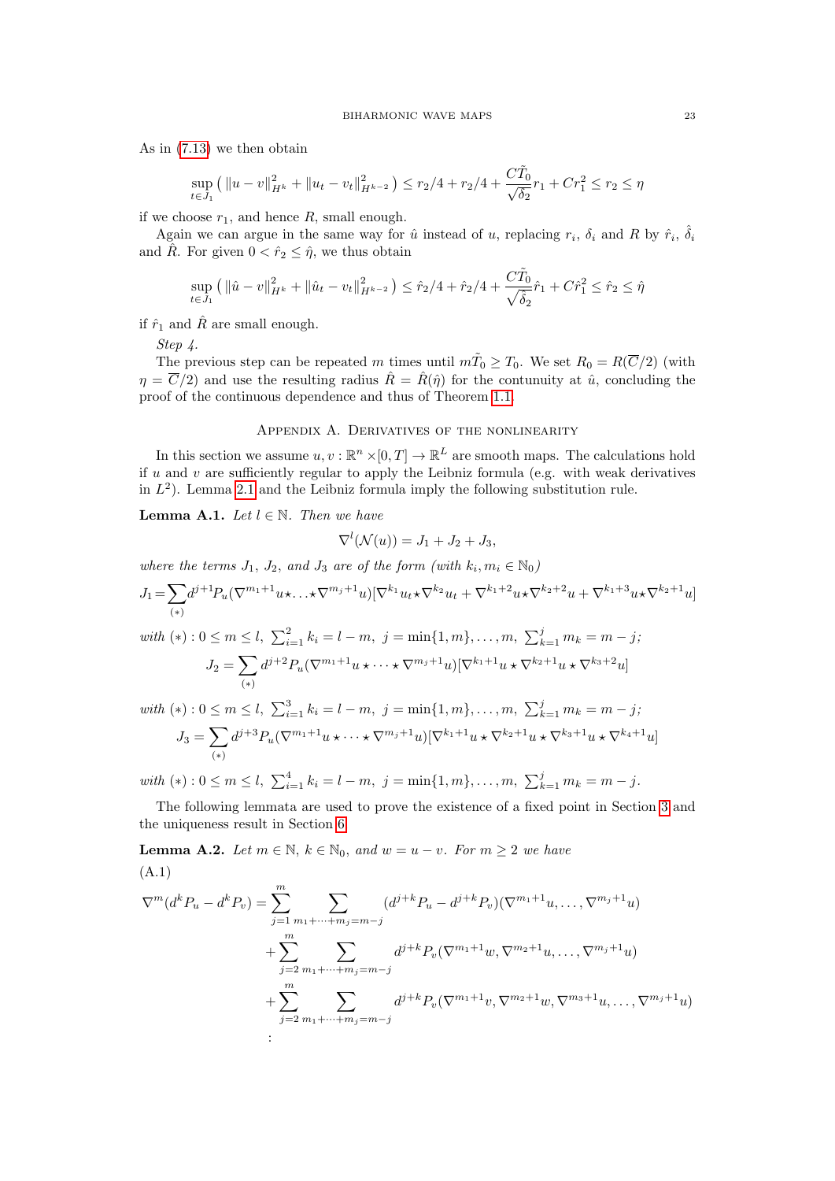As in (7.13) we then obtain

$$\sup_{t\in J_1}\big(\|u-v\|_{H^k}^2+\|u_t-v_t\|_{H^{k-2}}^2\big)\le r_2/4+r_2/4+\frac{C\tilde{T}_0}{\sqrt{\delta_2}}r_1+Cr_1^2\le r_2\le\eta$$

if we choose $r_1$, and hence $R$, small enough.

Again we can argue in the same way for $\hat{u}$ instead of $u$, replacing $r_i$, $\delta_i$ and $R$ by $\hat{r}_i$, $\hat{\delta}_i$ and $\hat{R}$. For given $0<\hat{r}_2\le\hat{\eta}$, we thus obtain

$$\sup_{t\in J_1}\big(\|\hat{u}-v\|_{H^k}^2+\|\hat{u}_t-v_t\|_{H^{k-2}}^2\big)\le \hat{r}_2/4+\hat{r}_2/4+\frac{C\tilde{T}_0}{\sqrt{\hat{\delta}_2}}\hat{r}_1+C\hat{r}_1^2\le \hat{r}_2\le\hat{\eta}$$

if $\hat{r}_1$ and $\hat{R}$ are small enough.

*Step 4.*

The previous step can be repeated $m$ times until $m\tilde{T}_0\ge T_0$. We set $R_0=R(\overline{C}/2)$ (with $\eta=\overline{C}/2$) and use the resulting radius $\hat{R}=\hat{R}(\hat{\eta})$ for the contunuity at $\hat{u}$, concluding the proof of the continuous dependence and thus of Theorem 1.1.

## Appendix A. Derivatives of the nonlinearity

In this section we assume $u,v:\mathbb{R}^n\times[0,T]\to\mathbb{R}^L$ are smooth maps. The calculations hold if $u$ and $v$ are sufficiently regular to apply the Leibniz formula (e.g. with weak derivatives in $L^2$). Lemma 2.1 and the Leibniz formula imply the following substitution rule.

**Lemma A.1.** *Let $l\in\mathbb{N}$. Then we have*

$$\nabla^l(\mathcal{N}(u))=J_1+J_2+J_3,$$

*where the terms $J_1$, $J_2$, and $J_3$ are of the form (with $k_i,m_i\in\mathbb{N}_0$)*

$$J_1=\sum_{(*)}d^{j+1}P_u(\nabla^{m_1+1}u\star\ldots\star\nabla^{m_j+1}u)[\nabla^{k_1}u_t\star\nabla^{k_2}u_t+\nabla^{k_1+2}u\star\nabla^{k_2+2}u+\nabla^{k_1+3}u\star\nabla^{k_2+1}u]$$

*with $(*):0\le m\le l,\ \sum_{i=1}^2 k_i=l-m,\ j=\min\{1,m\},\ldots,m,\ \sum_{k=1}^j m_k=m-j$;*

$$J_2=\sum_{(*)}d^{j+2}P_u(\nabla^{m_1+1}u\star\cdots\star\nabla^{m_j+1}u)[\nabla^{k_1+1}u\star\nabla^{k_2+1}u\star\nabla^{k_3+2}u]$$

*with $(*):0\le m\le l,\ \sum_{i=1}^3 k_i=l-m,\ j=\min\{1,m\},\ldots,m,\ \sum_{k=1}^j m_k=m-j$;*

$$J_3=\sum_{(*)}d^{j+3}P_u(\nabla^{m_1+1}u\star\cdots\star\nabla^{m_j+1}u)[\nabla^{k_1+1}u\star\nabla^{k_2+1}u\star\nabla^{k_3+1}u\star\nabla^{k_4+1}u]$$

*with $(*):0\le m\le l,\ \sum_{i=1}^4 k_i=l-m,\ j=\min\{1,m\},\ldots,m,\ \sum_{k=1}^j m_k=m-j$.*

The following lemmata are used to prove the existence of a fixed point in Section 3 and the uniqueness result in Section 6.

**Lemma A.2.** *Let $m\in\mathbb{N}$, $k\in\mathbb{N}_0$, and $w=u-v$. For $m\ge2$ we have*

(A.1)

$$\begin{aligned}
\nabla^m(d^kP_u-d^kP_v)=&\sum_{j=1}^m\sum_{m_1+\cdots+m_j=m-j}(d^{j+k}P_u-d^{j+k}P_v)(\nabla^{m_1+1}u,\ldots,\nabla^{m_j+1}u)\\
&+\sum_{j=2}^m\sum_{m_1+\cdots+m_j=m-j}d^{j+k}P_v(\nabla^{m_1+1}w,\nabla^{m_2+1}u,\ldots,\nabla^{m_j+1}u)\\
&+\sum_{j=2}^m\sum_{m_1+\cdots+m_j=m-j}d^{j+k}P_v(\nabla^{m_1+1}v,\nabla^{m_2+1}w,\nabla^{m_3+1}u,\ldots,\nabla^{m_j+1}u)\\
&\vdots
\end{aligned}$$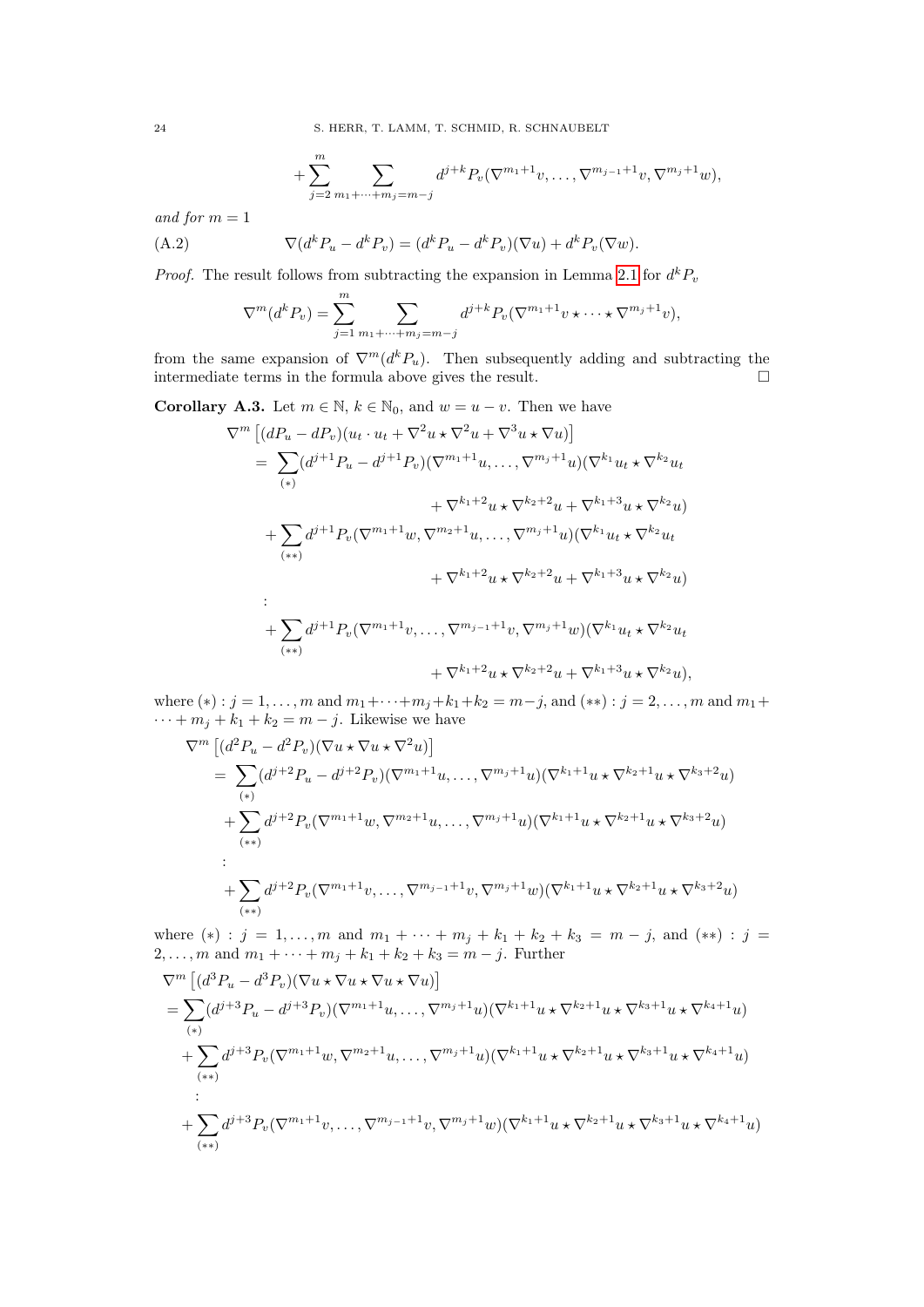$$+\sum_{j=2}^{m}\sum_{m_1+\cdots+m_j=m-j} d^{j+k}P_v(\nabla^{m_1+1}v,\ldots,\nabla^{m_{j-1}+1}v,\nabla^{m_j+1}w),$$

*and for* $m=1$

$$\nabla(d^kP_u - d^kP_v) = (d^kP_u - d^kP_v)(\nabla u) + d^kP_v(\nabla w). \tag{A.2}$$

*Proof.* The result follows from subtracting the expansion in Lemma 2.1 for $d^kP_v$

$$\nabla^m(d^kP_v) = \sum_{j=1}^{m}\sum_{m_1+\cdots+m_j=m-j} d^{j+k}P_v(\nabla^{m_1+1}v\star\cdots\star\nabla^{m_j+1}v),$$

from the same expansion of $\nabla^m(d^kP_u)$. Then subsequently adding and subtracting the intermediate terms in the formula above gives the result. □

**Corollary A.3.** Let $m\in\mathbb{N}$, $k\in\mathbb{N}_0$, and $w=u-v$. Then we have

$$\begin{aligned}
\nabla^m&\left[(dP_u - dP_v)(u_t\cdot u_t + \nabla^2u\star\nabla^2u + \nabla^3u\star\nabla u)\right]\\
&= \sum_{(*)}(d^{j+1}P_u - d^{j+1}P_v)(\nabla^{m_1+1}u,\ldots,\nabla^{m_j+1}u)(\nabla^{k_1}u_t\star\nabla^{k_2}u_t\\
&\qquad\qquad + \nabla^{k_1+2}u\star\nabla^{k_2+2}u + \nabla^{k_1+3}u\star\nabla^{k_2}u)\\
&\quad + \sum_{(**)} d^{j+1}P_v(\nabla^{m_1+1}w,\nabla^{m_2+1}u,\ldots,\nabla^{m_j+1}u)(\nabla^{k_1}u_t\star\nabla^{k_2}u_t\\
&\qquad\qquad + \nabla^{k_1+2}u\star\nabla^{k_2+2}u + \nabla^{k_1+3}u\star\nabla^{k_2}u)\\
&\quad\vdots\\
&\quad + \sum_{(**)} d^{j+1}P_v(\nabla^{m_1+1}v,\ldots,\nabla^{m_{j-1}+1}v,\nabla^{m_j+1}w)(\nabla^{k_1}u_t\star\nabla^{k_2}u_t\\
&\qquad\qquad + \nabla^{k_1+2}u\star\nabla^{k_2+2}u + \nabla^{k_1+3}u\star\nabla^{k_2}u),
\end{aligned}$$

where $(*): j=1,\ldots,m$ and $m_1+\cdots+m_j+k_1+k_2=m-j$, and $(**): j=2,\ldots,m$ and $m_1+\cdots+m_j+k_1+k_2=m-j$. Likewise we have

$$\begin{aligned}
\nabla^m&\left[(d^2P_u - d^2P_v)(\nabla u\star\nabla u\star\nabla^2u)\right]\\
&= \sum_{(*)}(d^{j+2}P_u - d^{j+2}P_v)(\nabla^{m_1+1}u,\ldots,\nabla^{m_j+1}u)(\nabla^{k_1+1}u\star\nabla^{k_2+1}u\star\nabla^{k_3+2}u)\\
&\quad + \sum_{(**)} d^{j+2}P_v(\nabla^{m_1+1}w,\nabla^{m_2+1}u,\ldots,\nabla^{m_j+1}u)(\nabla^{k_1+1}u\star\nabla^{k_2+1}u\star\nabla^{k_3+2}u)\\
&\quad\vdots\\
&\quad + \sum_{(**)} d^{j+2}P_v(\nabla^{m_1+1}v,\ldots,\nabla^{m_{j-1}+1}v,\nabla^{m_j+1}w)(\nabla^{k_1+1}u\star\nabla^{k_2+1}u\star\nabla^{k_3+2}u)
\end{aligned}$$

where $(*): j=1,\ldots,m$ and $m_1+\cdots+m_j+k_1+k_2+k_3=m-j$, and $(**): j=2,\ldots,m$ and $m_1+\cdots+m_j+k_1+k_2+k_3=m-j$. Further

$$\begin{aligned}
\nabla^m&\left[(d^3P_u - d^3P_v)(\nabla u\star\nabla u\star\nabla u\star\nabla u)\right]\\
&= \sum_{(*)}(d^{j+3}P_u - d^{j+3}P_v)(\nabla^{m_1+1}u,\ldots,\nabla^{m_j+1}u)(\nabla^{k_1+1}u\star\nabla^{k_2+1}u\star\nabla^{k_3+1}u\star\nabla^{k_4+1}u)\\
&\quad + \sum_{(**)} d^{j+3}P_v(\nabla^{m_1+1}w,\nabla^{m_2+1}u,\ldots,\nabla^{m_j+1}u)(\nabla^{k_1+1}u\star\nabla^{k_2+1}u\star\nabla^{k_3+1}u\star\nabla^{k_4+1}u)\\
&\quad\vdots\\
&\quad + \sum_{(**)} d^{j+3}P_v(\nabla^{m_1+1}v,\ldots,\nabla^{m_{j-1}+1}v,\nabla^{m_j+1}w)(\nabla^{k_1+1}u\star\nabla^{k_2+1}u\star\nabla^{k_3+1}u\star\nabla^{k_4+1}u)
\end{aligned}$$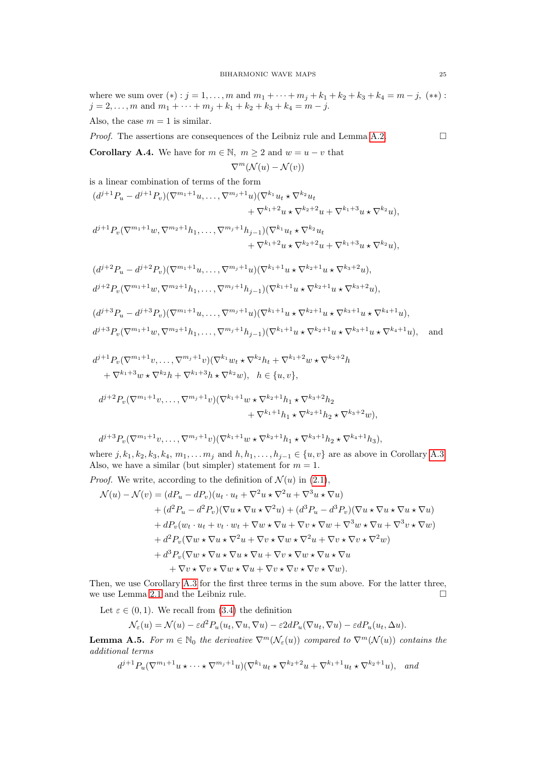where we sum over $(*) : j = 1, \dots, m$ and $m_1 + \dots + m_j + k_1 + k_2 + k_3 + k_4 = m - j$, $(**) :$ $j = 2, \dots, m$ and $m_1 + \dots + m_j + k_1 + k_2 + k_3 + k_4 = m - j$.

Also, the case $m = 1$ is similar.

*Proof.* The assertions are consequences of the Leibniz rule and Lemma A.2. □

**Corollary A.4.** We have for $m \in \mathbb{N}$, $m \geq 2$ and $w = u - v$ that

$$\nabla^m(\mathcal{N}(u) - \mathcal{N}(v))$$

is a linear combination of terms of the form

$$(d^{j+1}P_u - d^{j+1}P_v)(\nabla^{m_1+1}u, \dots, \nabla^{m_j+1}u)(\nabla^{k_1}u_t \star \nabla^{k_2}u_t + \nabla^{k_1+2}u \star \nabla^{k_2+2}u + \nabla^{k_1+3}u \star \nabla^{k_2}u),$$

$$d^{j+1}P_v(\nabla^{m_1+1}w, \nabla^{m_2+1}h_1, \dots, \nabla^{m_j+1}h_{j-1})(\nabla^{k_1}u_t \star \nabla^{k_2}u_t + \nabla^{k_1+2}u \star \nabla^{k_2+2}u + \nabla^{k_1+3}u \star \nabla^{k_2}u),$$

$$(d^{j+2}P_u - d^{j+2}P_v)(\nabla^{m_1+1}u, \dots, \nabla^{m_j+1}u)(\nabla^{k_1+1}u \star \nabla^{k_2+1}u \star \nabla^{k_3+2}u),$$

$$d^{j+2}P_v(\nabla^{m_1+1}w, \nabla^{m_2+1}h_1, \dots, \nabla^{m_j+1}h_{j-1})(\nabla^{k_1+1}u \star \nabla^{k_2+1}u \star \nabla^{k_3+2}u),$$

$$(d^{j+3}P_u - d^{j+3}P_v)(\nabla^{m_1+1}u, \dots, \nabla^{m_j+1}u)(\nabla^{k_1+1}u \star \nabla^{k_2+1}u \star \nabla^{k_3+1}u \star \nabla^{k_4+1}u),$$

$$d^{j+3}P_v(\nabla^{m_1+1}w, \nabla^{m_2+1}h_1, \dots, \nabla^{m_j+1}h_{j-1})(\nabla^{k_1+1}u \star \nabla^{k_2+1}u \star \nabla^{k_3+1}u \star \nabla^{k_4+1}u), \quad \text{and}$$

$$d^{j+1}P_v(\nabla^{m_1+1}v, \dots, \nabla^{m_j+1}v)(\nabla^{k_1}w_t \star \nabla^{k_2}h_t + \nabla^{k_1+2}w \star \nabla^{k_2+2}h + \nabla^{k_1+3}w \star \nabla^{k_2}h + \nabla^{k_1+3}h \star \nabla^{k_2}w), \quad h \in \{u, v\},$$

$$d^{j+2}P_v(\nabla^{m_1+1}v, \dots, \nabla^{m_j+1}v)(\nabla^{k_1+1}w \star \nabla^{k_2+1}h_1 \star \nabla^{k_3+2}h_2 + \nabla^{k_1+1}h_1 \star \nabla^{k_2+1}h_2 \star \nabla^{k_3+2}w),$$

$$d^{j+3}P_v(\nabla^{m_1+1}v, \dots, \nabla^{m_j+1}v)(\nabla^{k_1+1}w \star \nabla^{k_2+1}h_1 \star \nabla^{k_3+1}h_2 \star \nabla^{k_4+1}h_3),$$

where $j, k_1, k_2, k_3, k_4$, $m_1, \dots m_j$ and $h, h_1, \dots, h_{j-1} \in \{u, v\}$ are as above in Corollary A.3. Also, we have a similar (but simpler) statement for $m = 1$.

*Proof.* We write, according to the definition of $\mathcal{N}(u)$ in (2.1),

$$\begin{aligned}
\mathcal{N}(u) - \mathcal{N}(v) &= (dP_u - dP_v)(u_t \cdot u_t + \nabla^2 u \star \nabla^2 u + \nabla^3 u \star \nabla u) \\
&\quad + (d^2P_u - d^2P_v)(\nabla u \star \nabla u \star \nabla^2 u) + (d^3P_u - d^3P_v)(\nabla u \star \nabla u \star \nabla u \star \nabla u) \\
&\quad + dP_v(w_t \cdot u_t + v_t \cdot w_t + \nabla w \star \nabla u + \nabla v \star \nabla w + \nabla^3 w \star \nabla u + \nabla^3 v \star \nabla w) \\
&\quad + d^2P_v(\nabla w \star \nabla u \star \nabla^2 u + \nabla v \star \nabla w \star \nabla^2 u + \nabla v \star \nabla v \star \nabla^2 w) \\
&\quad + d^3P_v(\nabla w \star \nabla u \star \nabla u \star \nabla u + \nabla v \star \nabla w \star \nabla u \star \nabla u \\
&\qquad + \nabla v \star \nabla v \star \nabla w \star \nabla u + \nabla v \star \nabla v \star \nabla v \star \nabla w).
\end{aligned}$$

Then, we use Corollary A.3 for the first three terms in the sum above. For the latter three, we use Lemma 2.1 and the Leibniz rule. □

Let $\varepsilon \in (0, 1)$. We recall from (3.4) the definition

$$\mathcal{N}_\varepsilon(u) = \mathcal{N}(u) - \varepsilon d^2P_u(u_t, \nabla u, \nabla u) - \varepsilon 2dP_u(\nabla u_t, \nabla u) - \varepsilon dP_u(u_t, \Delta u).$$

**Lemma A.5.** *For $m \in \mathbb{N}_0$ the derivative $\nabla^m(\mathcal{N}_\varepsilon(u))$ compared to $\nabla^m(\mathcal{N}(u))$ contains the additional terms*

$$d^{j+1}P_u(\nabla^{m_1+1}u \star \dots \star \nabla^{m_j+1}u)(\nabla^{k_1}u_t \star \nabla^{k_2+2}u + \nabla^{k_1+1}u_t \star \nabla^{k_2+1}u), \quad \textit{and}$$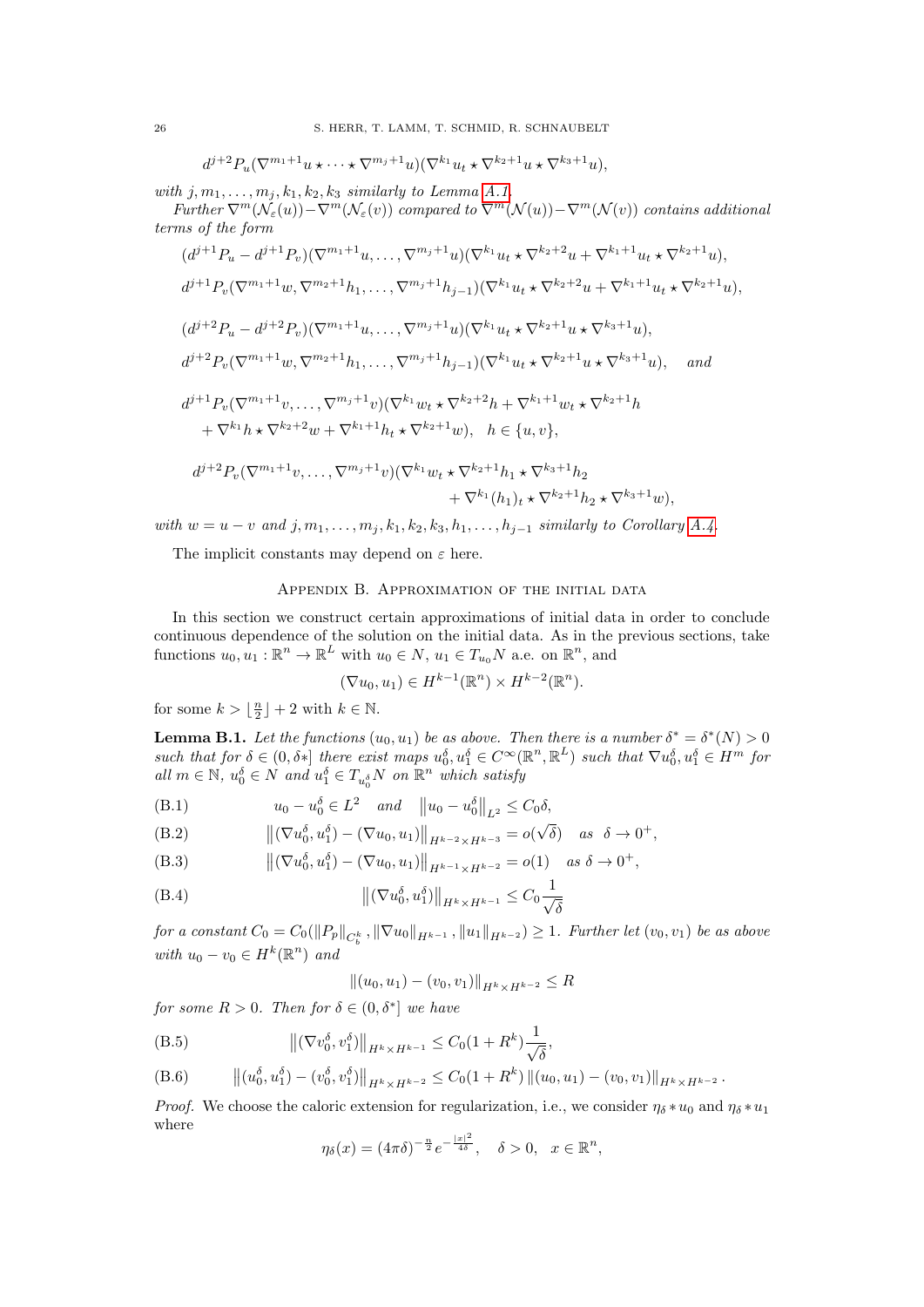$$d^{j+2}P_u(\nabla^{m_1+1}u \star \cdots \star \nabla^{m_j+1}u)(\nabla^{k_1}u_t \star \nabla^{k_2+1}u \star \nabla^{k_3+1}u),$$

*with $j, m_1, \ldots, m_j, k_1, k_2, k_3$ similarly to Lemma A.1.*

*Further $\nabla^m(\mathcal{N}_\varepsilon(u)) - \nabla^m(\mathcal{N}_\varepsilon(v))$ compared to $\nabla^m(\mathcal{N}(u)) - \nabla^m(\mathcal{N}(v))$ contains additional terms of the form*

$$(d^{j+1}P_u - d^{j+1}P_v)(\nabla^{m_1+1}u, \ldots, \nabla^{m_j+1}u)(\nabla^{k_1}u_t \star \nabla^{k_2+2}u + \nabla^{k_1+1}u_t \star \nabla^{k_2+1}u),$$

$$d^{j+1}P_v(\nabla^{m_1+1}w, \nabla^{m_2+1}h_1, \ldots, \nabla^{m_j+1}h_{j-1})(\nabla^{k_1}u_t \star \nabla^{k_2+2}u + \nabla^{k_1+1}u_t \star \nabla^{k_2+1}u),$$

$$(d^{j+2}P_u - d^{j+2}P_v)(\nabla^{m_1+1}u, \ldots, \nabla^{m_j+1}u)(\nabla^{k_1}u_t \star \nabla^{k_2+1}u \star \nabla^{k_3+1}u),$$

$$d^{j+2}P_v(\nabla^{m_1+1}w, \nabla^{m_2+1}h_1, \ldots, \nabla^{m_j+1}h_{j-1})(\nabla^{k_1}u_t \star \nabla^{k_2+1}u \star \nabla^{k_3+1}u), \quad \text{and}$$

$$d^{j+1}P_v(\nabla^{m_1+1}v, \ldots, \nabla^{m_j+1}v)(\nabla^{k_1}w_t \star \nabla^{k_2+2}h + \nabla^{k_1+1}w_t \star \nabla^{k_2+1}h + \nabla^{k_1}h \star \nabla^{k_2+2}w + \nabla^{k_1+1}h_t \star \nabla^{k_2+1}w), \quad h \in \{u, v\},$$

$$d^{j+2}P_v(\nabla^{m_1+1}v, \ldots, \nabla^{m_j+1}v)(\nabla^{k_1}w_t \star \nabla^{k_2+1}h_1 \star \nabla^{k_3+1}h_2 + \nabla^{k_1}(h_1)_t \star \nabla^{k_2+1}h_2 \star \nabla^{k_3+1}w),$$

*with $w = u - v$ and $j, m_1, \ldots, m_j, k_1, k_2, k_3, h_1, \ldots, h_{j-1}$ similarly to Corollary A.4.*

The implicit constants may depend on $\varepsilon$ here.

## Appendix B. Approximation of the initial data

In this section we construct certain approximations of initial data in order to conclude continuous dependence of the solution on the initial data. As in the previous sections, take functions $u_0, u_1 : \mathbb{R}^n \to \mathbb{R}^L$ with $u_0 \in N$, $u_1 \in T_{u_0}N$ a.e. on $\mathbb{R}^n$, and

$$(\nabla u_0, u_1) \in H^{k-1}(\mathbb{R}^n) \times H^{k-2}(\mathbb{R}^n).$$

for some $k > \lfloor \frac{n}{2} \rfloor + 2$ with $k \in \mathbb{N}$.

**Lemma B.1.** *Let the functions $(u_0, u_1)$ be as above. Then there is a number $\delta^* = \delta^*(N) > 0$ such that for $\delta \in (0, \delta*]$ there exist maps $u_0^\delta, u_1^\delta \in C^\infty(\mathbb{R}^n, \mathbb{R}^L)$ such that $\nabla u_0^\delta, u_1^\delta \in H^m$ for all $m \in \mathbb{N}$, $u_0^\delta \in N$ and $u_1^\delta \in T_{u_0^\delta}N$ on $\mathbb{R}^n$ which satisfy*

$$u_0 - u_0^\delta \in L^2 \quad \text{and} \quad \left\| u_0 - u_0^\delta \right\|_{L^2} \leq C_0 \delta, \tag{B.1}$$

$$\left\| (\nabla u_0^\delta, u_1^\delta) - (\nabla u_0, u_1) \right\|_{H^{k-2} \times H^{k-3}} = o(\sqrt{\delta}) \quad \text{as} \quad \delta \to 0^+, \tag{B.2}$$

$$\left\| (\nabla u_0^\delta, u_1^\delta) - (\nabla u_0, u_1) \right\|_{H^{k-1} \times H^{k-2}} = o(1) \quad \text{as} \ \delta \to 0^+, \tag{B.3}$$

$$\left\| (\nabla u_0^\delta, u_1^\delta) \right\|_{H^k \times H^{k-1}} \leq C_0 \frac{1}{\sqrt{\delta}} \tag{B.4}$$

*for a constant $C_0 = C_0(\|P_p\|_{C_b^k}, \|\nabla u_0\|_{H^{k-1}}, \|u_1\|_{H^{k-2}}) \geq 1$. Further let $(v_0, v_1)$ be as above with $u_0 - v_0 \in H^k(\mathbb{R}^n)$ and*

$$\|(u_0, u_1) - (v_0, v_1)\|_{H^k \times H^{k-2}} \leq R$$

*for some $R > 0$. Then for $\delta \in (0, \delta^*]$ we have*

$$\left\| (\nabla v_0^\delta, v_1^\delta) \right\|_{H^k \times H^{k-1}} \leq C_0(1 + R^k) \frac{1}{\sqrt{\delta}}, \tag{B.5}$$

$$\left\| (u_0^\delta, u_1^\delta) - (v_0^\delta, v_1^\delta) \right\|_{H^k \times H^{k-2}} \leq C_0(1 + R^k) \left\| (u_0, u_1) - (v_0, v_1) \right\|_{H^k \times H^{k-2}}. \tag{B.6}$$

*Proof.* We choose the caloric extension for regularization, i.e., we consider $\eta_\delta * u_0$ and $\eta_\delta * u_1$ where

$$\eta_\delta(x) = (4\pi\delta)^{-\frac{n}{2}} e^{-\frac{|x|^2}{4\delta}}, \quad \delta > 0, \quad x \in \mathbb{R}^n,$$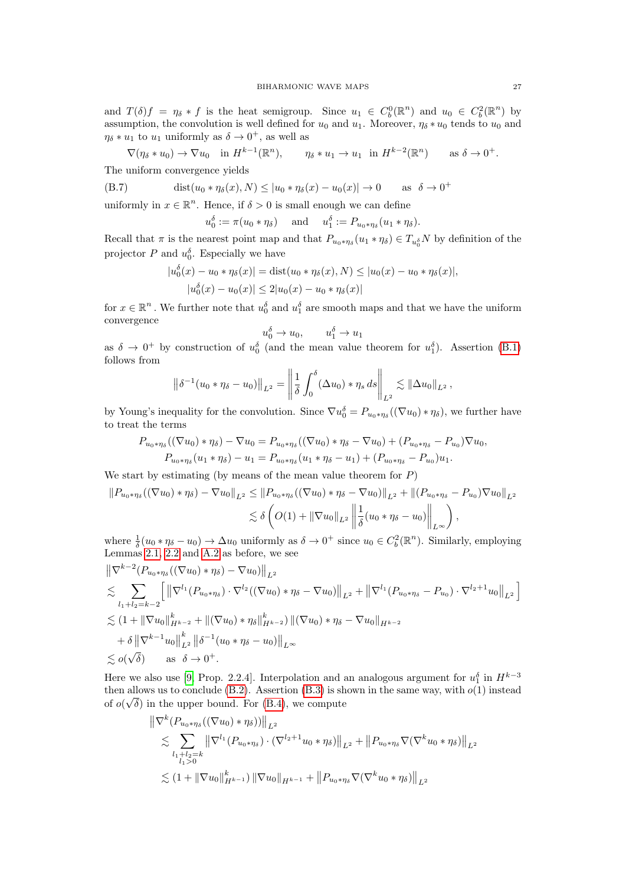and $T(\delta)f = \eta_\delta * f$ is the heat semigroup. Since $u_1 \in C_b^0(\mathbb{R}^n)$ and $u_0 \in C_b^2(\mathbb{R}^n)$ by assumption, the convolution is well defined for $u_0$ and $u_1$. Moreover, $\eta_\delta * u_0$ tends to $u_0$ and $\eta_\delta * u_1$ to $u_1$ uniformly as $\delta \to 0^+$, as well as

$$\nabla(\eta_\delta * u_0) \to \nabla u_0 \quad \text{in } H^{k-1}(\mathbb{R}^n), \qquad \eta_\delta * u_1 \to u_1 \quad \text{in } H^{k-2}(\mathbb{R}^n) \qquad \text{as } \delta \to 0^+.$$

The uniform convergence yields

$$\text{dist}(u_0 * \eta_\delta(x), N) \leq |u_0 * \eta_\delta(x) - u_0(x)| \to 0 \qquad \text{as } \delta \to 0^+ \tag{B.7}$$

uniformly in $x \in \mathbb{R}^n$. Hence, if $\delta > 0$ is small enough we can define

$$u_0^\delta := \pi(u_0 * \eta_\delta) \quad \text{ and } \quad u_1^\delta := P_{u_0 * \eta_\delta}(u_1 * \eta_\delta).$$

Recall that $\pi$ is the nearest point map and that $P_{u_0*\eta_\delta}(u_1 * \eta_\delta) \in T_{u_0^\delta}N$ by definition of the projector $P$ and $u_0^\delta$. Especially we have

$$|u_0^\delta(x) - u_0 * \eta_\delta(x)| = \text{dist}(u_0 * \eta_\delta(x), N) \leq |u_0(x) - u_0 * \eta_\delta(x)|,$$
$$|u_0^\delta(x) - u_0(x)| \leq 2|u_0(x) - u_0 * \eta_\delta(x)|$$

for $x \in \mathbb{R}^n$. We further note that $u_0^\delta$ and $u_1^\delta$ are smooth maps and that we have the uniform convergence

$$u_0^\delta \to u_0, \qquad u_1^\delta \to u_1$$

as $\delta \to 0^+$ by construction of $u_0^\delta$ (and the mean value theorem for $u_1^\delta$). Assertion (B.1) follows from

$$\left\| \delta^{-1}(u_0 * \eta_\delta - u_0) \right\|_{L^2} = \left\| \frac{1}{\delta} \int_0^\delta (\Delta u_0) * \eta_s \, ds \right\|_{L^2} \lesssim \|\Delta u_0\|_{L^2},$$

by Young's inequality for the convolution. Since $\nabla u_0^\delta = P_{u_0*\eta_\delta}((\nabla u_0) * \eta_\delta)$, we further have to treat the terms

$$P_{u_0*\eta_\delta}((\nabla u_0) * \eta_\delta) - \nabla u_0 = P_{u_0*\eta_\delta}((\nabla u_0) * \eta_\delta - \nabla u_0) + (P_{u_0*\eta_\delta} - P_{u_0})\nabla u_0,$$
$$P_{u_0*\eta_\delta}(u_1 * \eta_\delta) - u_1 = P_{u_0*\eta_\delta}(u_1 * \eta_\delta - u_1) + (P_{u_0*\eta_\delta} - P_{u_0})u_1.$$

We start by estimating (by means of the mean value theorem for $P$)

$$\begin{aligned}
\|P_{u_0*\eta_\delta}((\nabla u_0) * \eta_\delta) - \nabla u_0\|_{L^2} &\leq \|P_{u_0*\eta_\delta}((\nabla u_0) * \eta_\delta - \nabla u_0)\|_{L^2} + \|(P_{u_0*\eta_\delta} - P_{u_0})\nabla u_0\|_{L^2} \\
&\lesssim \delta \left( O(1) + \|\nabla u_0\|_{L^2} \left\| \frac{1}{\delta}(u_0 * \eta_\delta - u_0) \right\|_{L^\infty} \right),
\end{aligned}$$

where $\frac{1}{\delta}(u_0 * \eta_\delta - u_0) \to \Delta u_0$ uniformly as $\delta \to 0^+$ since $u_0 \in C_b^2(\mathbb{R}^n)$. Similarly, employing Lemmas 2.1, 2.2 and A.2 as before, we see

$$\begin{aligned}
&\left\| \nabla^{k-2}(P_{u_0*\eta_\delta}((\nabla u_0) * \eta_\delta) - \nabla u_0) \right\|_{L^2} \\
&\lesssim \sum_{l_1+l_2=k-2} \Big[ \left\| \nabla^{l_1}(P_{u_0*\eta_\delta}) \cdot \nabla^{l_2}((\nabla u_0) * \eta_\delta - \nabla u_0) \right\|_{L^2} + \left\| \nabla^{l_1}(P_{u_0*\eta_\delta} - P_{u_0}) \cdot \nabla^{l_2+1} u_0 \right\|_{L^2} \Big] \\
&\lesssim (1 + \|\nabla u_0\|_{H^{k-2}}^k + \|(\nabla u_0) * \eta_\delta\|_{H^{k-2}}^k) \, \|(\nabla u_0) * \eta_\delta - \nabla u_0\|_{H^{k-2}} \\
&\quad + \delta \left\| \nabla^{k-1} u_0 \right\|_{L^2}^k \left\| \delta^{-1}(u_0 * \eta_\delta - u_0) \right\|_{L^\infty} \\
&\lesssim o(\sqrt{\delta}) \qquad \text{as } \delta \to 0^+.
\end{aligned}$$

Here we also use [9, Prop. 2.2.4]. Interpolation and an analogous argument for $u_1^\delta$ in $H^{k-3}$ then allows us to conclude (B.2). Assertion (B.3) is shown in the same way, with $o(1)$ instead of $o(\sqrt{\delta})$ in the upper bound. For (B.4), we compute

$$\begin{aligned}
&\left\| \nabla^k (P_{u_0*\eta_\delta}((\nabla u_0) * \eta_\delta)) \right\|_{L^2} \\
&\lesssim \sum_{\substack{l_1+l_2=k \\ l_1>0}} \left\| \nabla^{l_1}(P_{u_0*\eta_\delta}) \cdot (\nabla^{l_2+1} u_0 * \eta_\delta) \right\|_{L^2} + \left\| P_{u_0*\eta_\delta} \nabla(\nabla^k u_0 * \eta_\delta) \right\|_{L^2} \\
&\lesssim (1 + \|\nabla u_0\|_{H^{k-1}}^k) \, \|\nabla u_0\|_{H^{k-1}} + \left\| P_{u_0*\eta_\delta} \nabla(\nabla^k u_0 * \eta_\delta) \right\|_{L^2}
\end{aligned}$$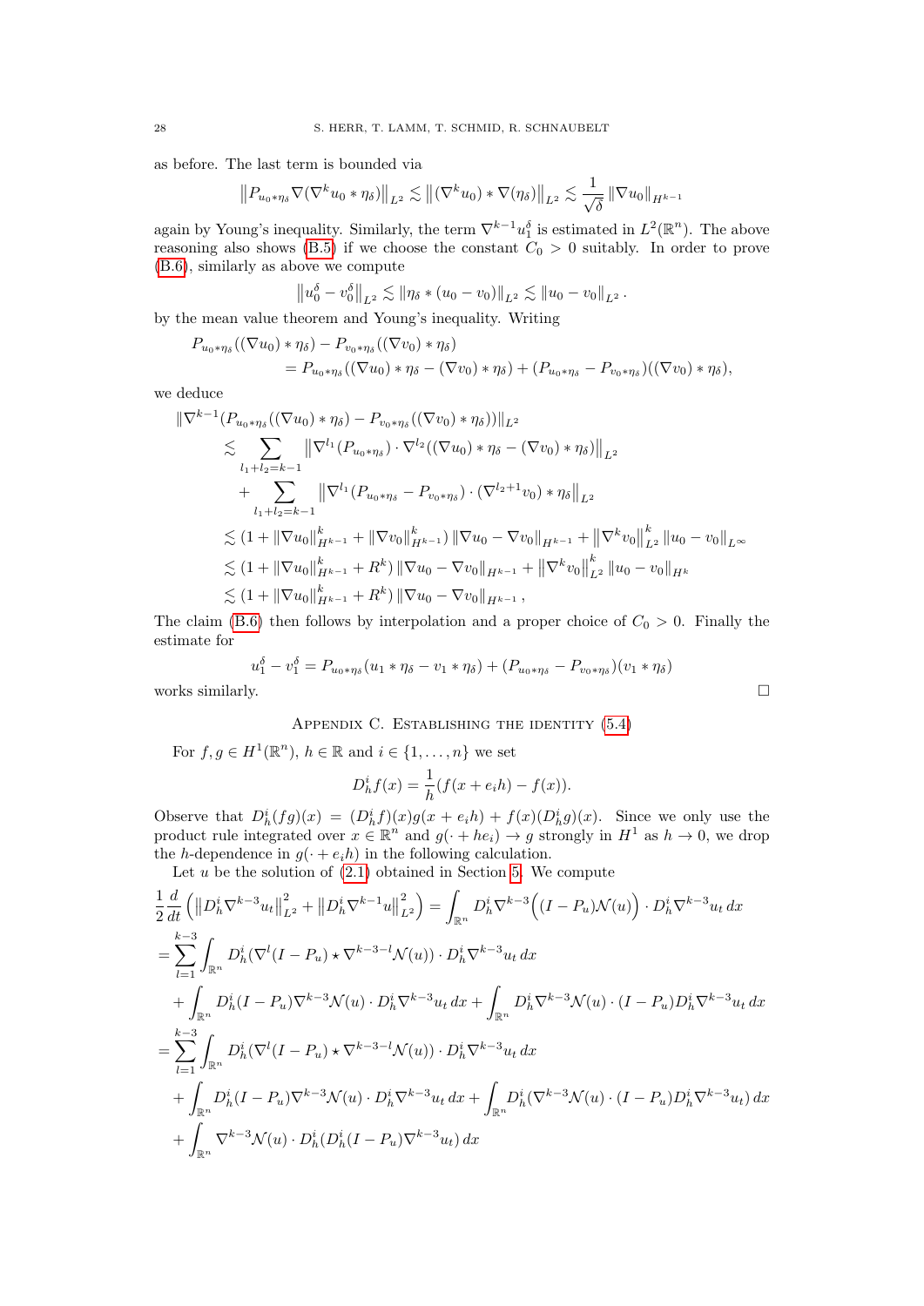as before. The last term is bounded via

$$\left\| P_{u_0 * \eta_\delta} \nabla(\nabla^k u_0 * \eta_\delta) \right\|_{L^2} \lesssim \left\| (\nabla^k u_0) * \nabla(\eta_\delta) \right\|_{L^2} \lesssim \frac{1}{\sqrt{\delta}} \left\| \nabla u_0 \right\|_{H^{k-1}}$$

again by Young's inequality. Similarly, the term $\nabla^{k-1} u_1^\delta$ is estimated in $L^2(\mathbb{R}^n)$. The above reasoning also shows (B.5) if we choose the constant $C_0 > 0$ suitably. In order to prove (B.6), similarly as above we compute

$$\left\| u_0^\delta - v_0^\delta \right\|_{L^2} \lesssim \left\| \eta_\delta * (u_0 - v_0) \right\|_{L^2} \lesssim \left\| u_0 - v_0 \right\|_{L^2}.$$

by the mean value theorem and Young's inequality. Writing

$$\begin{aligned} P_{u_0 * \eta_\delta}&((\nabla u_0) * \eta_\delta) - P_{v_0 * \eta_\delta}((\nabla v_0) * \eta_\delta) \\ &= P_{u_0 * \eta_\delta}((\nabla u_0) * \eta_\delta - (\nabla v_0) * \eta_\delta) + (P_{u_0 * \eta_\delta} - P_{v_0 * \eta_\delta})((\nabla v_0) * \eta_\delta), \end{aligned}$$

we deduce

$$\begin{aligned} &\| \nabla^{k-1} (P_{u_0 * \eta_\delta}((\nabla u_0) * \eta_\delta) - P_{v_0 * \eta_\delta}((\nabla v_0) * \eta_\delta)) \|_{L^2} \\ &\lesssim \sum_{l_1 + l_2 = k-1} \left\| \nabla^{l_1} (P_{u_0 * \eta_\delta}) \cdot \nabla^{l_2} ((\nabla u_0) * \eta_\delta - (\nabla v_0) * \eta_\delta) \right\|_{L^2} \\ &\quad + \sum_{l_1 + l_2 = k-1} \left\| \nabla^{l_1} (P_{u_0 * \eta_\delta} - P_{v_0 * \eta_\delta}) \cdot (\nabla^{l_2 + 1} v_0) * \eta_\delta \right\|_{L^2} \\ &\lesssim (1 + \| \nabla u_0 \|_{H^{k-1}}^k + \| \nabla v_0 \|_{H^{k-1}}^k) \left\| \nabla u_0 - \nabla v_0 \right\|_{H^{k-1}} + \left\| \nabla^k v_0 \right\|_{L^2}^k \left\| u_0 - v_0 \right\|_{L^\infty} \\ &\lesssim (1 + \| \nabla u_0 \|_{H^{k-1}}^k + R^k) \left\| \nabla u_0 - \nabla v_0 \right\|_{H^{k-1}} + \left\| \nabla^k v_0 \right\|_{L^2}^k \left\| u_0 - v_0 \right\|_{H^k} \\ &\lesssim (1 + \| \nabla u_0 \|_{H^{k-1}}^k + R^k) \left\| \nabla u_0 - \nabla v_0 \right\|_{H^{k-1}}, \end{aligned}$$

The claim (B.6) then follows by interpolation and a proper choice of $C_0 > 0$. Finally the estimate for

$$u_1^\delta - v_1^\delta = P_{u_0 * \eta_\delta}(u_1 * \eta_\delta - v_1 * \eta_\delta) + (P_{u_0 * \eta_\delta} - P_{v_0 * \eta_\delta})(v_1 * \eta_\delta)$$

works similarly. $\square$

## Appendix C. Establishing the identity (5.4)

For $f, g \in H^1(\mathbb{R}^n)$, $h \in \mathbb{R}$ and $i \in \{1, \dots, n\}$ we set

$$D_h^i f(x) = \frac{1}{h}(f(x + e_i h) - f(x)).$$

Observe that $D_h^i(fg)(x) = (D_h^i f)(x) g(x + e_i h) + f(x)(D_h^i g)(x)$. Since we only use the product rule integrated over $x \in \mathbb{R}^n$ and $g(\cdot + h e_i) \to g$ strongly in $H^1$ as $h \to 0$, we drop the $h$-dependence in $g(\cdot + e_i h)$ in the following calculation.

Let $u$ be the solution of (2.1) obtained in Section 5. We compute

$$\begin{aligned} &\frac{1}{2} \frac{d}{dt} \left( \left\| D_h^i \nabla^{k-3} u_t \right\|_{L^2}^2 + \left\| D_h^i \nabla^{k-1} u \right\|_{L^2}^2 \right) = \int_{\mathbb{R}^n} D_h^i \nabla^{k-3} \Big( (I - P_u) \mathcal{N}(u) \Big) \cdot D_h^i \nabla^{k-3} u_t \, dx \\ &= \sum_{l=1}^{k-3} \int_{\mathbb{R}^n} D_h^i (\nabla^l (I - P_u) \star \nabla^{k-3-l} \mathcal{N}(u)) \cdot D_h^i \nabla^{k-3} u_t \, dx \\ &\quad + \int_{\mathbb{R}^n} D_h^i (I - P_u) \nabla^{k-3} \mathcal{N}(u) \cdot D_h^i \nabla^{k-3} u_t \, dx + \int_{\mathbb{R}^n} D_h^i \nabla^{k-3} \mathcal{N}(u) \cdot (I - P_u) D_h^i \nabla^{k-3} u_t \, dx \\ &= \sum_{l=1}^{k-3} \int_{\mathbb{R}^n} D_h^i (\nabla^l (I - P_u) \star \nabla^{k-3-l} \mathcal{N}(u)) \cdot D_h^i \nabla^{k-3} u_t \, dx \\ &\quad + \int_{\mathbb{R}^n} D_h^i (I - P_u) \nabla^{k-3} \mathcal{N}(u) \cdot D_h^i \nabla^{k-3} u_t \, dx + \int_{\mathbb{R}^n} D_h^i (\nabla^{k-3} \mathcal{N}(u) \cdot (I - P_u) D_h^i \nabla^{k-3} u_t) \, dx \\ &\quad + \int_{\mathbb{R}^n} \nabla^{k-3} \mathcal{N}(u) \cdot D_h^i (D_h^i (I - P_u) \nabla^{k-3} u_t) \, dx \end{aligned}$$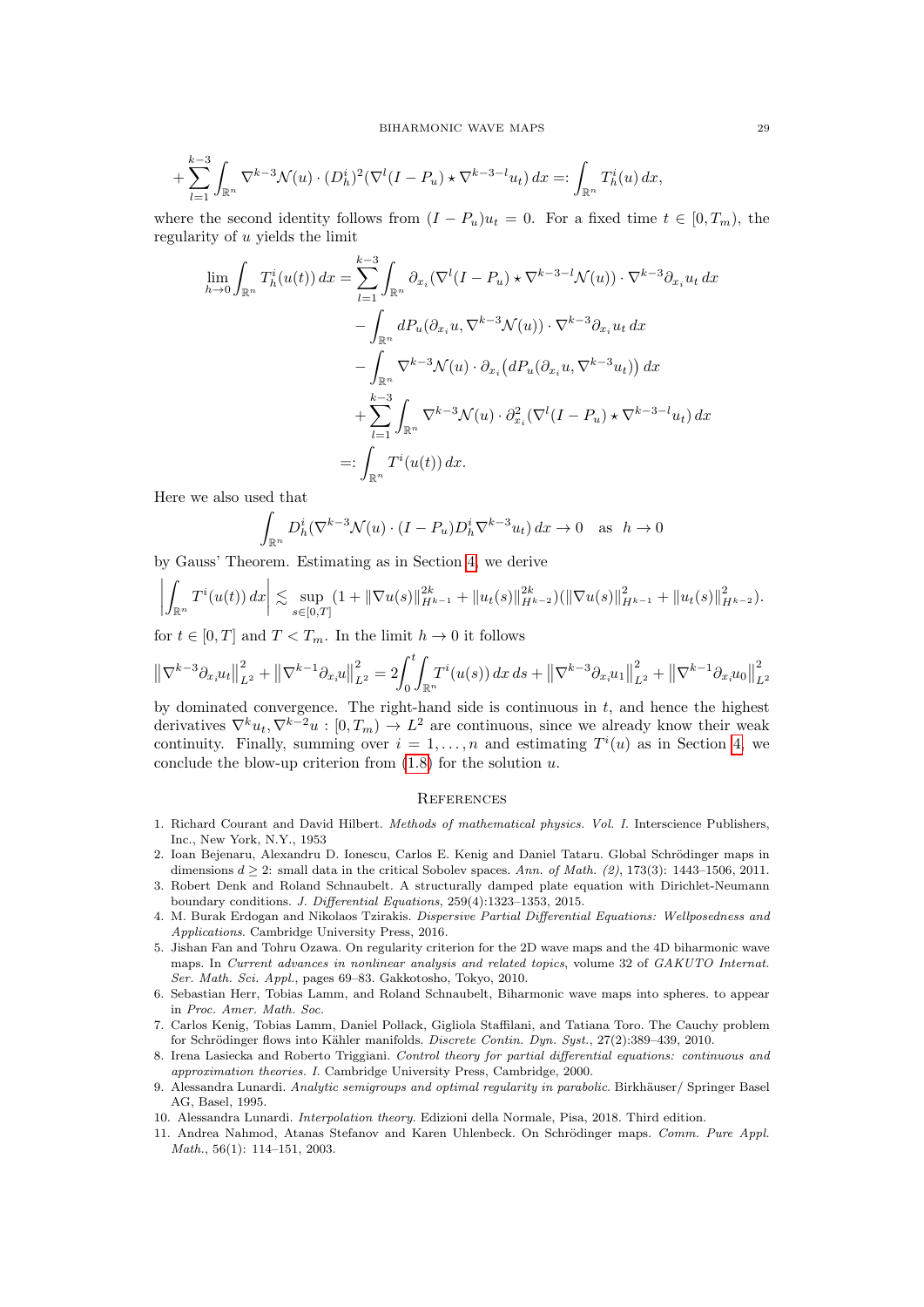$$
+\sum_{l=1}^{k-3}\int_{\mathbb{R}^n} \nabla^{k-3}\mathcal{N}(u)\cdot (D_h^i)^2(\nabla^l(I-P_u)\star\nabla^{k-3-l}u_t)\,dx =: \int_{\mathbb{R}^n} T_h^i(u)\,dx,
$$

where the second identity follows from $(I-P_u)u_t = 0$. For a fixed time $t\in[0,T_m)$, the regularity of $u$ yields the limit

$$
\begin{aligned}
\lim_{h\to 0}\int_{\mathbb{R}^n} T_h^i(u(t))\,dx &= \sum_{l=1}^{k-3}\int_{\mathbb{R}^n} \partial_{x_i}(\nabla^l(I-P_u)\star\nabla^{k-3-l}\mathcal{N}(u))\cdot\nabla^{k-3}\partial_{x_i}u_t\,dx\\
&\quad -\int_{\mathbb{R}^n} dP_u(\partial_{x_i}u,\nabla^{k-3}\mathcal{N}(u))\cdot\nabla^{k-3}\partial_{x_i}u_t\,dx\\
&\quad -\int_{\mathbb{R}^n} \nabla^{k-3}\mathcal{N}(u)\cdot\partial_{x_i}\big(dP_u(\partial_{x_i}u,\nabla^{k-3}u_t)\big)\,dx\\
&\quad +\sum_{l=1}^{k-3}\int_{\mathbb{R}^n} \nabla^{k-3}\mathcal{N}(u)\cdot\partial_{x_i}^2(\nabla^l(I-P_u)\star\nabla^{k-3-l}u_t)\,dx\\
&=: \int_{\mathbb{R}^n} T^i(u(t))\,dx.
\end{aligned}
$$

Here we also used that

$$
\int_{\mathbb{R}^n} D_h^i(\nabla^{k-3}\mathcal{N}(u)\cdot(I-P_u)D_h^i\nabla^{k-3}u_t)\,dx\to 0 \quad \text{as} \quad h\to 0
$$

by Gauss' Theorem. Estimating as in Section 4, we derive

$$
\left|\int_{\mathbb{R}^n} T^i(u(t))\,dx\right| \lesssim \sup_{s\in[0,T]}(1+\|\nabla u(s)\|_{H^{k-1}}^{2k}+\|u_t(s)\|_{H^{k-2}}^{2k})(\|\nabla u(s)\|_{H^{k-1}}^2+\|u_t(s)\|_{H^{k-2}}^2).
$$

for $t\in[0,T]$ and $T<T_m$. In the limit $h\to 0$ it follows

$$
\left\|\nabla^{k-3}\partial_{x_i}u_t\right\|_{L^2}^2+\left\|\nabla^{k-1}\partial_{x_i}u\right\|_{L^2}^2 = 2\int_0^t\int_{\mathbb{R}^n} T^i(u(s))\,dx\,ds+\left\|\nabla^{k-3}\partial_{x_i}u_1\right\|_{L^2}^2+\left\|\nabla^{k-1}\partial_{x_i}u_0\right\|_{L^2}^2
$$

by dominated convergence. The right-hand side is continuous in $t$, and hence the highest derivatives $\nabla^k u_t, \nabla^{k-2}u : [0,T_m)\to L^2$ are continuous, since we already know their weak continuity. Finally, summing over $i=1,\ldots,n$ and estimating $T^i(u)$ as in Section 4, we conclude the blow-up criterion from (1.8) for the solution $u$.

## References

1. Richard Courant and David Hilbert. *Methods of mathematical physics. Vol. I.* Interscience Publishers, Inc., New York, N.Y., 1953
2. Ioan Bejenaru, Alexandru D. Ionescu, Carlos E. Kenig and Daniel Tataru. Global Schrödinger maps in dimensions $d\geq 2$: small data in the critical Sobolev spaces. *Ann. of Math. (2)*, 173(3): 1443–1506, 2011.
3. Robert Denk and Roland Schnaubelt. A structurally damped plate equation with Dirichlet-Neumann boundary conditions. *J. Differential Equations*, 259(4):1323–1353, 2015.
4. M. Burak Erdogan and Nikolaos Tzirakis. *Dispersive Partial Differential Equations: Wellposedness and Applications.* Cambridge University Press, 2016.
5. Jishan Fan and Tohru Ozawa. On regularity criterion for the 2D wave maps and the 4D biharmonic wave maps. In *Current advances in nonlinear analysis and related topics*, volume 32 of *GAKUTO Internat. Ser. Math. Sci. Appl.*, pages 69–83. Gakkotosho, Tokyo, 2010.
6. Sebastian Herr, Tobias Lamm, and Roland Schnaubelt, Biharmonic wave maps into spheres. to appear in *Proc. Amer. Math. Soc.*
7. Carlos Kenig, Tobias Lamm, Daniel Pollack, Gigliola Staffilani, and Tatiana Toro. The Cauchy problem for Schrödinger flows into Kähler manifolds. *Discrete Contin. Dyn. Syst.*, 27(2):389–439, 2010.
8. Irena Lasiecka and Roberto Triggiani. *Control theory for partial differential equations: continuous and approximation theories. I.* Cambridge University Press, Cambridge, 2000.
9. Alessandra Lunardi. *Analytic semigroups and optimal regularity in parabolic.* Birkhäuser/ Springer Basel AG, Basel, 1995.
10. Alessandra Lunardi. *Interpolation theory.* Edizioni della Normale, Pisa, 2018. Third edition.
11. Andrea Nahmod, Atanas Stefanov and Karen Uhlenbeck. On Schrödinger maps. *Comm. Pure Appl. Math.*, 56(1): 114–151, 2003.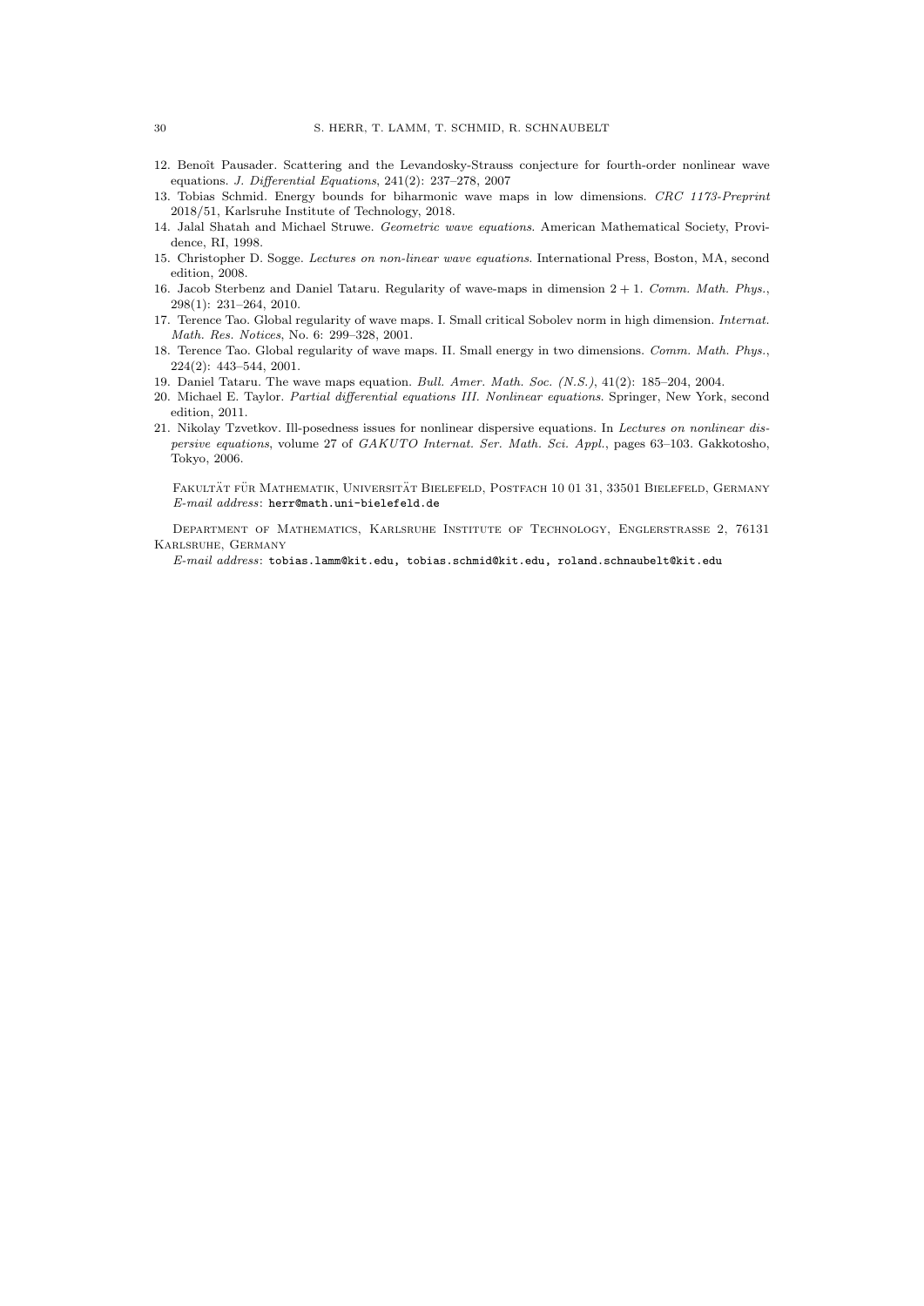12. Benoît Pausader. Scattering and the Levandosky-Strauss conjecture for fourth-order nonlinear wave equations. *J. Differential Equations*, 241(2): 237–278, 2007
13. Tobias Schmid. Energy bounds for biharmonic wave maps in low dimensions. *CRC 1173-Preprint* 2018/51, Karlsruhe Institute of Technology, 2018.
14. Jalal Shatah and Michael Struwe. *Geometric wave equations*. American Mathematical Society, Providence, RI, 1998.
15. Christopher D. Sogge. *Lectures on non-linear wave equations*. International Press, Boston, MA, second edition, 2008.
16. Jacob Sterbenz and Daniel Tataru. Regularity of wave-maps in dimension $2+1$. *Comm. Math. Phys.*, 298(1): 231–264, 2010.
17. Terence Tao. Global regularity of wave maps. I. Small critical Sobolev norm in high dimension. *Internat. Math. Res. Notices*, No. 6: 299–328, 2001.
18. Terence Tao. Global regularity of wave maps. II. Small energy in two dimensions. *Comm. Math. Phys.*, 224(2): 443–544, 2001.
19. Daniel Tataru. The wave maps equation. *Bull. Amer. Math. Soc. (N.S.)*, 41(2): 185–204, 2004.
20. Michael E. Taylor. *Partial differential equations III. Nonlinear equations*. Springer, New York, second edition, 2011.
21. Nikolay Tzvetkov. Ill-posedness issues for nonlinear dispersive equations. In *Lectures on nonlinear dispersive equations*, volume 27 of *GAKUTO Internat. Ser. Math. Sci. Appl.*, pages 63–103. Gakkotosho, Tokyo, 2006.

Fakultät für Mathematik, Universität Bielefeld, Postfach 10 01 31, 33501 Bielefeld, Germany
*E-mail address*: herr@math.uni-bielefeld.de

Department of Mathematics, Karlsruhe Institute of Technology, Englerstrasse 2, 76131 Karlsruhe, Germany
*E-mail address*: tobias.lamm@kit.edu, tobias.schmid@kit.edu, roland.schnaubelt@kit.edu